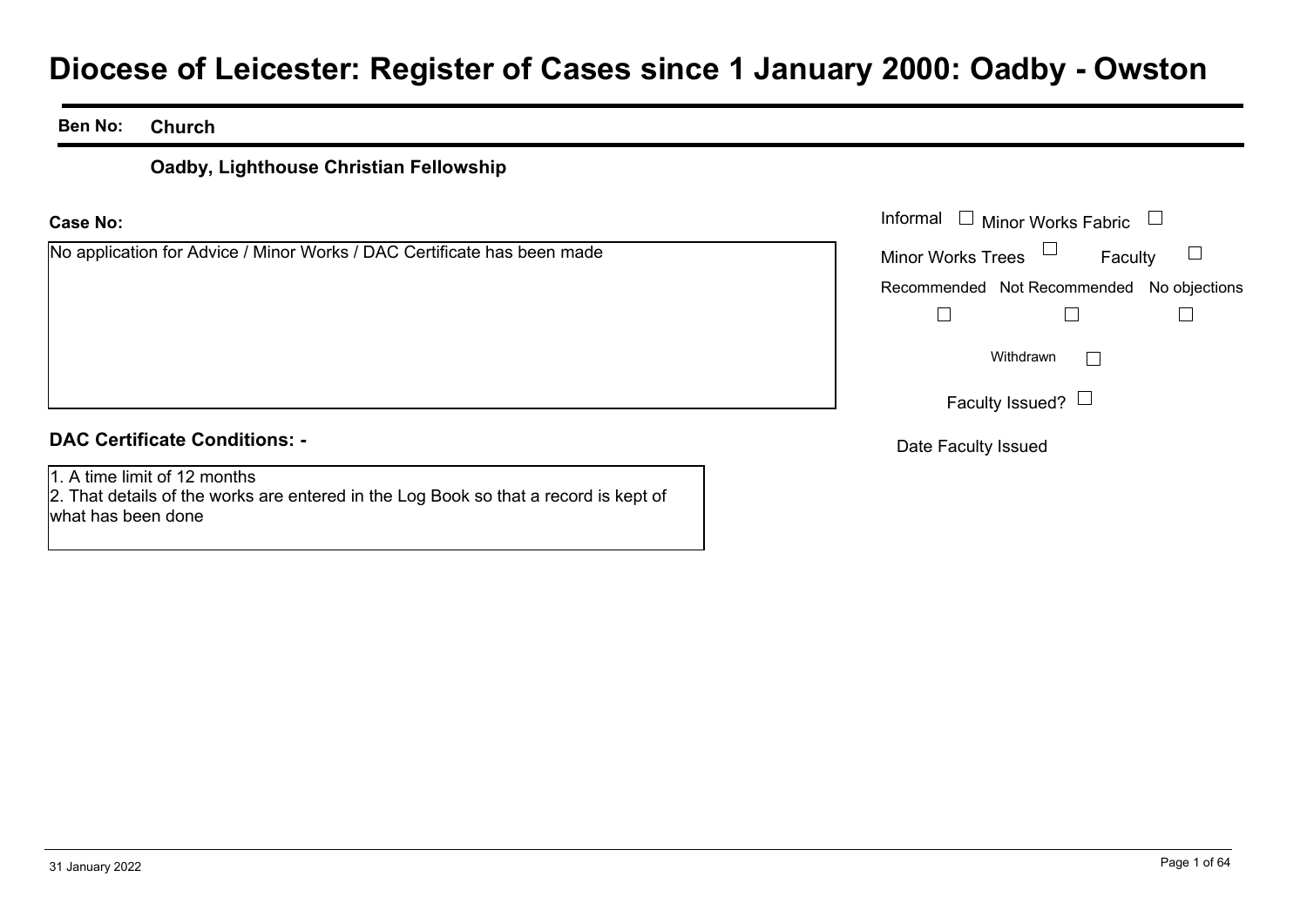# Diocese of Leicester: Register of Cases since 1 January 2000: Oadby - Owston

**Ben No:** **Church**

### Oadby, Lighthouse Christian Fellowship

**Case No:**

No application for Advice / Minor Works / DAC Certificate has been made

Informal ☐ Minor Works Fabric ☐

Minor Works Trees ☐ Faculty ☐

Recommended ☐ Not Recommended ☐ No objections ☐

Withdrawn ☐

Faculty Issued? ☐

Date Faculty Issued

**DAC Certificate Conditions: -**

1. A time limit of 12 months
2. That details of the works are entered in the Log Book so that a record is kept of what has been done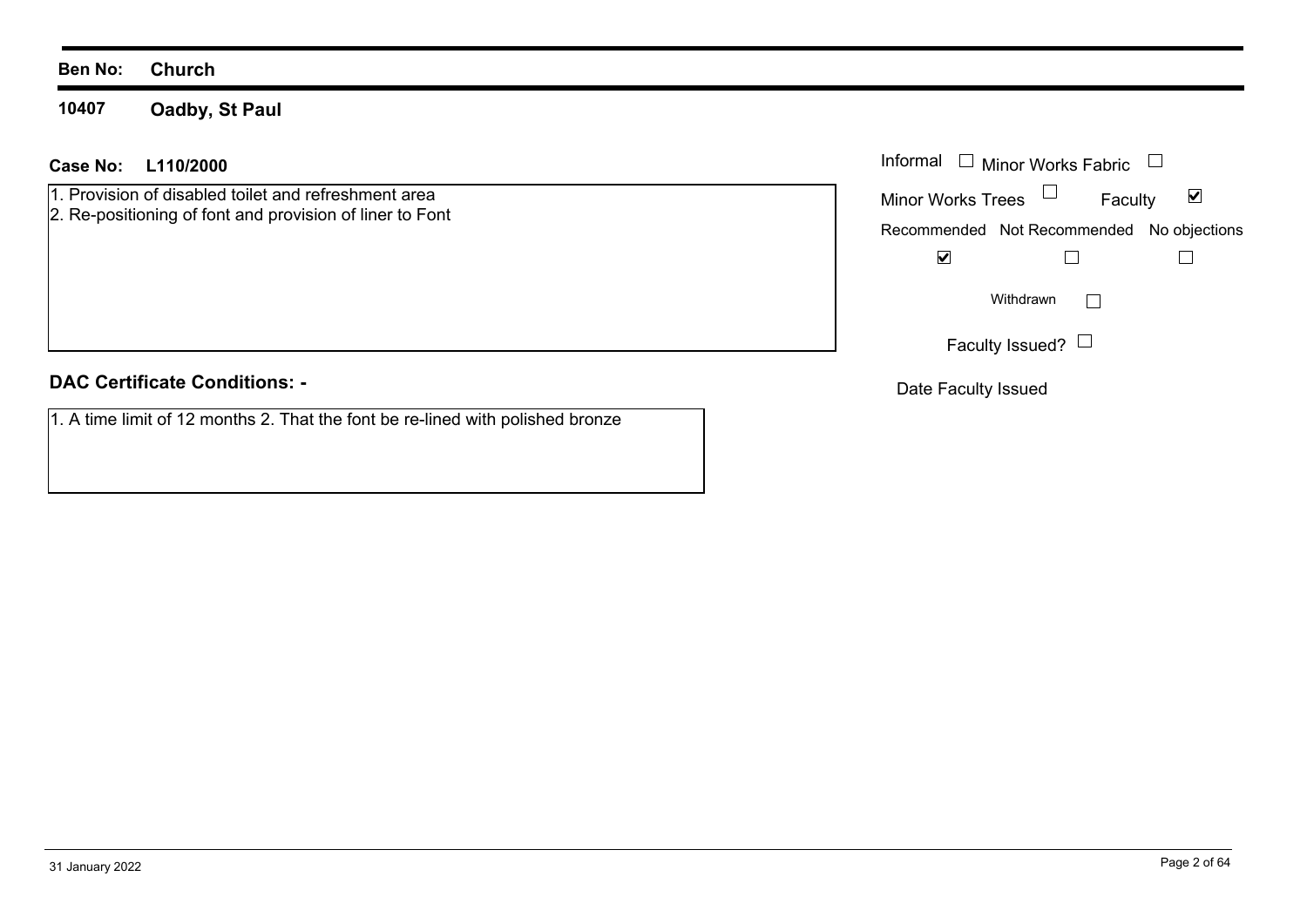**Ben No:** **Church**

**10407** **Oadby, St Paul**

**Case No:** **L110/2000**

1. Provision of disabled toilet and refreshment area
2. Re-positioning of font and provision of liner to Font

Informal ☐ Minor Works Fabric ☐

Minor Works Trees ☐ Faculty ☑

| Recommended | Not Recommended | No objections |
|---|---|---|
| ☑ | ☐ | ☐ |

Withdrawn ☐

Faculty Issued? ☐

Date Faculty Issued

**DAC Certificate Conditions: -**

1. A time limit of 12 months 2. That the font be re-lined with polished bronze

31 January 2022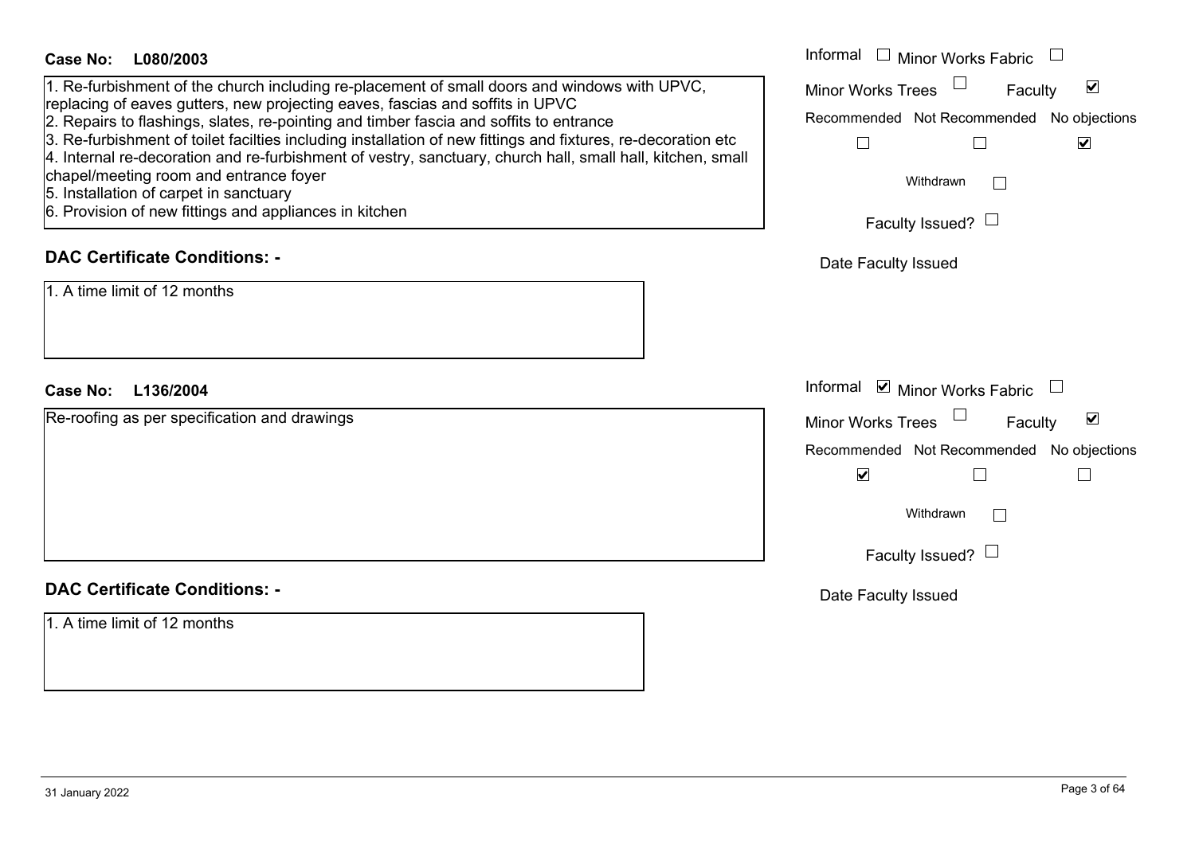**Case No: L080/2003**

1. Re-furbishment of the church including re-placement of small doors and windows with UPVC, replacing of eaves gutters, new projecting eaves, fascias and soffits in UPVC
2. Repairs to flashings, slates, re-pointing and timber fascia and soffits to entrance
3. Re-furbishment of toilet facilties including installation of new fittings and fixtures, re-decoration etc
4. Internal re-decoration and re-furbishment of vestry, sanctuary, church hall, small hall, kitchen, small chapel/meeting room and entrance foyer
5. Installation of carpet in sanctuary
6. Provision of new fittings and appliances in kitchen

- Informal ☐
- Minor Works Fabric ☐
- Minor Works Trees ☐
- Faculty ☑

| Recommended | Not Recommended | No objections |
|---|---|---|
| ☐ | ☐ | ☑ |

- Withdrawn ☐
- Faculty Issued? ☐
- Date Faculty Issued

## DAC Certificate Conditions: -

1. A time limit of 12 months

**Case No: L136/2004**

Re-roofing as per specification and drawings

- Informal ☑
- Minor Works Fabric ☐
- Minor Works Trees ☐
- Faculty ☑

| Recommended | Not Recommended | No objections |
|---|---|---|
| ☑ | ☐ | ☐ |

- Withdrawn ☐
- Faculty Issued? ☐
- Date Faculty Issued

## DAC Certificate Conditions: -

1. A time limit of 12 months

31 January 2022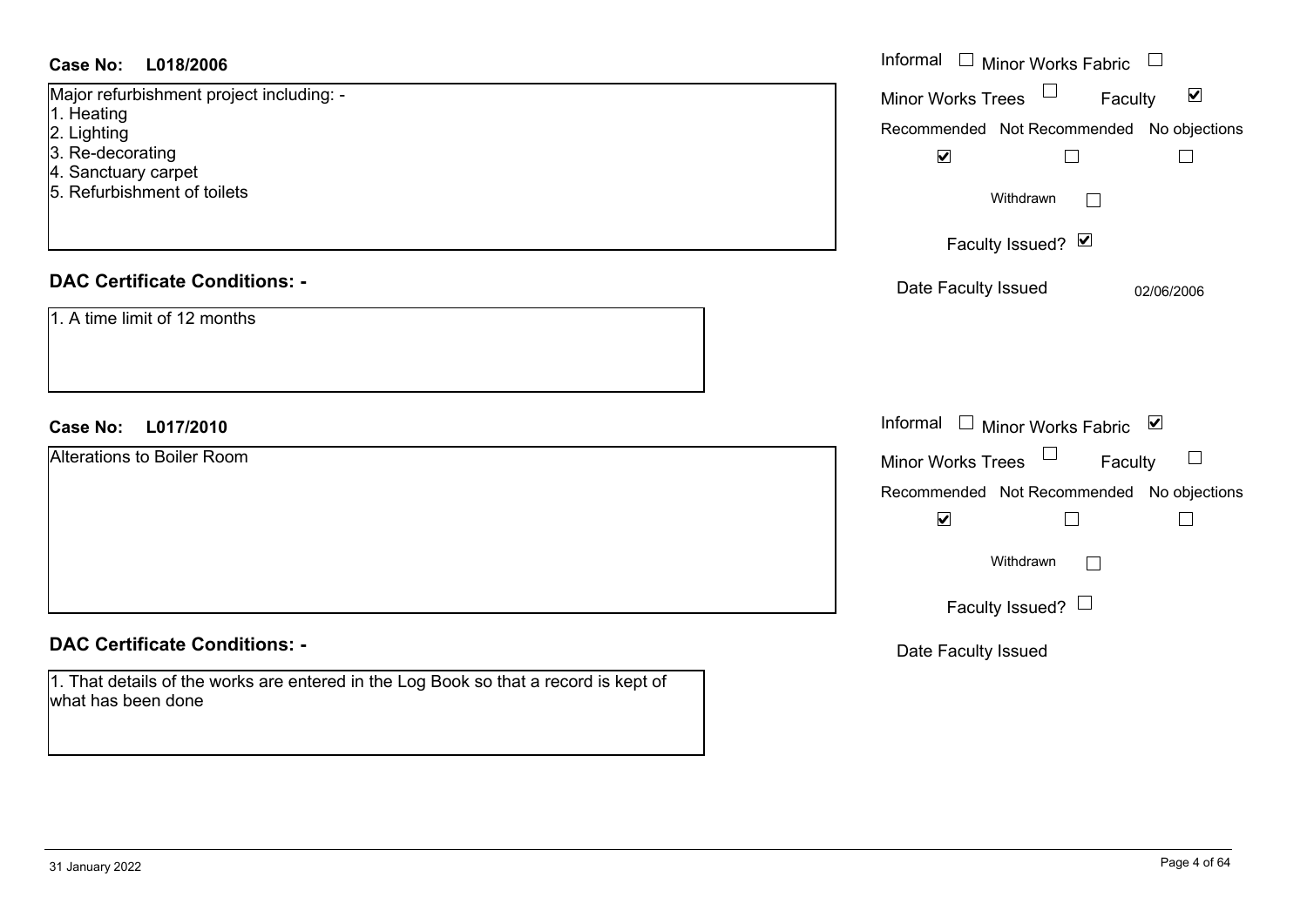**Case No: L018/2006**

Major refurbishment project including: -
1. Heating
2. Lighting
3. Re-decorating
4. Sanctuary carpet
5. Refurbishment of toilets

Informal ☐ Minor Works Fabric ☐
Minor Works Trees ☐ Faculty ☑

| Recommended | Not Recommended | No objections |
|---|---|---|
| ☑ | ☐ | ☐ |

Withdrawn ☐

Faculty Issued? ☑

Date Faculty Issued 02/06/2006

**DAC Certificate Conditions: -**

1. A time limit of 12 months

**Case No: L017/2010**

Alterations to Boiler Room

Informal ☐ Minor Works Fabric ☑
Minor Works Trees ☐ Faculty ☐

| Recommended | Not Recommended | No objections |
|---|---|---|
| ☑ | ☐ | ☐ |

Withdrawn ☐

Faculty Issued? ☐

Date Faculty Issued

**DAC Certificate Conditions: -**

1. That details of the works are entered in the Log Book so that a record is kept of what has been done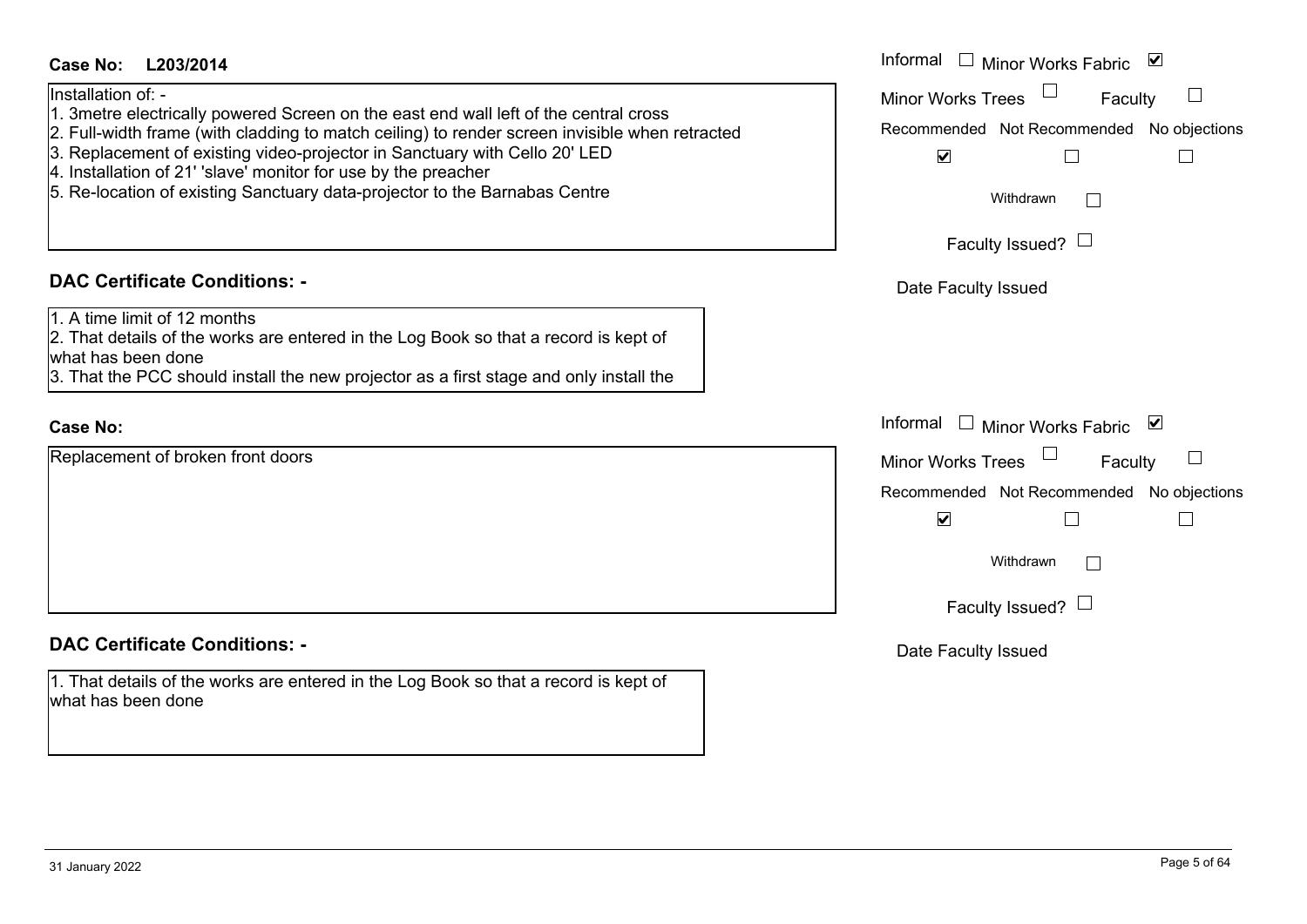**Case No: L203/2014**

Installation of: -
1. 3metre electrically powered Screen on the east end wall left of the central cross
2. Full-width frame (with cladding to match ceiling) to render screen invisible when retracted
3. Replacement of existing video-projector in Sanctuary with Cello 20' LED
4. Installation of 21' 'slave' monitor for use by the preacher
5. Re-location of existing Sanctuary data-projector to the Barnabas Centre

Informal ☐ Minor Works Fabric ☑

Minor Works Trees ☐ Faculty ☐

Recommended ☑ Not Recommended ☐ No objections ☐

Withdrawn ☐

Faculty Issued? ☐

Date Faculty Issued

## DAC Certificate Conditions: -

1. A time limit of 12 months
2. That details of the works are entered in the Log Book so that a record is kept of what has been done
3. That the PCC should install the new projector as a first stage and only install the

**Case No:**

Replacement of broken front doors

Informal ☐ Minor Works Fabric ☑

Minor Works Trees ☐ Faculty ☐

Recommended ☑ Not Recommended ☐ No objections ☐

Withdrawn ☐

Faculty Issued? ☐

Date Faculty Issued

## DAC Certificate Conditions: -

1. That details of the works are entered in the Log Book so that a record is kept of what has been done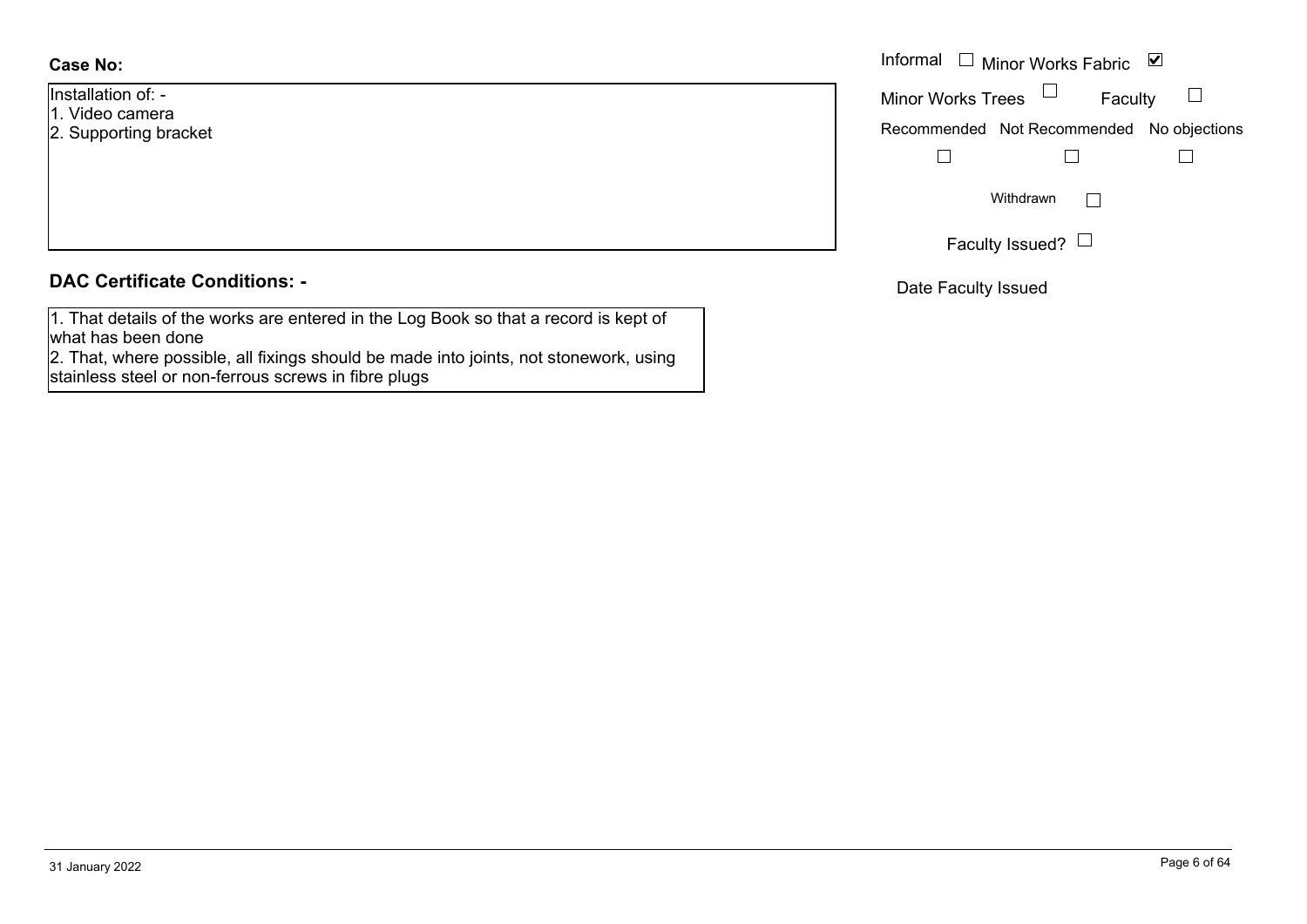**Case No:**

Installation of: -
1. Video camera
2. Supporting bracket

Informal ☐ Minor Works Fabric ☑

Minor Works Trees ☐ Faculty ☐

Recommended ☐ Not Recommended ☐ No objections ☐

Withdrawn ☐

Faculty Issued? ☐

Date Faculty Issued

## DAC Certificate Conditions: -

1. That details of the works are entered in the Log Book so that a record is kept of what has been done
2. That, where possible, all fixings should be made into joints, not stonework, using stainless steel or non-ferrous screws in fibre plugs

31 January 2022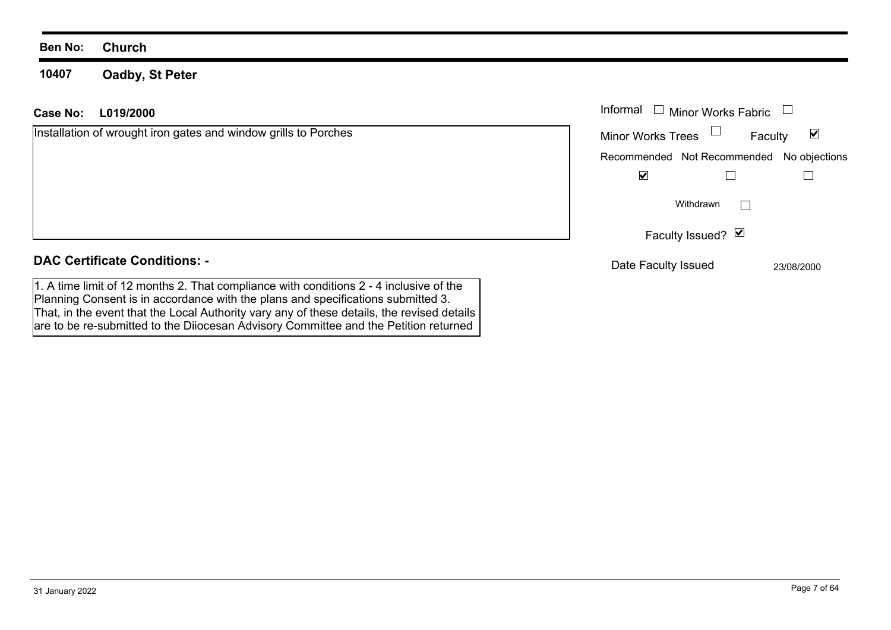**Ben No:** **Church**

**10407** **Oadby, St Peter**

**Case No:** **L019/2000**

Installation of wrought iron gates and window grills to Porches

Informal ☐ Minor Works Fabric ☐

Minor Works Trees ☐ Faculty ☑

| Recommended | Not Recommended | No objections |
|---|---|---|
| ☑ | ☐ | ☐ |

Withdrawn ☐

Faculty Issued? ☑

Date Faculty Issued 23/08/2000

**DAC Certificate Conditions: -**

1. A time limit of 12 months 2. That compliance with conditions 2 - 4 inclusive of the Planning Consent is in accordance with the plans and specifications submitted 3. That, in the event that the Local Authority vary any of these details, the revised details are to be re-submitted to the Diiocesan Advisory Committee and the Petition returned

31 January 2022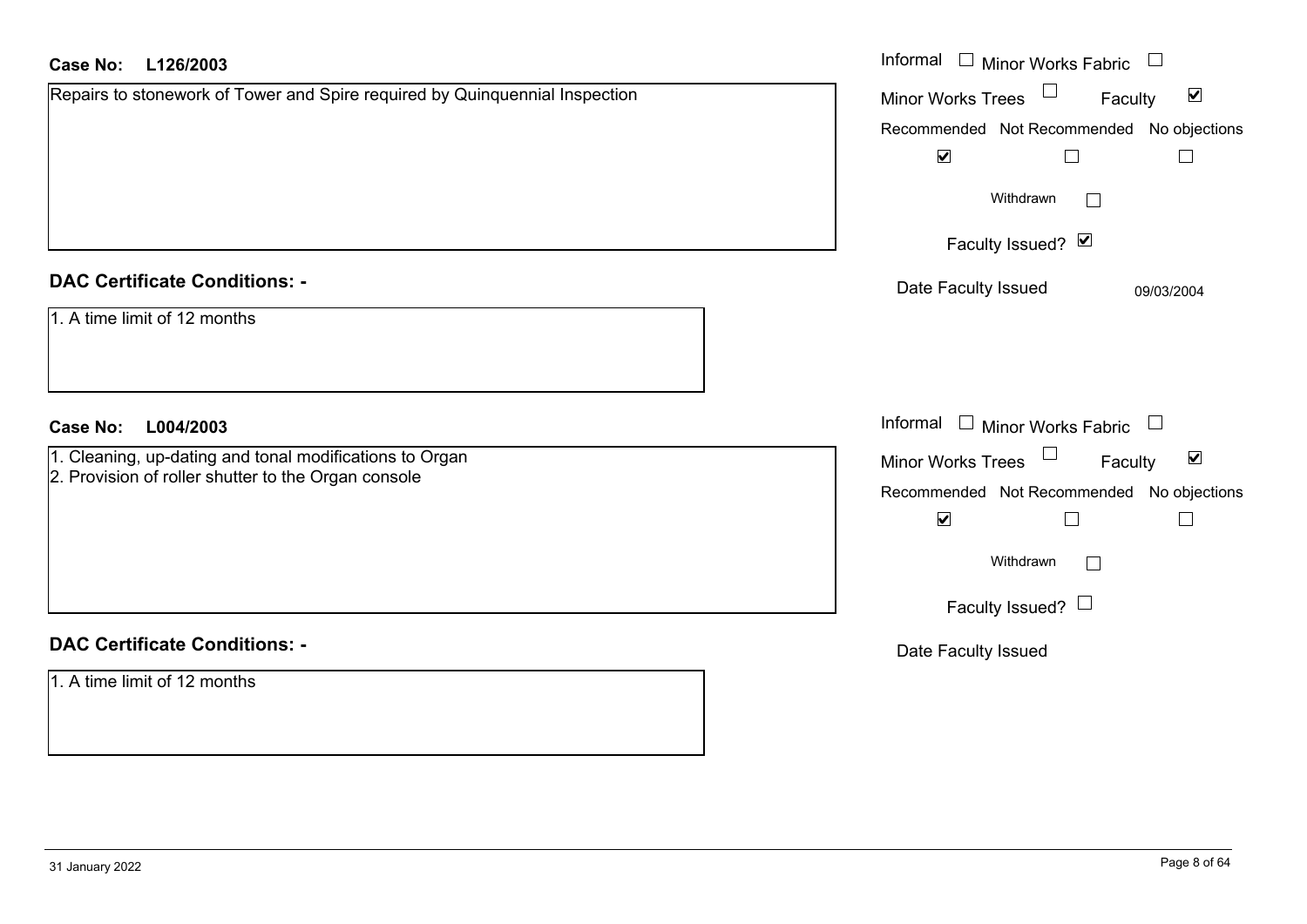**Case No: L126/2003**

Repairs to stonework of Tower and Spire required by Quinquennial Inspection

Informal ☐ Minor Works Fabric ☐
Minor Works Trees ☐ Faculty ☑

| Recommended | Not Recommended | No objections |
|---|---|---|
| ☑ | ☐ | ☐ |

Withdrawn ☐

Faculty Issued? ☑

Date Faculty Issued 09/03/2004

**DAC Certificate Conditions: -**

1. A time limit of 12 months

**Case No: L004/2003**

1. Cleaning, up-dating and tonal modifications to Organ
2. Provision of roller shutter to the Organ console

Informal ☐ Minor Works Fabric ☐
Minor Works Trees ☐ Faculty ☑

| Recommended | Not Recommended | No objections |
|---|---|---|
| ☑ | ☐ | ☐ |

Withdrawn ☐

Faculty Issued? ☐

Date Faculty Issued

**DAC Certificate Conditions: -**

1. A time limit of 12 months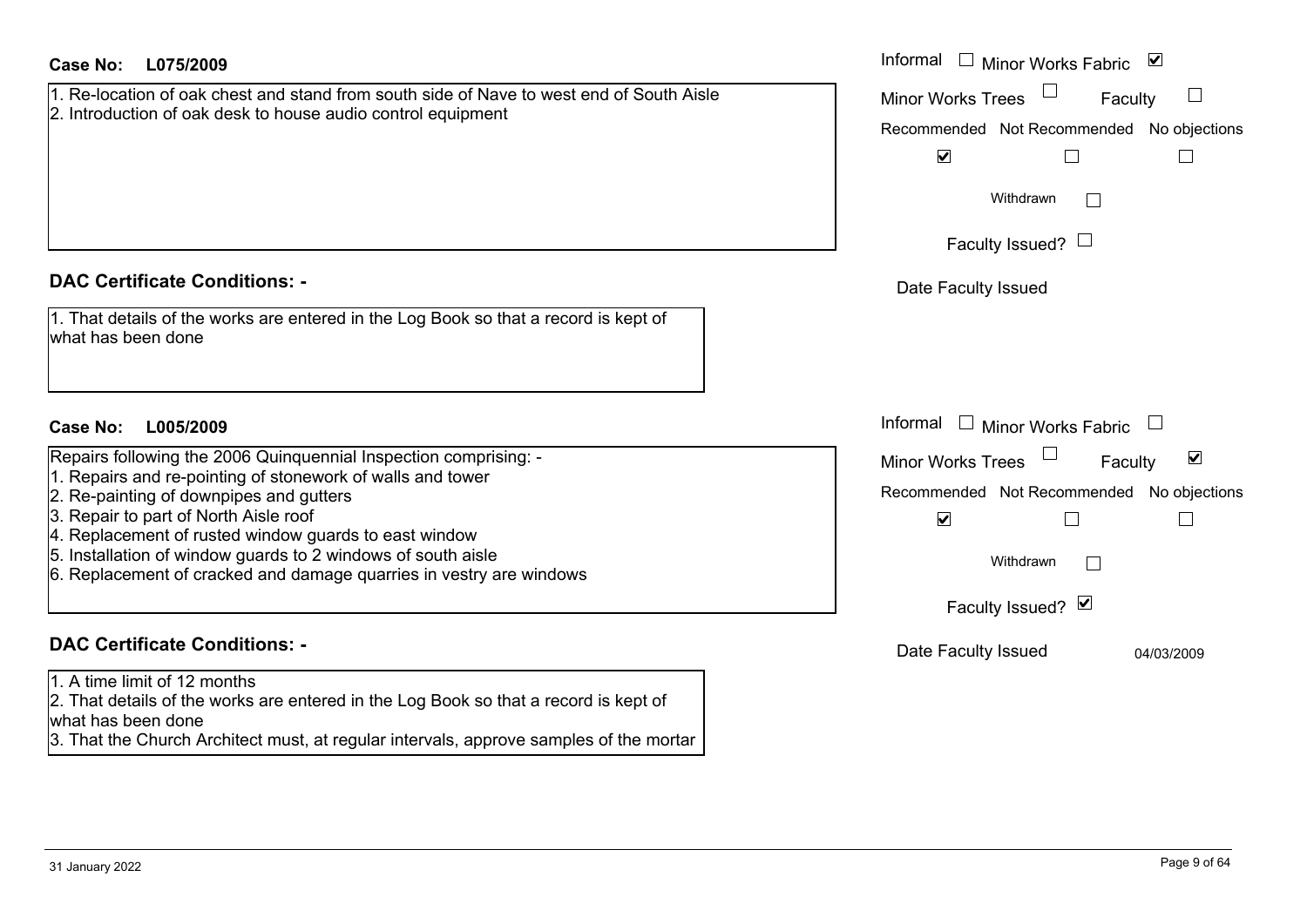**Case No: L075/2009**

1. Re-location of oak chest and stand from south side of Nave to west end of South Aisle
2. Introduction of oak desk to house audio control equipment

Informal ☐ Minor Works Fabric ☑

Minor Works Trees ☐ Faculty ☐

Recommended ☑ Not Recommended ☐ No objections ☐

Withdrawn ☐

Faculty Issued? ☐

Date Faculty Issued

## DAC Certificate Conditions: -

1. That details of the works are entered in the Log Book so that a record is kept of what has been done

**Case No: L005/2009**

Repairs following the 2006 Quinquennial Inspection comprising: -

1. Repairs and re-pointing of stonework of walls and tower
2. Re-painting of downpipes and gutters
3. Repair to part of North Aisle roof
4. Replacement of rusted window guards to east window
5. Installation of window guards to 2 windows of south aisle
6. Replacement of cracked and damage quarries in vestry are windows

Informal ☐ Minor Works Fabric ☐

Minor Works Trees ☐ Faculty ☑

Recommended ☑ Not Recommended ☐ No objections ☐

Withdrawn ☐

Faculty Issued? ☑

Date Faculty Issued 04/03/2009

## DAC Certificate Conditions: -

1. A time limit of 12 months
2. That details of the works are entered in the Log Book so that a record is kept of what has been done
3. That the Church Architect must, at regular intervals, approve samples of the mortar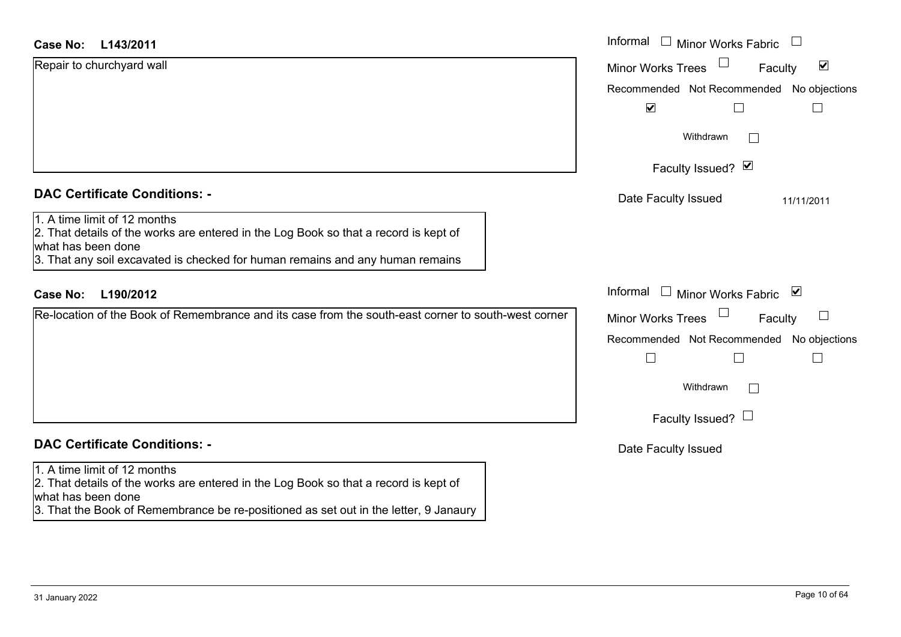**Case No: L143/2011**

Repair to churchyard wall

Informal ☐ Minor Works Fabric ☐
Minor Works Trees ☐ Faculty ☑

Recommended ☑ Not Recommended ☐ No objections ☐

Withdrawn ☐

Faculty Issued? ☑

Date Faculty Issued 11/11/2011

## DAC Certificate Conditions: -

1. A time limit of 12 months
2. That details of the works are entered in the Log Book so that a record is kept of what has been done
3. That any soil excavated is checked for human remains and any human remains

**Case No: L190/2012**

Re-location of the Book of Remembrance and its case from the south-east corner to south-west corner

Informal ☐ Minor Works Fabric ☑
Minor Works Trees ☐ Faculty ☐

Recommended ☐ Not Recommended ☐ No objections ☐

Withdrawn ☐

Faculty Issued? ☐

Date Faculty Issued

## DAC Certificate Conditions: -

1. A time limit of 12 months
2. That details of the works are entered in the Log Book so that a record is kept of what has been done
3. That the Book of Remembrance be re-positioned as set out in the letter, 9 Janaury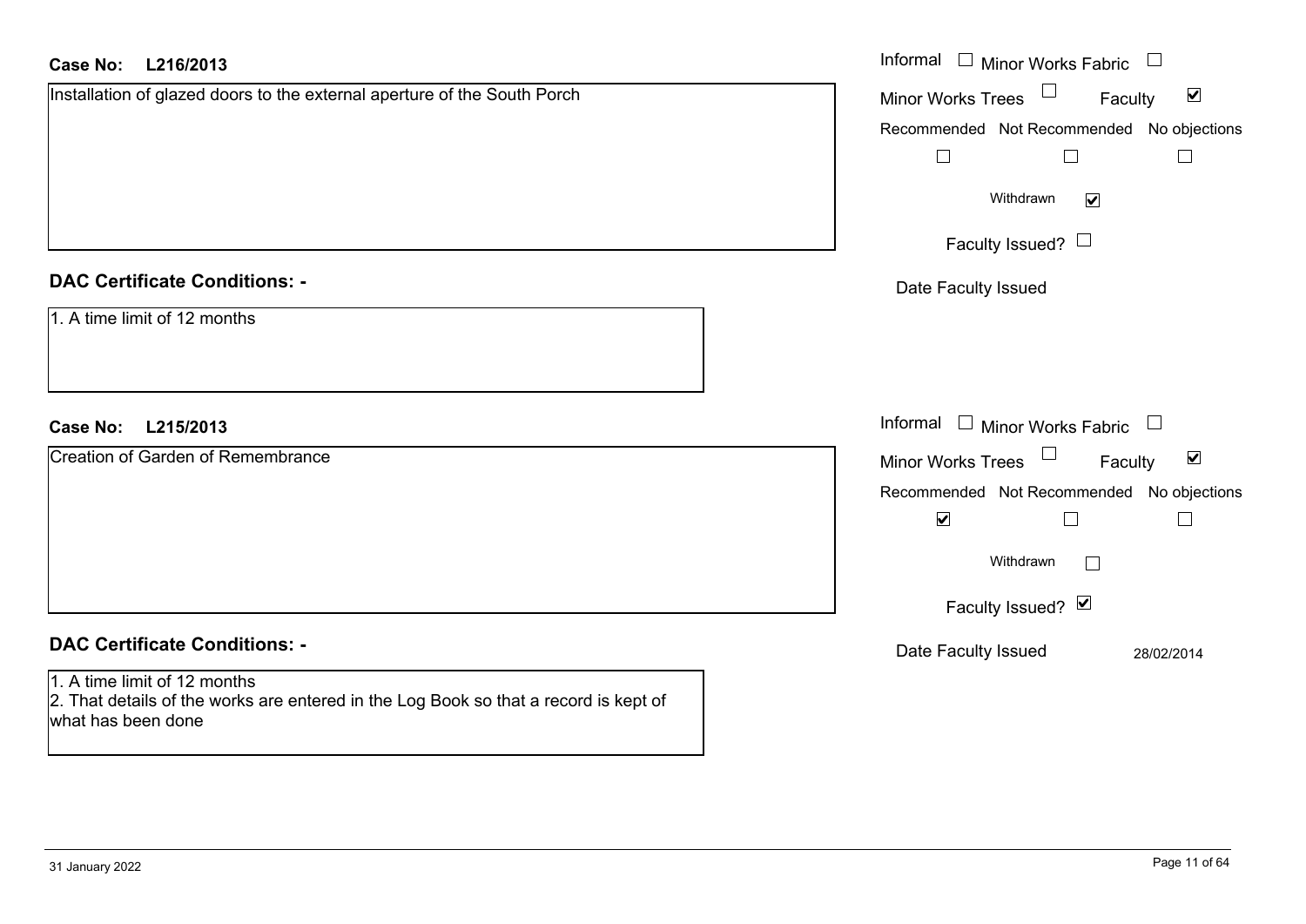**Case No:** **L216/2013**

Installation of glazed doors to the external aperture of the South Porch

Informal ☐ Minor Works Fabric ☐

Minor Works Trees ☐ Faculty ☑

Recommended ☐ Not Recommended ☐ No objections ☐

Withdrawn ☑

Faculty Issued? ☐

Date Faculty Issued

## DAC Certificate Conditions: -

1. A time limit of 12 months

**Case No:** **L215/2013**

Creation of Garden of Remembrance

Informal ☐ Minor Works Fabric ☐

Minor Works Trees ☐ Faculty ☑

Recommended ☑ Not Recommended ☐ No objections ☐

Withdrawn ☐

Faculty Issued? ☑

Date Faculty Issued 28/02/2014

## DAC Certificate Conditions: -

1. A time limit of 12 months
2. That details of the works are entered in the Log Book so that a record is kept of what has been done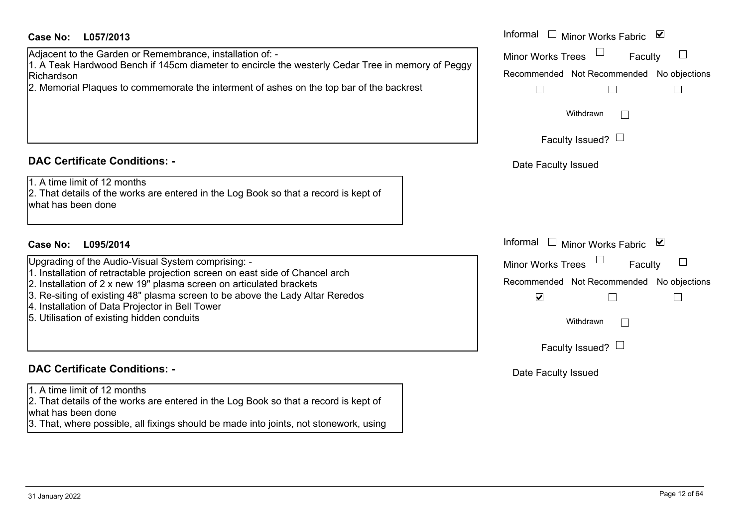**Case No: L057/2013**

Adjacent to the Garden or Remembrance, installation of: -
1. A Teak Hardwood Bench if 145cm diameter to encircle the westerly Cedar Tree in memory of Peggy Richardson
2. Memorial Plaques to commemorate the interment of ashes on the top bar of the backrest

Informal ☐ Minor Works Fabric ☑
Minor Works Trees ☐ Faculty ☐
Recommended ☐ Not Recommended ☐ No objections ☐
Withdrawn ☐
Faculty Issued? ☐
Date Faculty Issued

## DAC Certificate Conditions: -

1. A time limit of 12 months
2. That details of the works are entered in the Log Book so that a record is kept of what has been done

**Case No: L095/2014**

Upgrading of the Audio-Visual System comprising: -
1. Installation of retractable projection screen on east side of Chancel arch
2. Installation of 2 x new 19" plasma screen on articulated brackets
3. Re-siting of existing 48" plasma screen to be above the Lady Altar Reredos
4. Installation of Data Projector in Bell Tower
5. Utilisation of existing hidden conduits

Informal ☐ Minor Works Fabric ☑
Minor Works Trees ☐ Faculty ☐
Recommended ☑ Not Recommended ☐ No objections ☐
Withdrawn ☐
Faculty Issued? ☐
Date Faculty Issued

## DAC Certificate Conditions: -

1. A time limit of 12 months
2. That details of the works are entered in the Log Book so that a record is kept of what has been done
3. That, where possible, all fixings should be made into joints, not stonework, using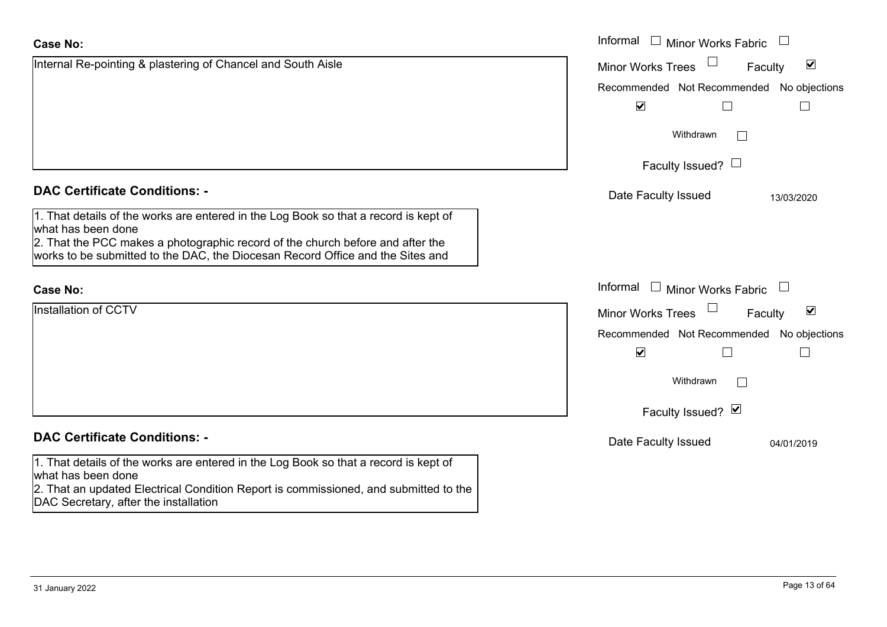**Case No:**

Internal Re-pointing & plastering of Chancel and South Aisle

Informal ☐ Minor Works Fabric ☐

Minor Works Trees ☐ Faculty ☑

Recommended ☑ Not Recommended ☐ No objections ☐

Withdrawn ☐

Faculty Issued? ☐

Date Faculty Issued 13/03/2020

**DAC Certificate Conditions: -**

1. That details of the works are entered in the Log Book so that a record is kept of what has been done
2. That the PCC makes a photographic record of the church before and after the works to be submitted to the DAC, the Diocesan Record Office and the Sites and

**Case No:**

Installation of CCTV

Informal ☐ Minor Works Fabric ☐

Minor Works Trees ☐ Faculty ☑

Recommended ☑ Not Recommended ☐ No objections ☐

Withdrawn ☐

Faculty Issued? ☑

Date Faculty Issued 04/01/2019

**DAC Certificate Conditions: -**

1. That details of the works are entered in the Log Book so that a record is kept of what has been done
2. That an updated Electrical Condition Report is commissioned, and submitted to the DAC Secretary, after the installation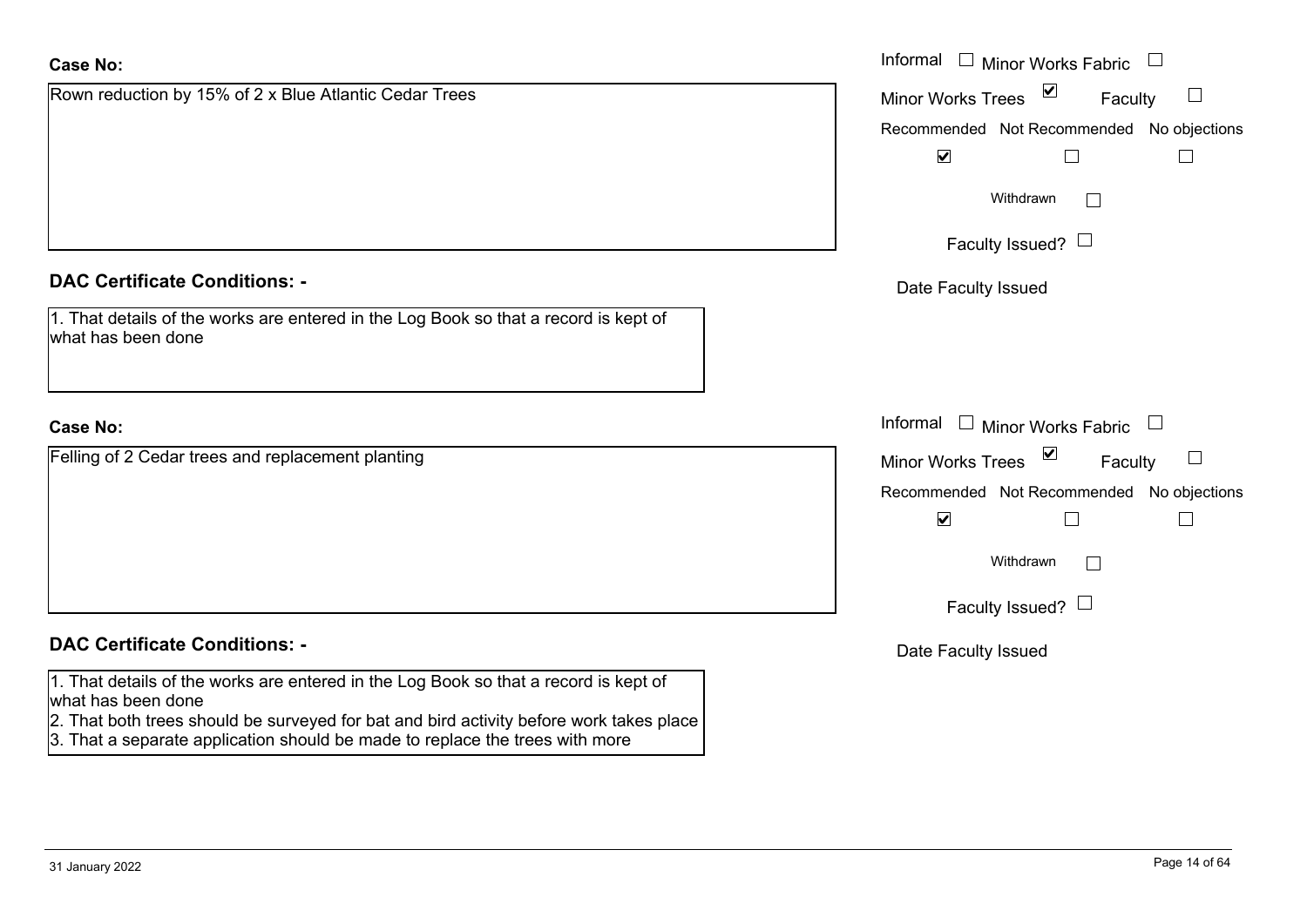**Case No:**

Rown reduction by 15% of 2 x Blue Atlantic Cedar Trees

Informal ☐ Minor Works Fabric ☐

Minor Works Trees ☑ Faculty ☐

Recommended ☑ Not Recommended ☐ No objections ☐

Withdrawn ☐

Faculty Issued? ☐

Date Faculty Issued

**DAC Certificate Conditions: -**

1. That details of the works are entered in the Log Book so that a record is kept of what has been done

**Case No:**

Felling of 2 Cedar trees and replacement planting

Informal ☐ Minor Works Fabric ☐

Minor Works Trees ☑ Faculty ☐

Recommended ☑ Not Recommended ☐ No objections ☐

Withdrawn ☐

Faculty Issued? ☐

Date Faculty Issued

**DAC Certificate Conditions: -**

1. That details of the works are entered in the Log Book so that a record is kept of what has been done
2. That both trees should be surveyed for bat and bird activity before work takes place
3. That a separate application should be made to replace the trees with more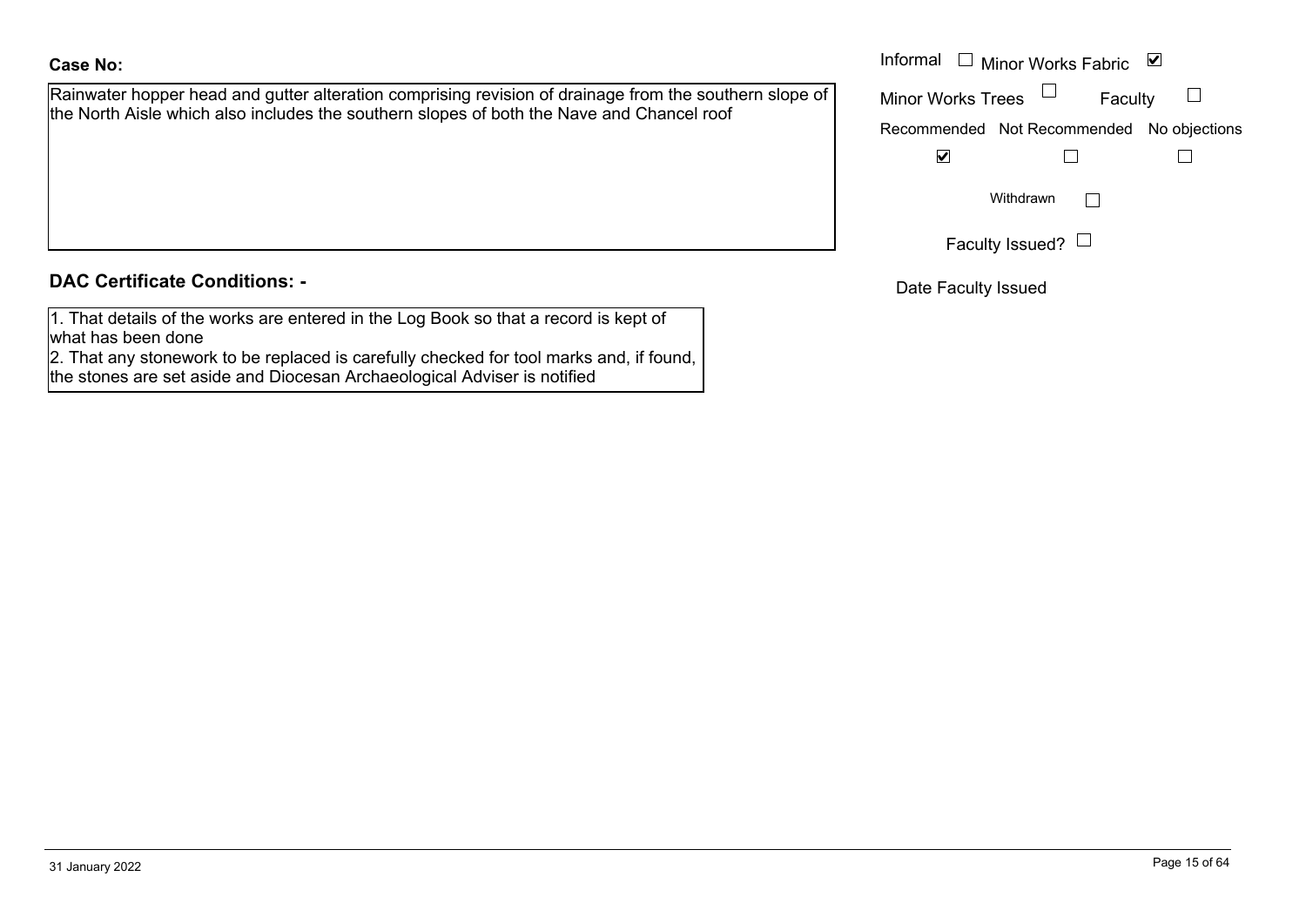**Case No:**

Rainwater hopper head and gutter alteration comprising revision of drainage from the southern slope of the North Aisle which also includes the southern slopes of both the Nave and Chancel roof

Informal ☐ Minor Works Fabric ☑

Minor Works Trees ☐ Faculty ☐

| Recommended | Not Recommended | No objections |
|---|---|---|
| ☑ | ☐ | ☐ |

Withdrawn ☐

Faculty Issued? ☐

Date Faculty Issued

## DAC Certificate Conditions: -

1. That details of the works are entered in the Log Book so that a record is kept of what has been done
2. That any stonework to be replaced is carefully checked for tool marks and, if found, the stones are set aside and Diocesan Archaeological Adviser is notified

31 January 2022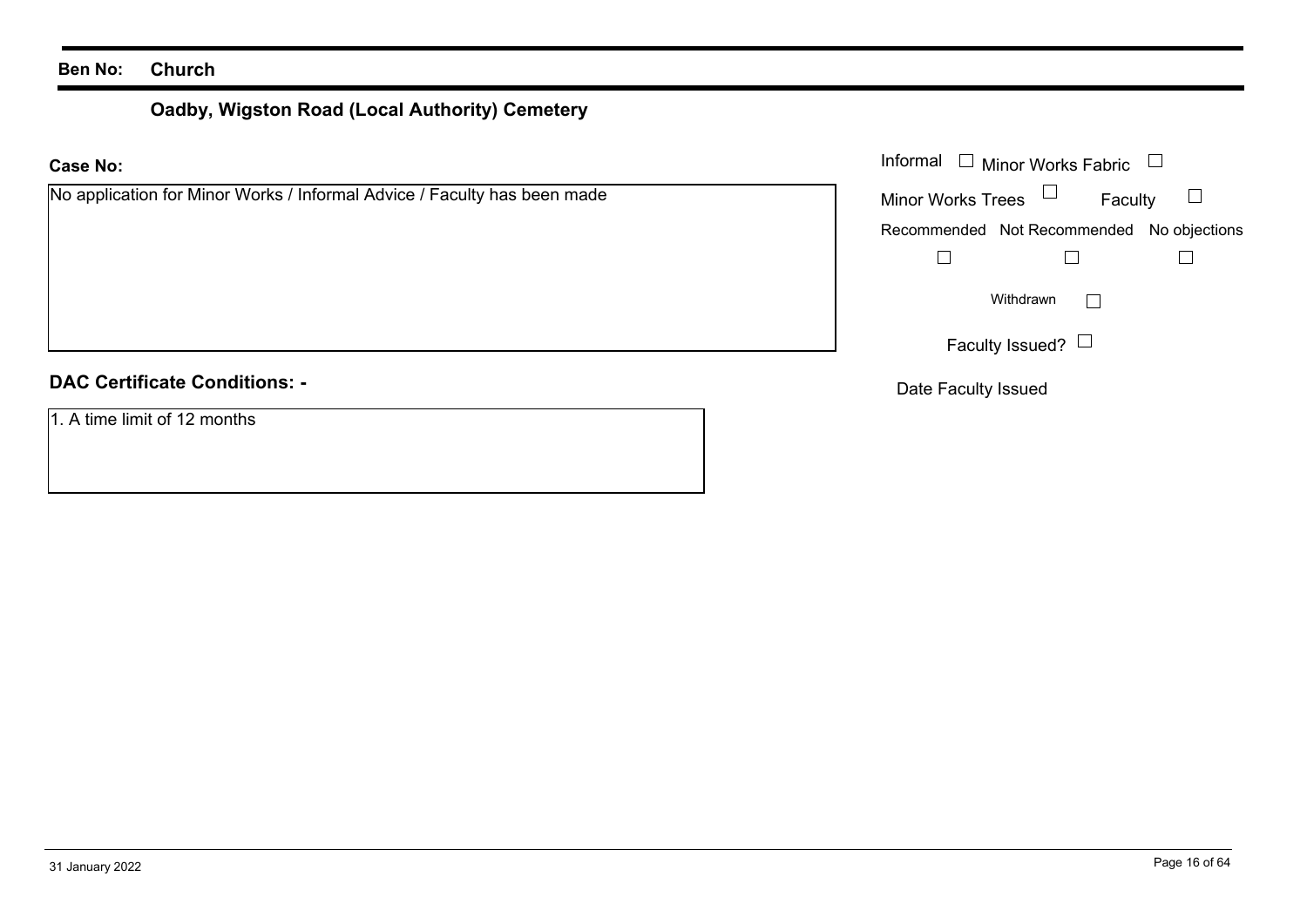**Ben No:** **Church**

## Oadby, Wigston Road (Local Authority) Cemetery

**Case No:**

No application for Minor Works / Informal Advice / Faculty has been made

Informal ☐ Minor Works Fabric ☐

Minor Works Trees ☐ Faculty ☐

| Recommended | Not Recommended | No objections |
| --- | --- | --- |
| ☐ | ☐ | ☐ |

Withdrawn ☐

Faculty Issued? ☐

Date Faculty Issued

**DAC Certificate Conditions: -**

1. A time limit of 12 months

31 January 2022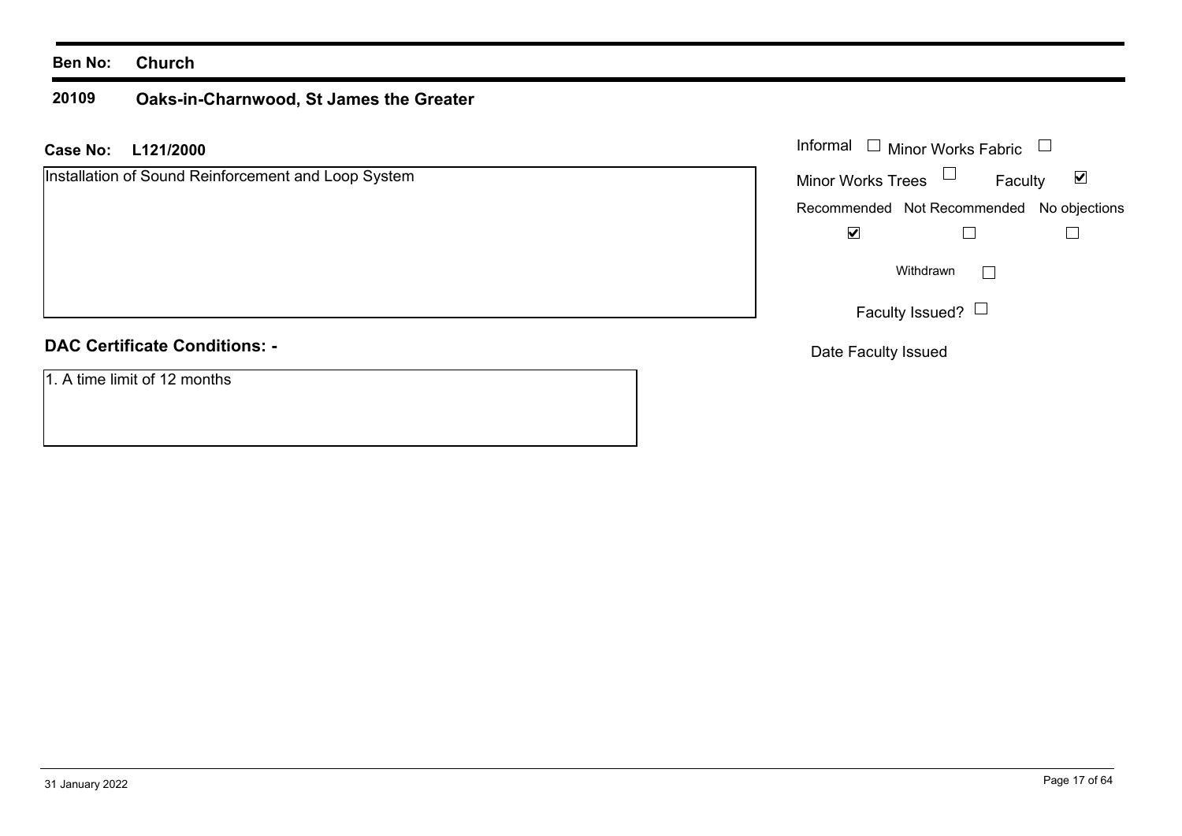**Ben No:** **Church**

**20109** **Oaks-in-Charnwood, St James the Greater**

**Case No:** **L121/2000**

Installation of Sound Reinforcement and Loop System

Informal ☐ Minor Works Fabric ☐

Minor Works Trees ☐ Faculty ☑

| Recommended | Not Recommended | No objections |
|---|---|---|
| ☑ | ☐ | ☐ |

Withdrawn ☐

Faculty Issued? ☐

Date Faculty Issued

**DAC Certificate Conditions: -**

1. A time limit of 12 months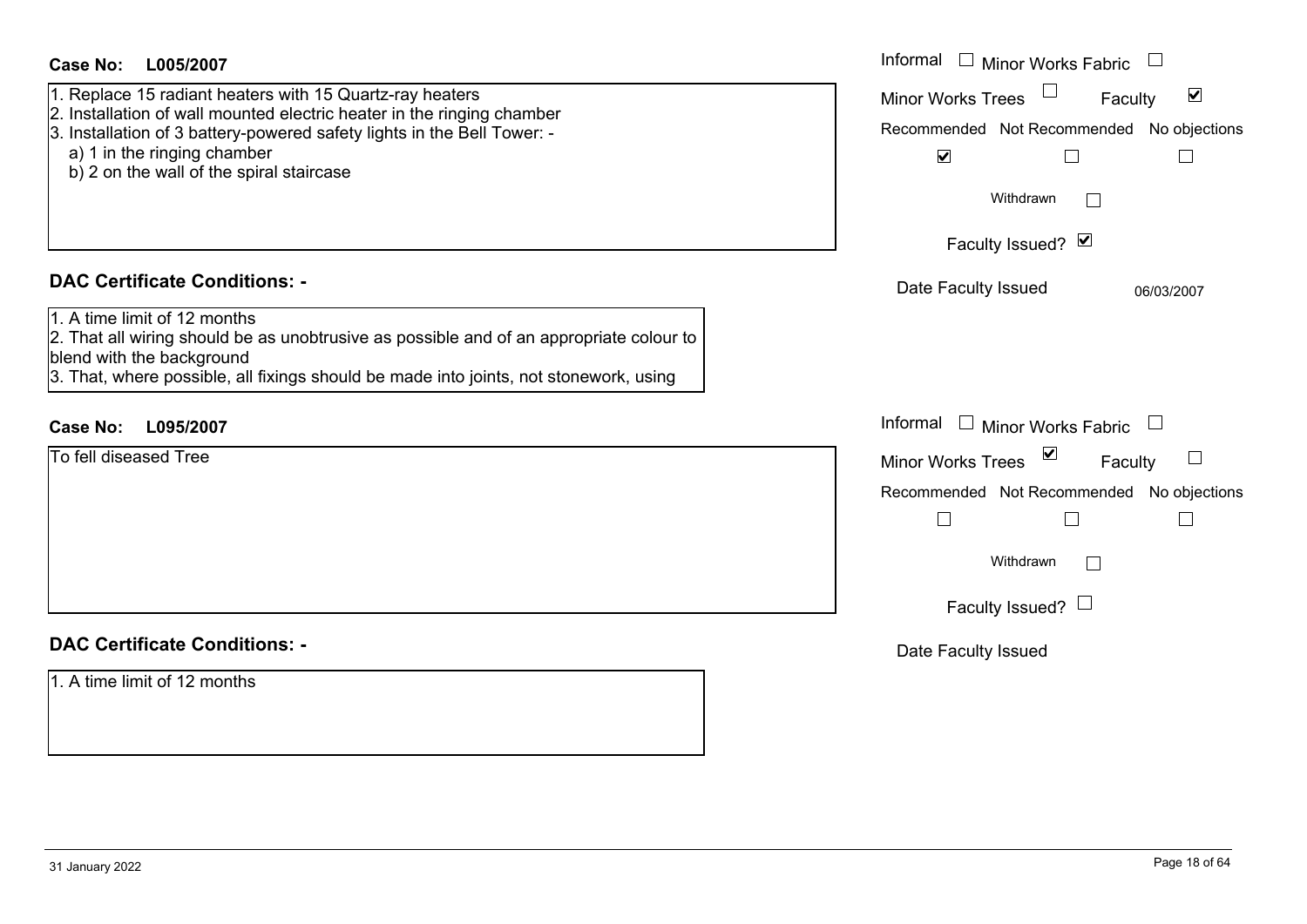**Case No: L005/2007**

1. Replace 15 radiant heaters with 15 Quartz-ray heaters
2. Installation of wall mounted electric heater in the ringing chamber
3. Installation of 3 battery-powered safety lights in the Bell Tower: -
   a) 1 in the ringing chamber
   b) 2 on the wall of the spiral staircase

Informal ☐ Minor Works Fabric ☐

Minor Works Trees ☐ Faculty ☑

Recommended ☑ Not Recommended ☐ No objections ☐

Withdrawn ☐

Faculty Issued? ☑

Date Faculty Issued 06/03/2007

### DAC Certificate Conditions: -

1. A time limit of 12 months
2. That all wiring should be as unobtrusive as possible and of an appropriate colour to blend with the background
3. That, where possible, all fixings should be made into joints, not stonework, using

**Case No: L095/2007**

To fell diseased Tree

Informal ☐ Minor Works Fabric ☐

Minor Works Trees ☑ Faculty ☐

Recommended ☐ Not Recommended ☐ No objections ☐

Withdrawn ☐

Faculty Issued? ☐

Date Faculty Issued

### DAC Certificate Conditions: -

1. A time limit of 12 months

31 January 2022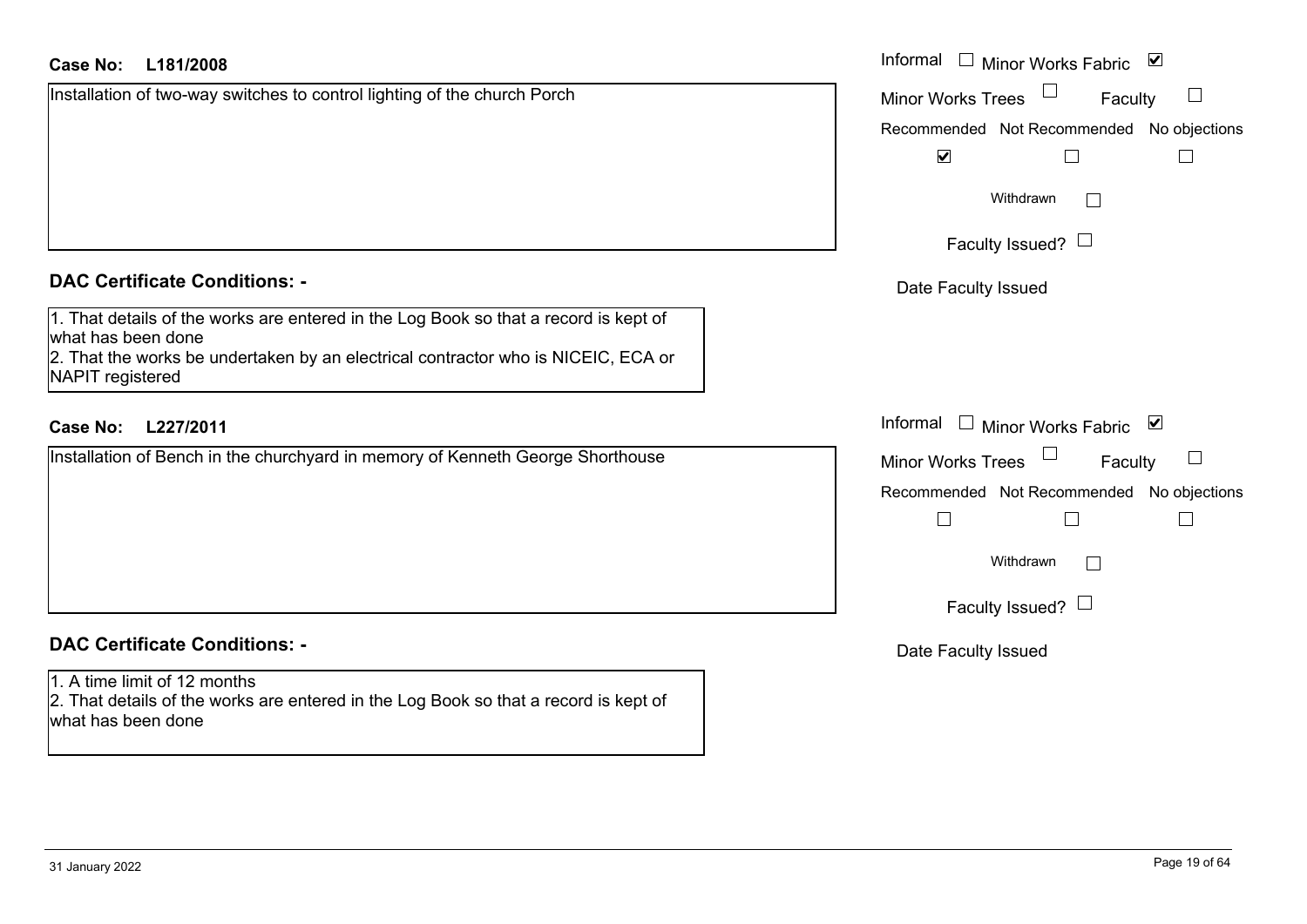**Case No: L181/2008**

Installation of two-way switches to control lighting of the church Porch

Informal ☐ Minor Works Fabric ☑

Minor Works Trees ☐ Faculty ☐

Recommended ☑ Not Recommended ☐ No objections ☐

Withdrawn ☐

Faculty Issued? ☐

Date Faculty Issued

**DAC Certificate Conditions: -**

1. That details of the works are entered in the Log Book so that a record is kept of what has been done
2. That the works be undertaken by an electrical contractor who is NICEIC, ECA or NAPIT registered

**Case No: L227/2011**

Installation of Bench in the churchyard in memory of Kenneth George Shorthouse

Informal ☐ Minor Works Fabric ☑

Minor Works Trees ☐ Faculty ☐

Recommended ☐ Not Recommended ☐ No objections ☐

Withdrawn ☐

Faculty Issued? ☐

Date Faculty Issued

**DAC Certificate Conditions: -**

1. A time limit of 12 months
2. That details of the works are entered in the Log Book so that a record is kept of what has been done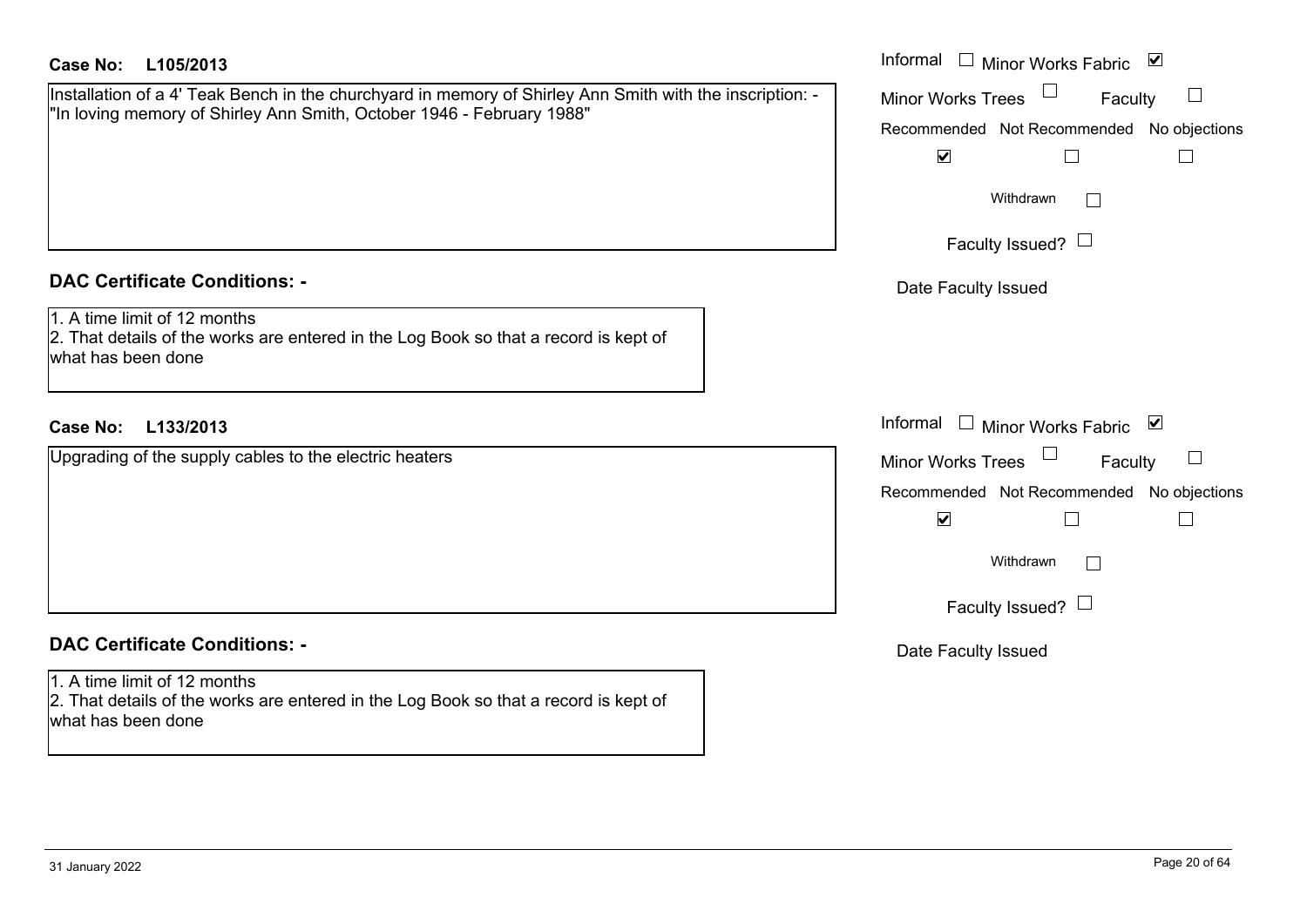**Case No: L105/2013**

Installation of a 4' Teak Bench in the churchyard in memory of Shirley Ann Smith with the inscription: - "In loving memory of Shirley Ann Smith, October 1946 - February 1988"

Informal ☐ Minor Works Fabric ☑
Minor Works Trees ☐ Faculty ☐

| Recommended | Not Recommended | No objections |
|---|---|---|
| ☑ | ☐ | ☐ |

Withdrawn ☐

Faculty Issued? ☐

Date Faculty Issued

**DAC Certificate Conditions: -**

1. A time limit of 12 months
2. That details of the works are entered in the Log Book so that a record is kept of what has been done

**Case No: L133/2013**

Upgrading of the supply cables to the electric heaters

Informal ☐ Minor Works Fabric ☑
Minor Works Trees ☐ Faculty ☐

| Recommended | Not Recommended | No objections |
|---|---|---|
| ☑ | ☐ | ☐ |

Withdrawn ☐

Faculty Issued? ☐

Date Faculty Issued

**DAC Certificate Conditions: -**

1. A time limit of 12 months
2. That details of the works are entered in the Log Book so that a record is kept of what has been done

31 January 2022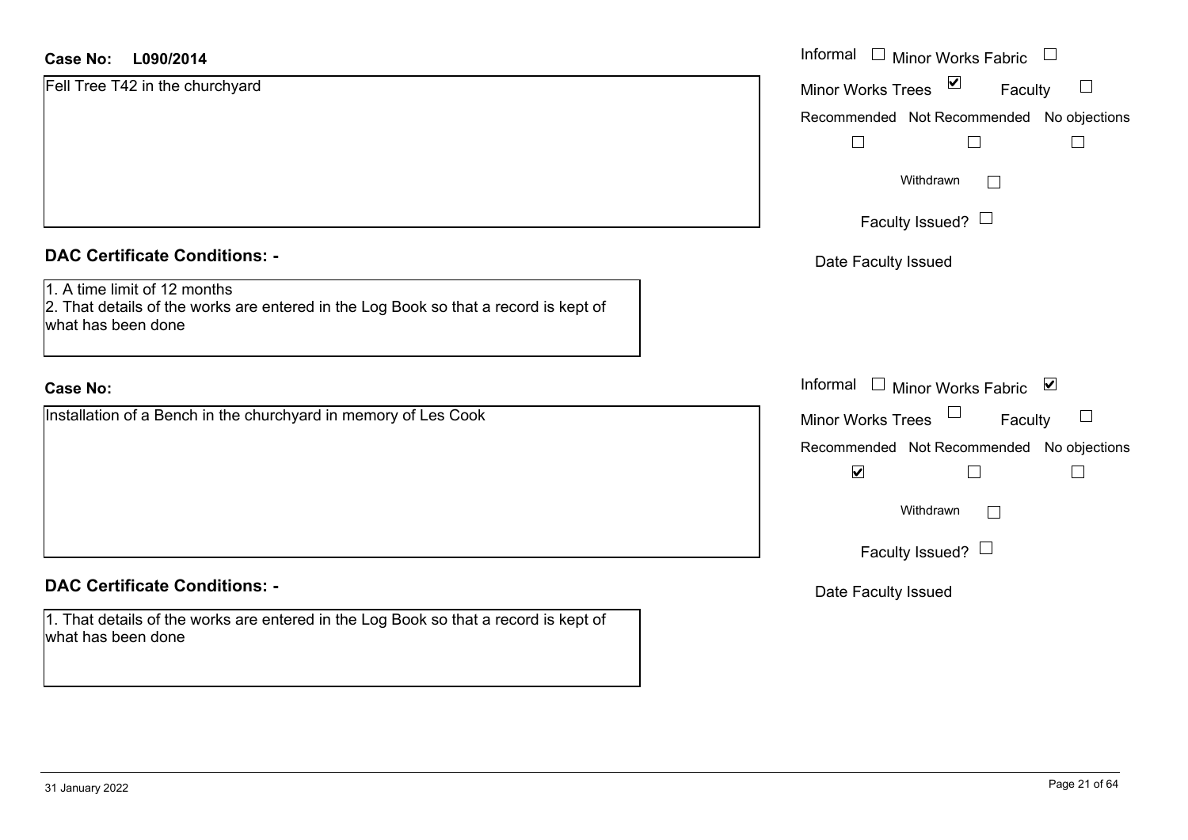**Case No: L090/2014**

Fell Tree T42 in the churchyard

Informal ☐ Minor Works Fabric ☐

Minor Works Trees ☑ Faculty ☐

Recommended ☐ Not Recommended ☐ No objections ☐

Withdrawn ☐

Faculty Issued? ☐

Date Faculty Issued

**DAC Certificate Conditions: -**

1. A time limit of 12 months
2. That details of the works are entered in the Log Book so that a record is kept of what has been done

**Case No:**

Installation of a Bench in the churchyard in memory of Les Cook

Informal ☐ Minor Works Fabric ☑

Minor Works Trees ☐ Faculty ☐

Recommended ☑ Not Recommended ☐ No objections ☐

Withdrawn ☐

Faculty Issued? ☐

Date Faculty Issued

**DAC Certificate Conditions: -**

1. That details of the works are entered in the Log Book so that a record is kept of what has been done

31 January 2022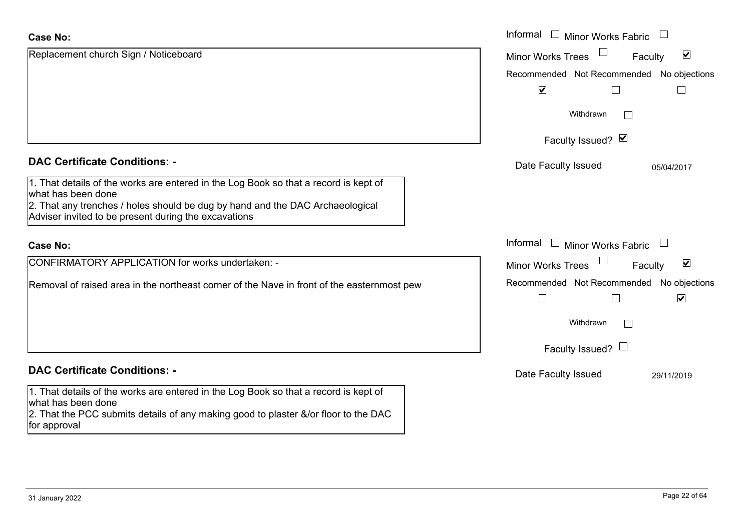**Case No:**

Replacement church Sign / Noticeboard

Informal ☐ Minor Works Fabric ☐

Minor Works Trees ☐ Faculty ☑

| Recommended | Not Recommended | No objections |
|---|---|---|
| ☑ | ☐ | ☐ |

Withdrawn ☐

Faculty Issued? ☑

Date Faculty Issued 05/04/2017

## DAC Certificate Conditions: -

1. That details of the works are entered in the Log Book so that a record is kept of what has been done
2. That any trenches / holes should be dug by hand and the DAC Archaeological Adviser invited to be present during the excavations

**Case No:**

CONFIRMATORY APPLICATION for works undertaken: -

Removal of raised area in the northeast corner of the Nave in front of the easternmost pew

Informal ☐ Minor Works Fabric ☐

Minor Works Trees ☐ Faculty ☑

| Recommended | Not Recommended | No objections |
|---|---|---|
| ☐ | ☐ | ☑ |

Withdrawn ☐

Faculty Issued? ☐

Date Faculty Issued 29/11/2019

## DAC Certificate Conditions: -

1. That details of the works are entered in the Log Book so that a record is kept of what has been done
2. That the PCC submits details of any making good to plaster &/or floor to the DAC for approval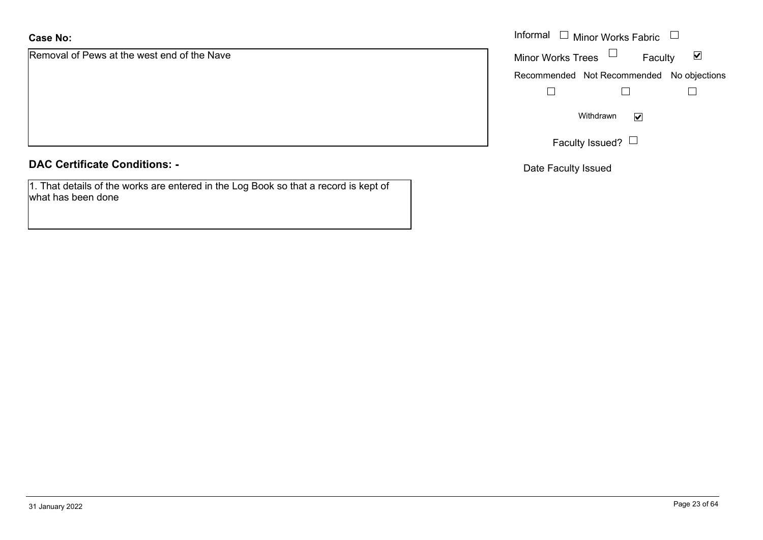**Case No:**

Removal of Pews at the west end of the Nave

Informal ☐ Minor Works Fabric ☐

Minor Works Trees ☐ Faculty ☑

Recommended ☐ Not Recommended ☐ No objections ☐

Withdrawn ☑

Faculty Issued? ☐

Date Faculty Issued

**DAC Certificate Conditions: -**

1. That details of the works are entered in the Log Book so that a record is kept of what has been done

31 January 2022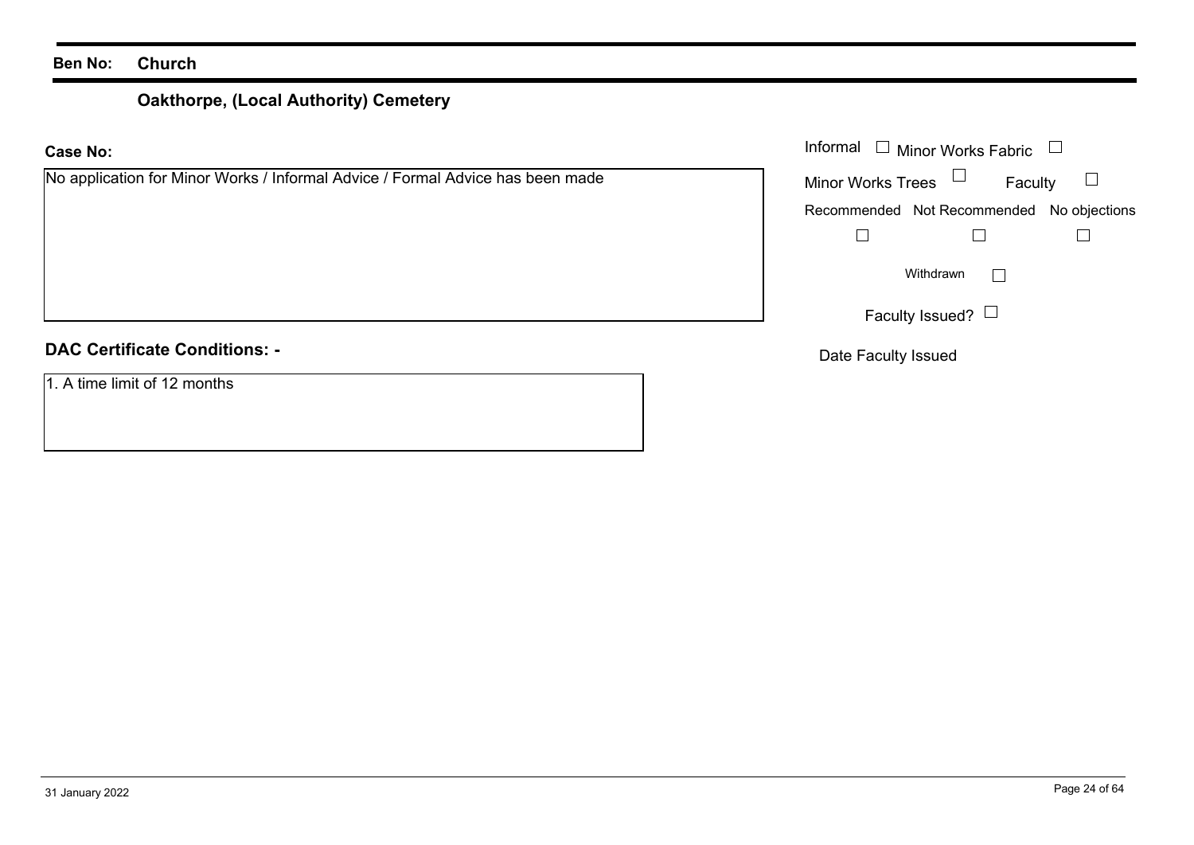**Ben No:** **Church**

## Oakthorpe, (Local Authority) Cemetery

**Case No:**

No application for Minor Works / Informal Advice / Formal Advice has been made

Informal ☐ Minor Works Fabric ☐

Minor Works Trees ☐ Faculty ☐

Recommended ☐ Not Recommended ☐ No objections ☐

Withdrawn ☐

Faculty Issued? ☐

Date Faculty Issued

**DAC Certificate Conditions: -**

1. A time limit of 12 months

31 January 2022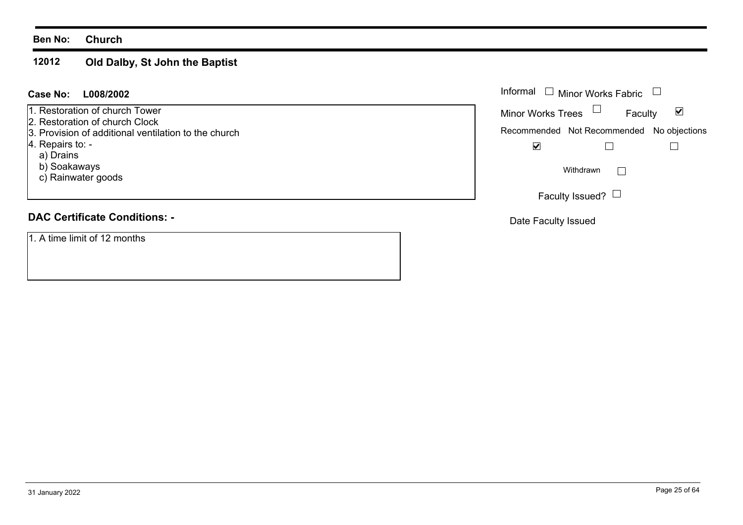**Ben No:** **Church**

## 12012 Old Dalby, St John the Baptist

**Case No:** **L008/2002**

1. Restoration of church Tower
2. Restoration of church Clock
3. Provision of additional ventilation to the church
4. Repairs to: -
   a) Drains
   b) Soakaways
   c) Rainwater goods

Informal ☐ Minor Works Fabric ☐

Minor Works Trees ☐ Faculty ☑

| Recommended | Not Recommended | No objections |
| --- | --- | --- |
| ☑ | ☐ | ☐ |

Withdrawn ☐

Faculty Issued? ☐

Date Faculty Issued

### DAC Certificate Conditions: -

1. A time limit of 12 months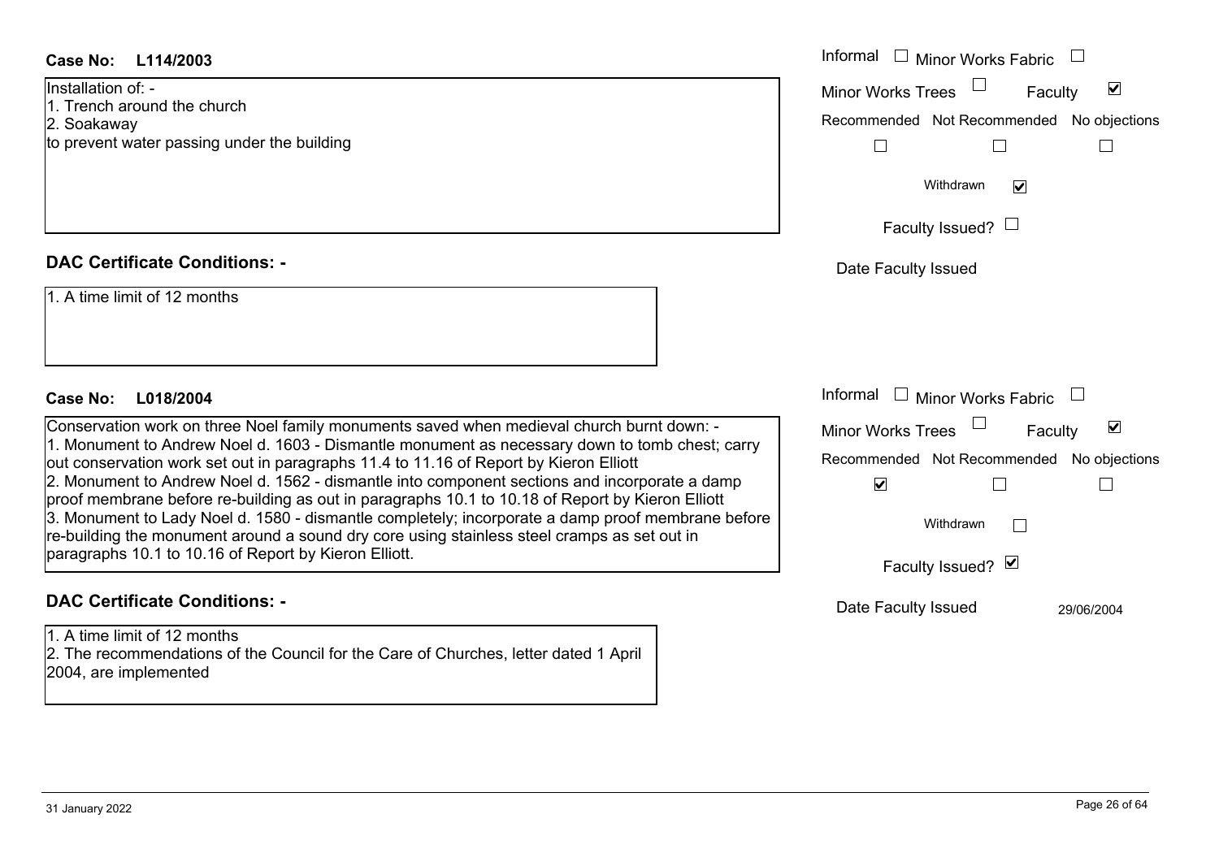**Case No: L114/2003**

Installation of: -
1. Trench around the church
2. Soakaway
to prevent water passing under the building

| Informal ☐ | Minor Works Fabric ☐ |
|---|---|
| Minor Works Trees ☐ | Faculty ☑ |

| Recommended | Not Recommended | No objections |
|---|---|---|
| ☐ | ☐ | ☐ |

Withdrawn ☑

Faculty Issued? ☐

Date Faculty Issued

**DAC Certificate Conditions: -**

1. A time limit of 12 months

**Case No: L018/2004**

Conservation work on three Noel family monuments saved when medieval church burnt down: -
1. Monument to Andrew Noel d. 1603 - Dismantle monument as necessary down to tomb chest; carry out conservation work set out in paragraphs 11.4 to 11.16 of Report by Kieron Elliott
2. Monument to Andrew Noel d. 1562 - dismantle into component sections and incorporate a damp proof membrane before re-building as out in paragraphs 10.1 to 10.18 of Report by Kieron Elliott
3. Monument to Lady Noel d. 1580 - dismantle completely; incorporate a damp proof membrane before re-building the monument around a sound dry core using stainless steel cramps as set out in paragraphs 10.1 to 10.16 of Report by Kieron Elliott.

| Informal ☐ | Minor Works Fabric ☐ |
|---|---|
| Minor Works Trees ☐ | Faculty ☑ |

| Recommended | Not Recommended | No objections |
|---|---|---|
| ☑ | ☐ | ☐ |

Withdrawn ☐

Faculty Issued? ☑

Date Faculty Issued 29/06/2004

**DAC Certificate Conditions: -**

1. A time limit of 12 months
2. The recommendations of the Council for the Care of Churches, letter dated 1 April 2004, are implemented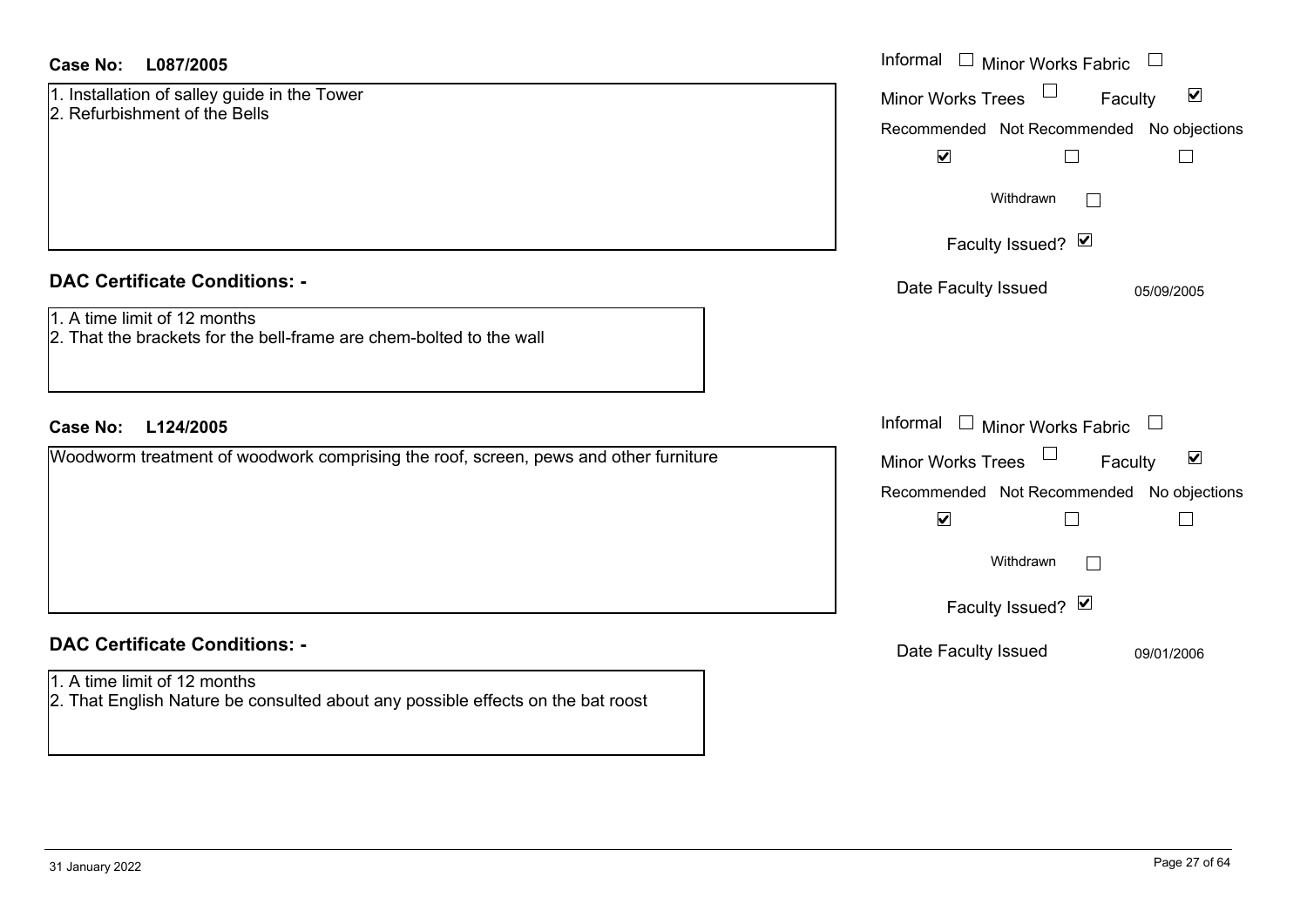**Case No: L087/2005**

1. Installation of salley guide in the Tower
2. Refurbishment of the Bells

Informal ☐ Minor Works Fabric ☐

Minor Works Trees ☐ Faculty ☑

| Recommended | Not Recommended | No objections |
|---|---|---|
| ☑ | ☐ | ☐ |

Withdrawn ☐

Faculty Issued? ☑

Date Faculty Issued 05/09/2005

## DAC Certificate Conditions: -

1. A time limit of 12 months
2. That the brackets for the bell-frame are chem-bolted to the wall

**Case No: L124/2005**

Woodworm treatment of woodwork comprising the roof, screen, pews and other furniture

Informal ☐ Minor Works Fabric ☐

Minor Works Trees ☐ Faculty ☑

| Recommended | Not Recommended | No objections |
|---|---|---|
| ☑ | ☐ | ☐ |

Withdrawn ☐

Faculty Issued? ☑

Date Faculty Issued 09/01/2006

## DAC Certificate Conditions: -

1. A time limit of 12 months
2. That English Nature be consulted about any possible effects on the bat roost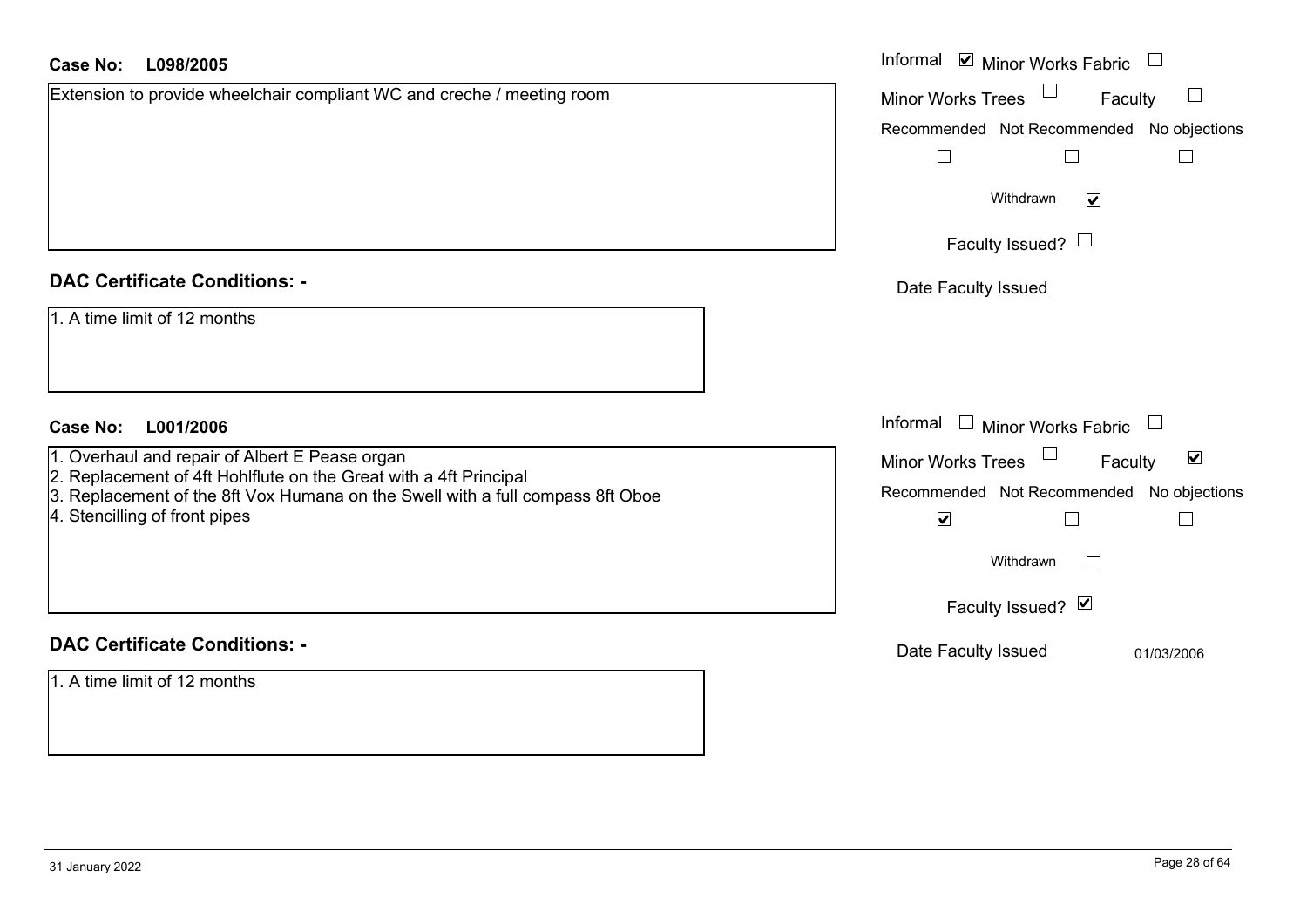**Case No: L098/2005**

Extension to provide wheelchair compliant WC and creche / meeting room

Informal ☑ Minor Works Fabric ☐

Minor Works Trees ☐ Faculty ☐

Recommended ☐ Not Recommended ☐ No objections ☐

Withdrawn ☑

Faculty Issued? ☐

Date Faculty Issued

**DAC Certificate Conditions: -**

1. A time limit of 12 months

**Case No: L001/2006**

1. Overhaul and repair of Albert E Pease organ
2. Replacement of 4ft Hohlflute on the Great with a 4ft Principal
3. Replacement of the 8ft Vox Humana on the Swell with a full compass 8ft Oboe
4. Stencilling of front pipes

Informal ☐ Minor Works Fabric ☐

Minor Works Trees ☐ Faculty ☑

Recommended ☑ Not Recommended ☐ No objections ☐

Withdrawn ☐

Faculty Issued? ☑

Date Faculty Issued 01/03/2006

**DAC Certificate Conditions: -**

1. A time limit of 12 months

31 January 2022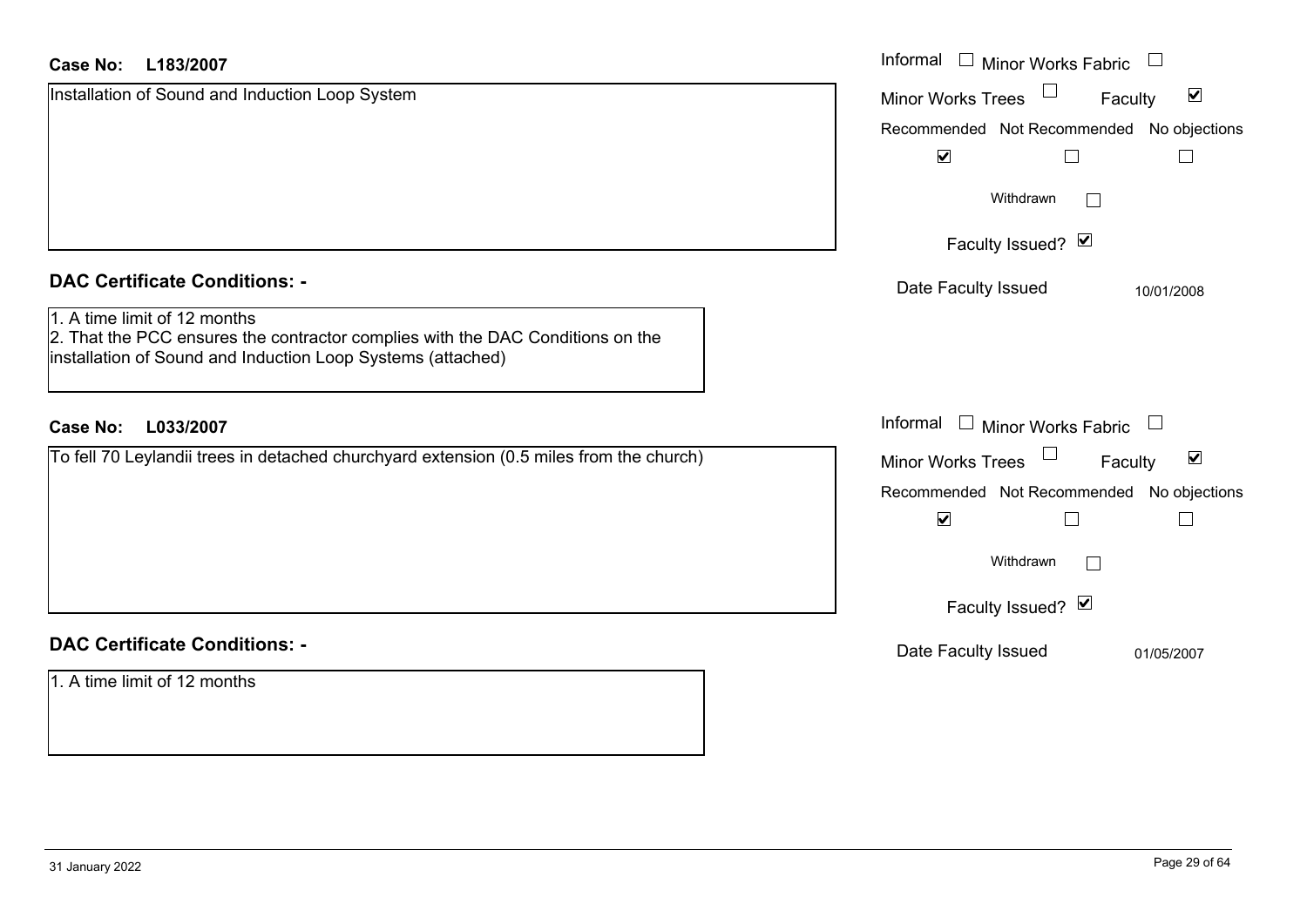**Case No: L183/2007**

Installation of Sound and Induction Loop System

Informal ☐ Minor Works Fabric ☐

Minor Works Trees ☐ Faculty ☑

Recommended ☑ Not Recommended ☐ No objections ☐

Withdrawn ☐

Faculty Issued? ☑

Date Faculty Issued 10/01/2008

**DAC Certificate Conditions: -**

1. A time limit of 12 months
2. That the PCC ensures the contractor complies with the DAC Conditions on the installation of Sound and Induction Loop Systems (attached)

**Case No: L033/2007**

To fell 70 Leylandii trees in detached churchyard extension (0.5 miles from the church)

Informal ☐ Minor Works Fabric ☐

Minor Works Trees ☐ Faculty ☑

Recommended ☑ Not Recommended ☐ No objections ☐

Withdrawn ☐

Faculty Issued? ☑

Date Faculty Issued 01/05/2007

**DAC Certificate Conditions: -**

1. A time limit of 12 months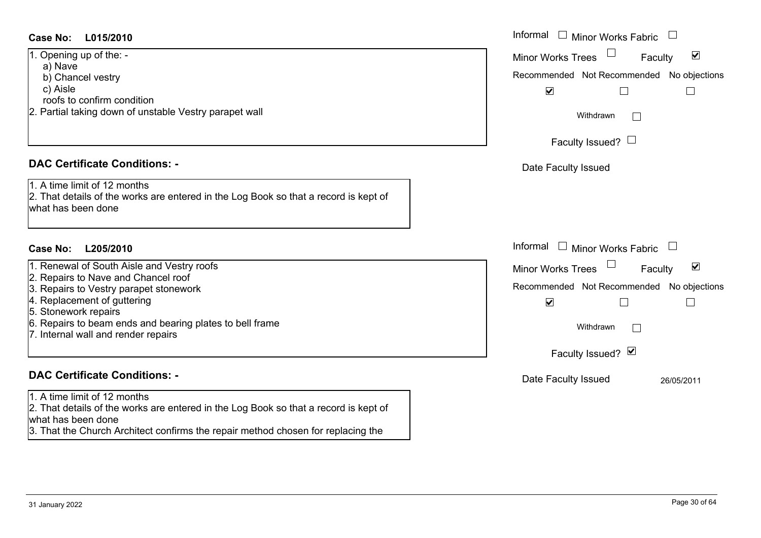**Case No: L015/2010**

Informal ☐ Minor Works Fabric ☐
Minor Works Trees ☐ Faculty ☑
Recommended ☑ Not Recommended ☐ No objections ☐
Withdrawn ☐
Faculty Issued? ☐
Date Faculty Issued

1. Opening up of the: -
   a) Nave
   b) Chancel vestry
   c) Aisle
   roofs to confirm condition
2. Partial taking down of unstable Vestry parapet wall

**DAC Certificate Conditions: -**

1. A time limit of 12 months
2. That details of the works are entered in the Log Book so that a record is kept of what has been done

**Case No: L205/2010**

Informal ☐ Minor Works Fabric ☐
Minor Works Trees ☐ Faculty ☑
Recommended ☑ Not Recommended ☐ No objections ☐
Withdrawn ☐
Faculty Issued? ☑
Date Faculty Issued 26/05/2011

1. Renewal of South Aisle and Vestry roofs
2. Repairs to Nave and Chancel roof
3. Repairs to Vestry parapet stonework
4. Replacement of guttering
5. Stonework repairs
6. Repairs to beam ends and bearing plates to bell frame
7. Internal wall and render repairs

**DAC Certificate Conditions: -**

1. A time limit of 12 months
2. That details of the works are entered in the Log Book so that a record is kept of what has been done
3. That the Church Architect confirms the repair method chosen for replacing the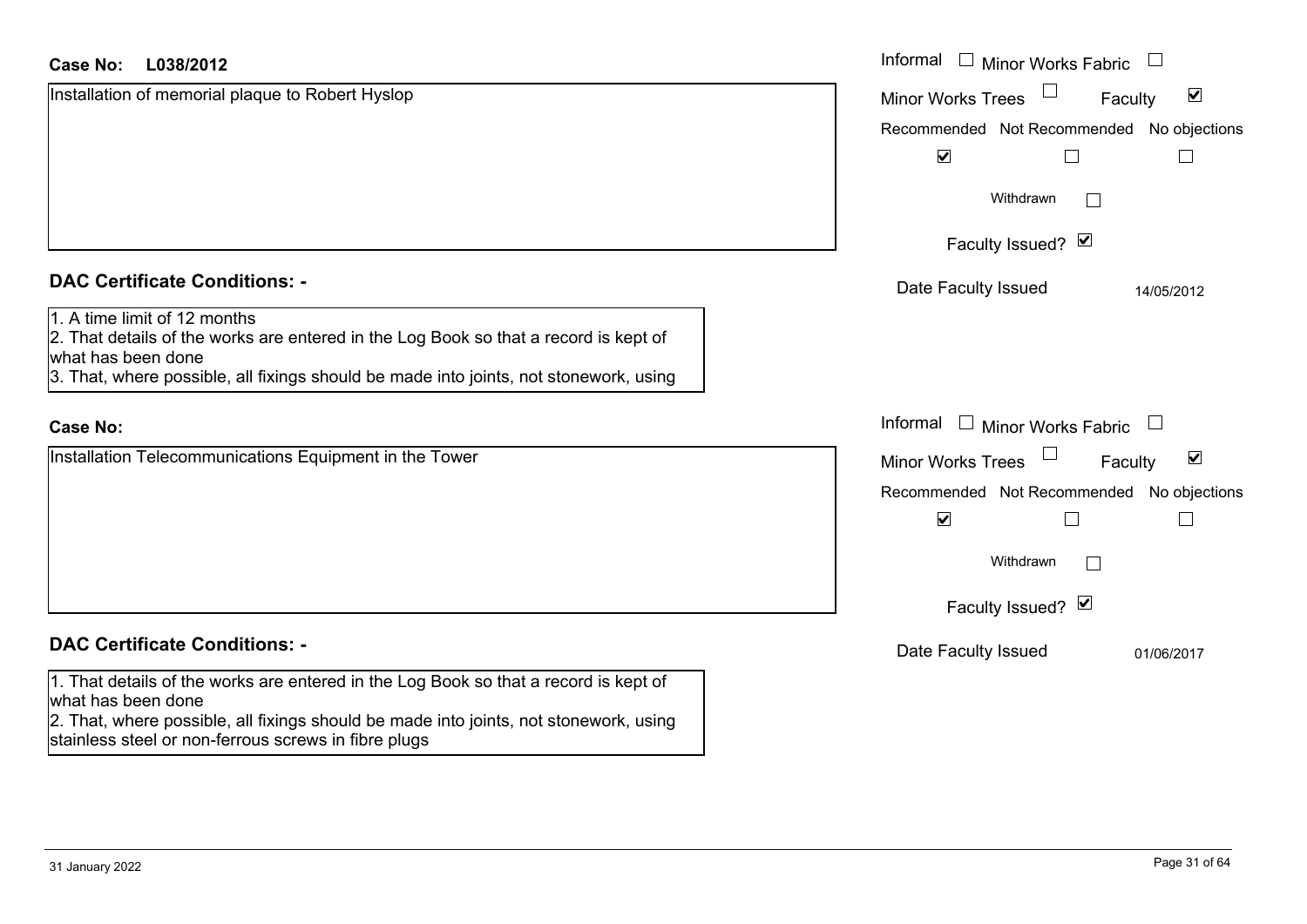**Case No: L038/2012**

Installation of memorial plaque to Robert Hyslop

Informal ☐ Minor Works Fabric ☐
Minor Works Trees ☐ Faculty ☑

| Recommended | Not Recommended | No objections |
|---|---|---|
| ☑ | ☐ | ☐ |

Withdrawn ☐

Faculty Issued? ☑

Date Faculty Issued 14/05/2012

## DAC Certificate Conditions: -

1. A time limit of 12 months
2. That details of the works are entered in the Log Book so that a record is kept of what has been done
3. That, where possible, all fixings should be made into joints, not stonework, using

**Case No:**

Installation Telecommunications Equipment in the Tower

Informal ☐ Minor Works Fabric ☐
Minor Works Trees ☐ Faculty ☑

| Recommended | Not Recommended | No objections |
|---|---|---|
| ☑ | ☐ | ☐ |

Withdrawn ☐

Faculty Issued? ☑

Date Faculty Issued 01/06/2017

## DAC Certificate Conditions: -

1. That details of the works are entered in the Log Book so that a record is kept of what has been done
2. That, where possible, all fixings should be made into joints, not stonework, using stainless steel or non-ferrous screws in fibre plugs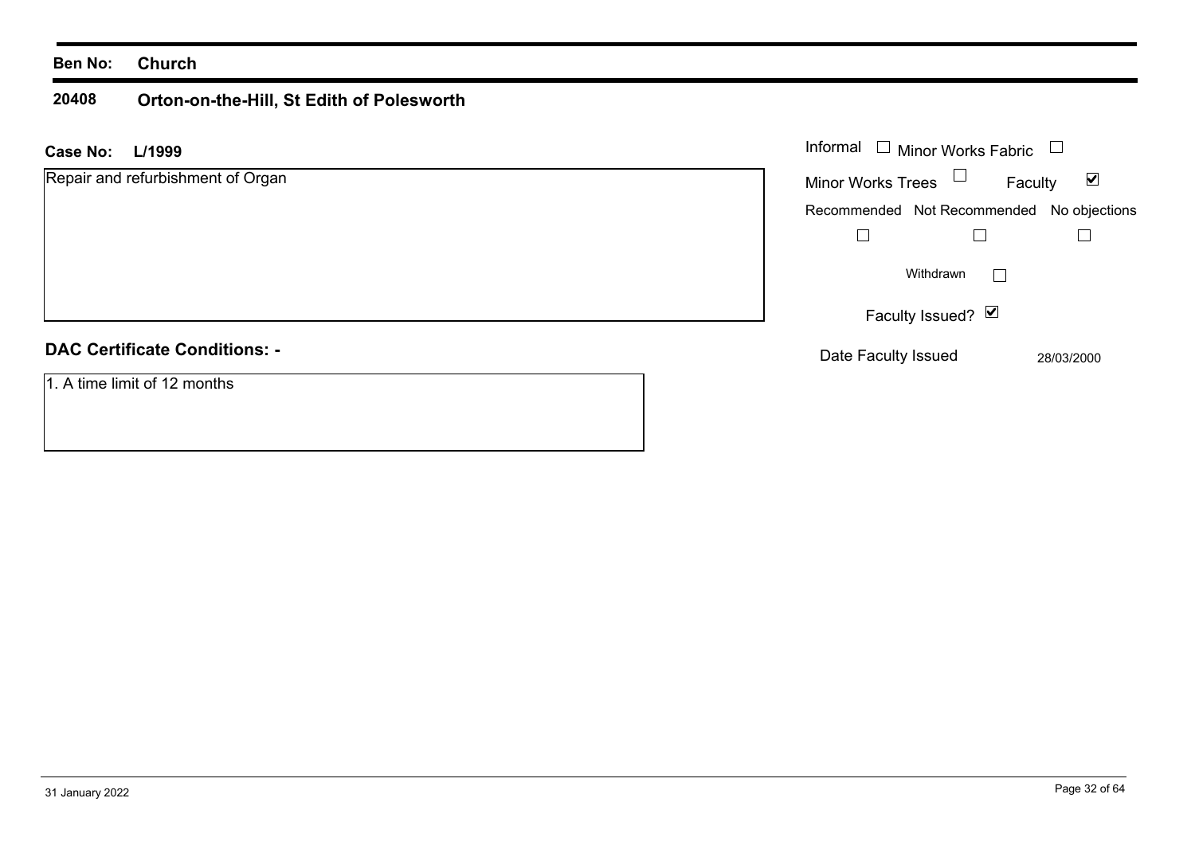**Ben No:** **Church**

**20408** **Orton-on-the-Hill, St Edith of Polesworth**

**Case No:** **L/1999**

Repair and refurbishment of Organ

Informal ☐ Minor Works Fabric ☐

Minor Works Trees ☐ Faculty ☑

| Recommended | Not Recommended | No objections |
| --- | --- | --- |
| ☐ | ☐ | ☐ |

Withdrawn ☐

Faculty Issued? ☑

Date Faculty Issued 28/03/2000

**DAC Certificate Conditions: -**

1. A time limit of 12 months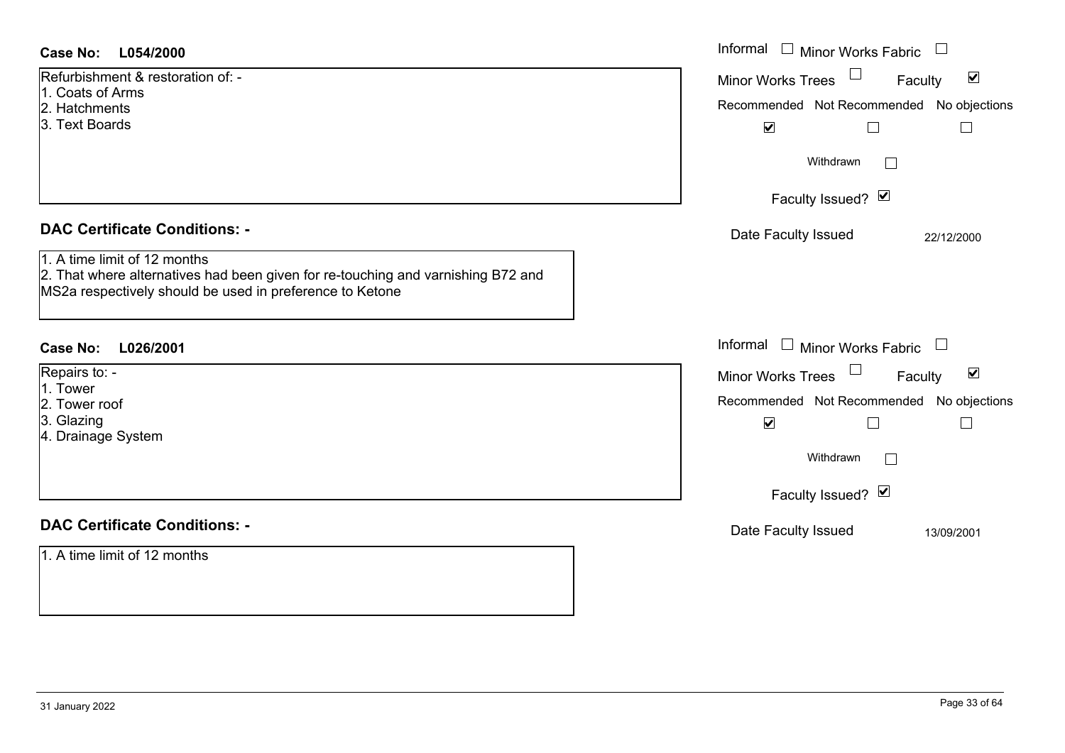**Case No: L054/2000**

Refurbishment & restoration of: -
1. Coats of Arms
2. Hatchments
3. Text Boards

Informal ☐ Minor Works Fabric ☐
Minor Works Trees ☐ Faculty ☑
Recommended ☑ Not Recommended ☐ No objections ☐
Withdrawn ☐
Faculty Issued? ☑
Date Faculty Issued 22/12/2000

**DAC Certificate Conditions: -**

1. A time limit of 12 months
2. That where alternatives had been given for re-touching and varnishing B72 and MS2a respectively should be used in preference to Ketone

**Case No: L026/2001**

Repairs to: -
1. Tower
2. Tower roof
3. Glazing
4. Drainage System

Informal ☐ Minor Works Fabric ☐
Minor Works Trees ☐ Faculty ☑
Recommended ☑ Not Recommended ☐ No objections ☐
Withdrawn ☐
Faculty Issued? ☑
Date Faculty Issued 13/09/2001

**DAC Certificate Conditions: -**

1. A time limit of 12 months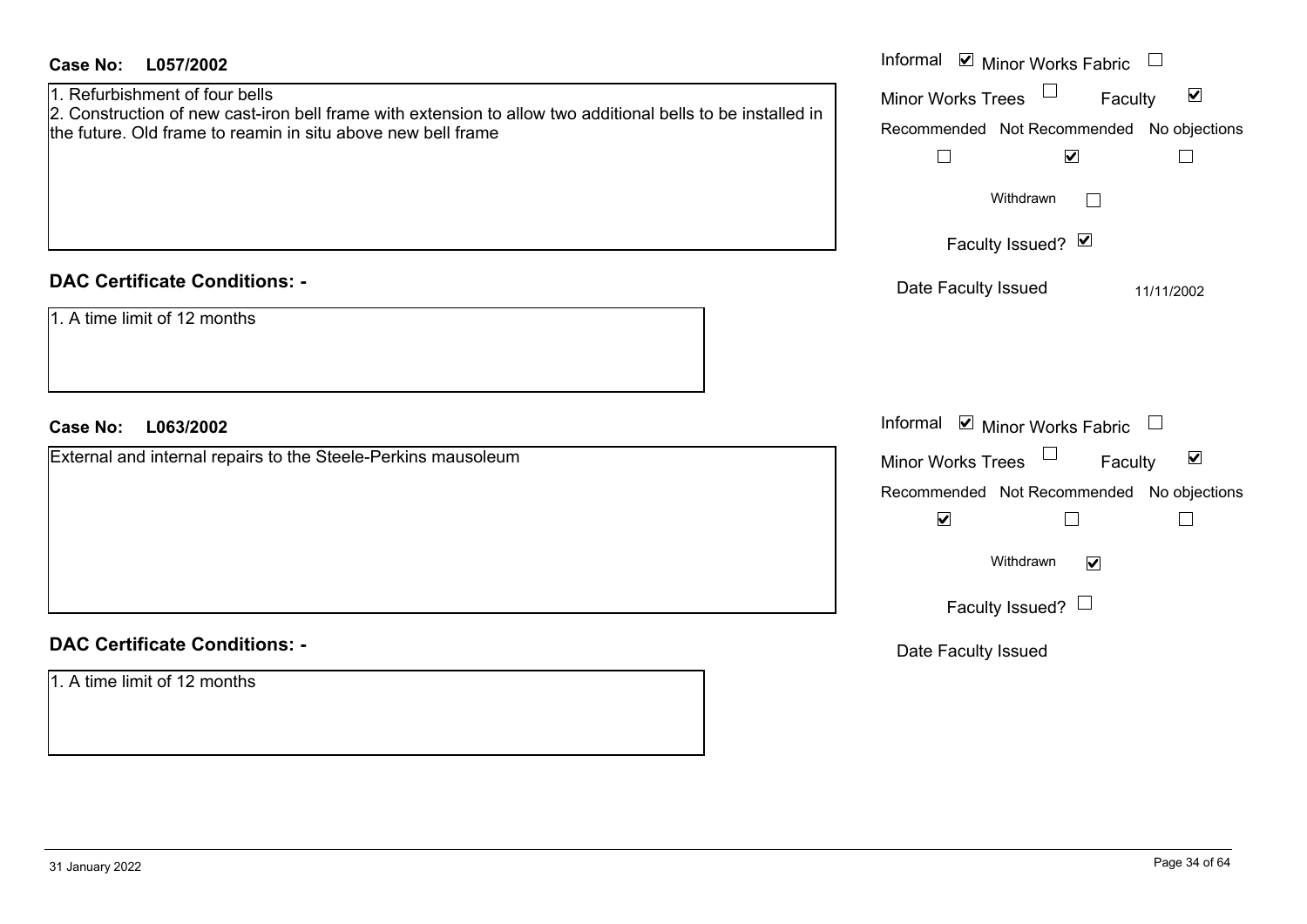**Case No: L057/2002**

1. Refurbishment of four bells
2. Construction of new cast-iron bell frame with extension to allow two additional bells to be installed in the future. Old frame to reamin in situ above new bell frame

Informal ☑ Minor Works Fabric ☐
Minor Works Trees ☐ Faculty ☑

| Recommended | Not Recommended | No objections |
| --- | --- | --- |
| ☐ | ☑ | ☐ |

Withdrawn ☐

Faculty Issued? ☑

Date Faculty Issued 11/11/2002

**DAC Certificate Conditions: -**

1. A time limit of 12 months

**Case No: L063/2002**

External and internal repairs to the Steele-Perkins mausoleum

Informal ☑ Minor Works Fabric ☐
Minor Works Trees ☐ Faculty ☑

| Recommended | Not Recommended | No objections |
| --- | --- | --- |
| ☑ | ☐ | ☐ |

Withdrawn ☑

Faculty Issued? ☐

Date Faculty Issued

**DAC Certificate Conditions: -**

1. A time limit of 12 months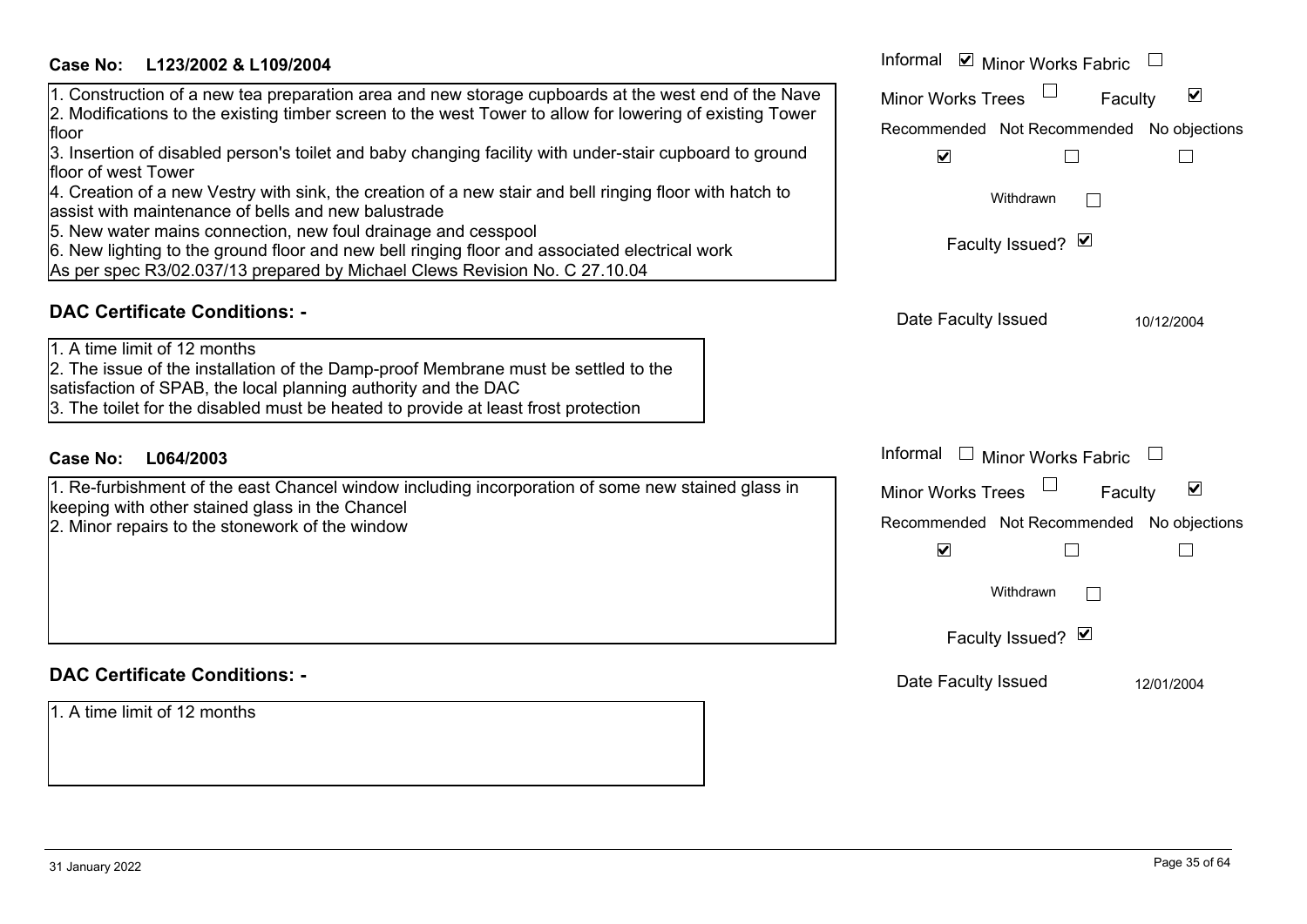**Case No: L123/2002 & L109/2004**

Informal ☑ Minor Works Fabric ☐
Minor Works Trees ☐ Faculty ☑
Recommended ☑ Not Recommended ☐ No objections ☐
Withdrawn ☐
Faculty Issued? ☑
Date Faculty Issued 10/12/2004

1. Construction of a new tea preparation area and new storage cupboards at the west end of the Nave
2. Modifications to the existing timber screen to the west Tower to allow for lowering of existing Tower floor
3. Insertion of disabled person's toilet and baby changing facility with under-stair cupboard to ground floor of west Tower
4. Creation of a new Vestry with sink, the creation of a new stair and bell ringing floor with hatch to assist with maintenance of bells and new balustrade
5. New water mains connection, new foul drainage and cesspool
6. New lighting to the ground floor and new bell ringing floor and associated electrical work

As per spec R3/02.037/13 prepared by Michael Clews Revision No. C 27.10.04

**DAC Certificate Conditions: -**

1. A time limit of 12 months
2. The issue of the installation of the Damp-proof Membrane must be settled to the satisfaction of SPAB, the local planning authority and the DAC
3. The toilet for the disabled must be heated to provide at least frost protection

**Case No: L064/2003**

Informal ☐ Minor Works Fabric ☐
Minor Works Trees ☐ Faculty ☑
Recommended ☑ Not Recommended ☐ No objections ☐
Withdrawn ☐
Faculty Issued? ☑
Date Faculty Issued 12/01/2004

1. Re-furbishment of the east Chancel window including incorporation of some new stained glass in keeping with other stained glass in the Chancel
2. Minor repairs to the stonework of the window

**DAC Certificate Conditions: -**

1. A time limit of 12 months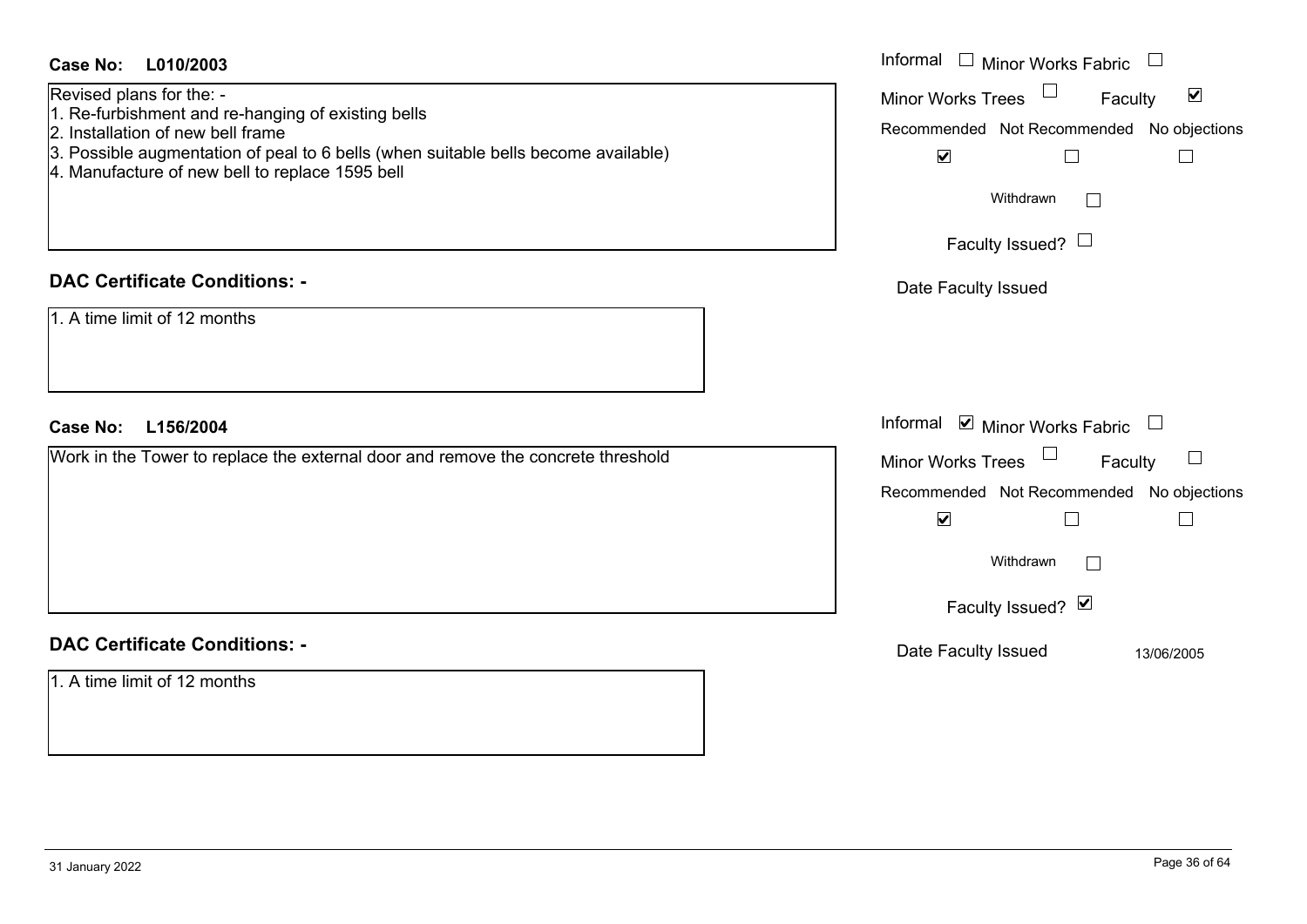**Case No:** **L010/2003**

Revised plans for the: -
1. Re-furbishment and re-hanging of existing bells
2. Installation of new bell frame
3. Possible augmentation of peal to 6 bells (when suitable bells become available)
4. Manufacture of new bell to replace 1595 bell

Informal ☐ Minor Works Fabric ☐
Minor Works Trees ☐ Faculty ☑

Recommended ☑ Not Recommended ☐ No objections ☐

Withdrawn ☐

Faculty Issued? ☐

Date Faculty Issued

## DAC Certificate Conditions: -

1. A time limit of 12 months

**Case No:** **L156/2004**

Work in the Tower to replace the external door and remove the concrete threshold

Informal ☑ Minor Works Fabric ☐
Minor Works Trees ☐ Faculty ☐

Recommended ☑ Not Recommended ☐ No objections ☐

Withdrawn ☐

Faculty Issued? ☑

Date Faculty Issued 13/06/2005

## DAC Certificate Conditions: -

1. A time limit of 12 months

31 January 2022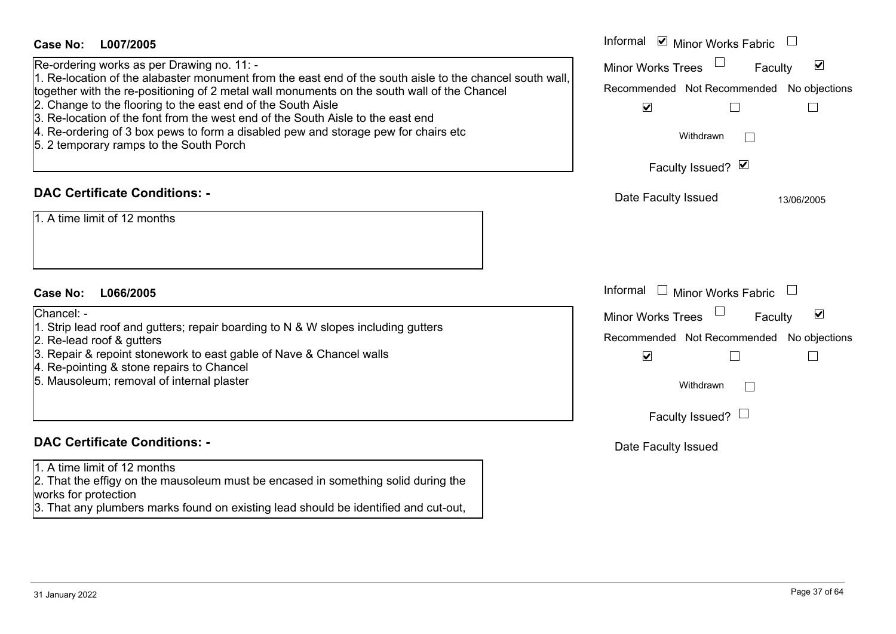**Case No: L007/2005**

Informal ☑ Minor Works Fabric ☐
Minor Works Trees ☐ Faculty ☑
Recommended ☑ Not Recommended ☐ No objections ☐
Withdrawn ☐
Faculty Issued? ☑
Date Faculty Issued 13/06/2005

Re-ordering works as per Drawing no. 11: -
1. Re-location of the alabaster monument from the east end of the south aisle to the chancel south wall, together with the re-positioning of 2 metal wall monuments on the south wall of the Chancel
2. Change to the flooring to the east end of the South Aisle
3. Re-location of the font from the west end of the South Aisle to the east end
4. Re-ordering of 3 box pews to form a disabled pew and storage pew for chairs etc
5. 2 temporary ramps to the South Porch

## DAC Certificate Conditions: -

1. A time limit of 12 months

**Case No: L066/2005**

Informal ☐ Minor Works Fabric ☐
Minor Works Trees ☐ Faculty ☑
Recommended ☑ Not Recommended ☐ No objections ☐
Withdrawn ☐
Faculty Issued? ☐
Date Faculty Issued

Chancel: -
1. Strip lead roof and gutters; repair boarding to N & W slopes including gutters
2. Re-lead roof & gutters
3. Repair & repoint stonework to east gable of Nave & Chancel walls
4. Re-pointing & stone repairs to Chancel
5. Mausoleum; removal of internal plaster

## DAC Certificate Conditions: -

1. A time limit of 12 months
2. That the effigy on the mausoleum must be encased in something solid during the works for protection
3. That any plumbers marks found on existing lead should be identified and cut-out,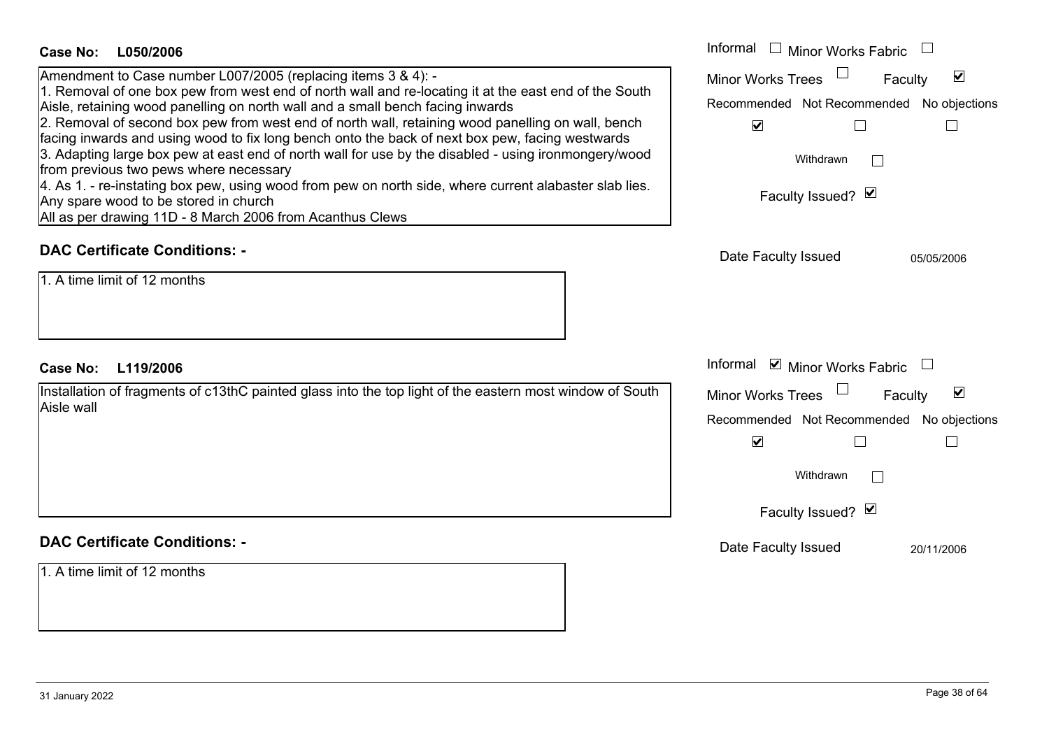**Case No: L050/2006**

Amendment to Case number L007/2005 (replacing items 3 & 4): -
1. Removal of one box pew from west end of north wall and re-locating it at the east end of the South Aisle, retaining wood panelling on north wall and a small bench facing inwards
2. Removal of second box pew from west end of north wall, retaining wood panelling on wall, bench facing inwards and using wood to fix long bench onto the back of next box pew, facing westwards
3. Adapting large box pew at east end of north wall for use by the disabled - using ironmongery/wood from previous two pews where necessary
4. As 1. - re-instating box pew, using wood from pew on north side, where current alabaster slab lies. Any spare wood to be stored in church
All as per drawing 11D - 8 March 2006 from Acanthus Clews

| | |
|---|---|
| Informal | ☐ |
| Minor Works Fabric | ☐ |
| Minor Works Trees | ☐ |
| Faculty | ☑ |
| Recommended | ☑ |
| Not Recommended | ☐ |
| No objections | ☐ |
| Withdrawn | ☐ |
| Faculty Issued? | ☑ |
| Date Faculty Issued | 05/05/2006 |

**DAC Certificate Conditions: -**

1. A time limit of 12 months

**Case No: L119/2006**

Installation of fragments of c13thC painted glass into the top light of the eastern most window of South Aisle wall

| | |
|---|---|
| Informal | ☑ |
| Minor Works Fabric | ☐ |
| Minor Works Trees | ☐ |
| Faculty | ☑ |
| Recommended | ☑ |
| Not Recommended | ☐ |
| No objections | ☐ |
| Withdrawn | ☐ |
| Faculty Issued? | ☑ |
| Date Faculty Issued | 20/11/2006 |

**DAC Certificate Conditions: -**

1. A time limit of 12 months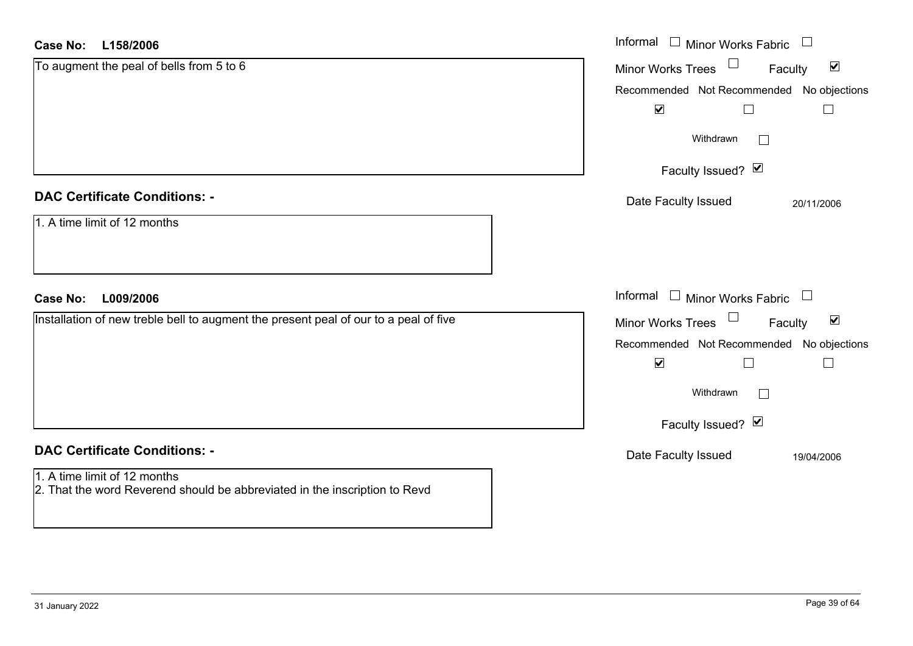**Case No:** **L158/2006**

To augment the peal of bells from 5 to 6

Informal ☐ Minor Works Fabric ☐
Minor Works Trees ☐ Faculty ☑

| Recommended | Not Recommended | No objections |
|---|---|---|
| ☑ | ☐ | ☐ |

Withdrawn ☐

Faculty Issued? ☑

Date Faculty Issued 20/11/2006

## DAC Certificate Conditions: -

1. A time limit of 12 months

**Case No:** **L009/2006**

Installation of new treble bell to augment the present peal of our to a peal of five

Informal ☐ Minor Works Fabric ☐
Minor Works Trees ☐ Faculty ☑

| Recommended | Not Recommended | No objections |
|---|---|---|
| ☑ | ☐ | ☐ |

Withdrawn ☐

Faculty Issued? ☑

Date Faculty Issued 19/04/2006

## DAC Certificate Conditions: -

1. A time limit of 12 months
2. That the word Reverend should be abbreviated in the inscription to Revd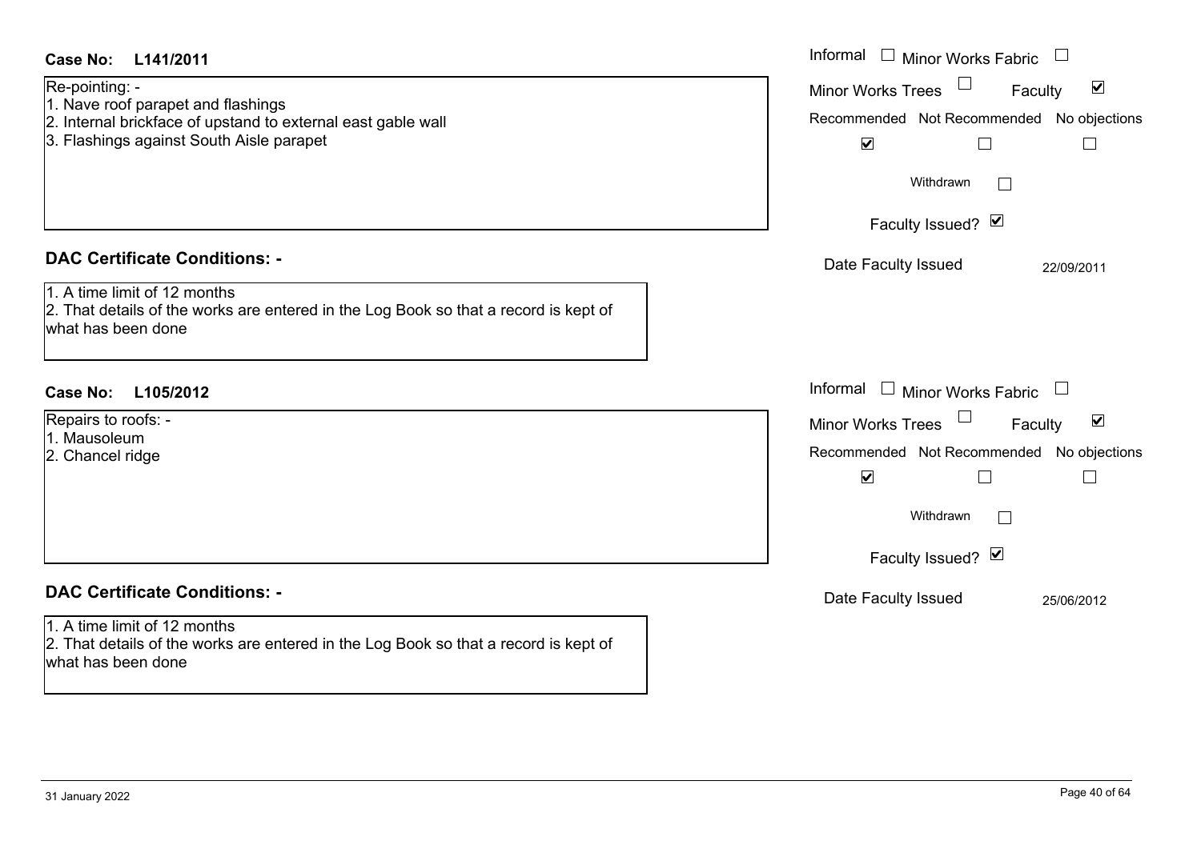**Case No: L141/2011**

Re-pointing: -
1. Nave roof parapet and flashings
2. Internal brickface of upstand to external east gable wall
3. Flashings against South Aisle parapet

Informal ☐ Minor Works Fabric ☐
Minor Works Trees ☐ Faculty ☑
Recommended ☑ Not Recommended ☐ No objections ☐
Withdrawn ☐
Faculty Issued? ☑
Date Faculty Issued 22/09/2011

## DAC Certificate Conditions: -

1. A time limit of 12 months
2. That details of the works are entered in the Log Book so that a record is kept of what has been done

**Case No: L105/2012**

Repairs to roofs: -
1. Mausoleum
2. Chancel ridge

Informal ☐ Minor Works Fabric ☐
Minor Works Trees ☐ Faculty ☑
Recommended ☑ Not Recommended ☐ No objections ☐
Withdrawn ☐
Faculty Issued? ☑
Date Faculty Issued 25/06/2012

## DAC Certificate Conditions: -

1. A time limit of 12 months
2. That details of the works are entered in the Log Book so that a record is kept of what has been done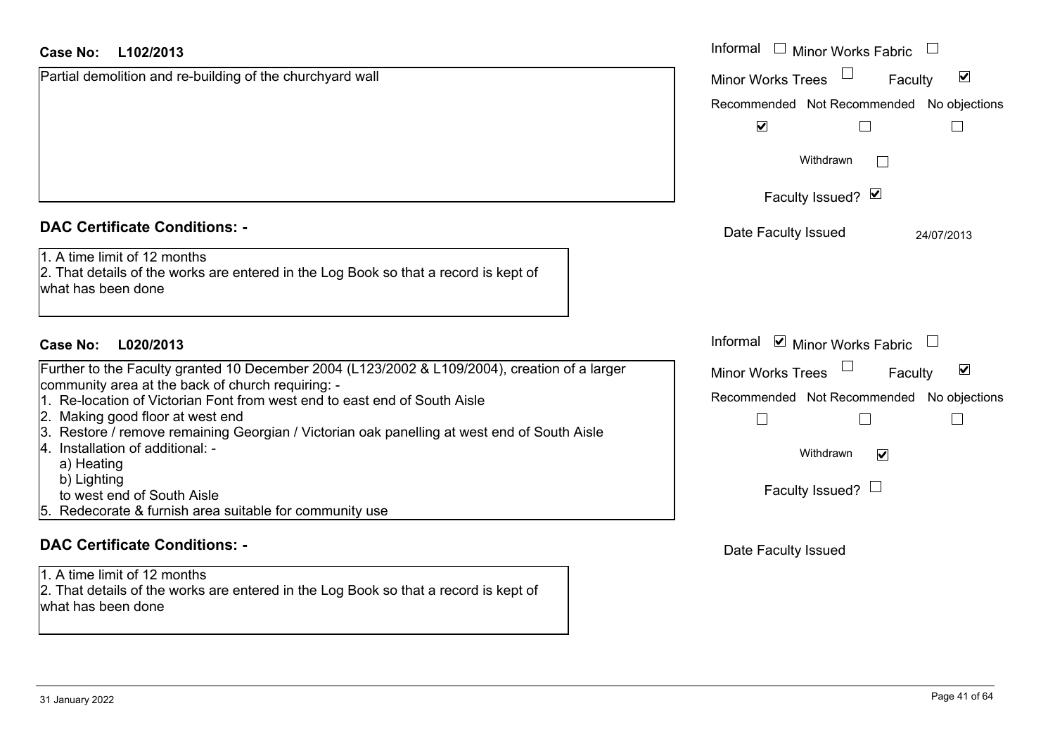**Case No: L102/2013**

Partial demolition and re-building of the churchyard wall

Informal ☐ Minor Works Fabric ☐
Minor Works Trees ☐ Faculty ☑

Recommended ☑ Not Recommended ☐ No objections ☐

Withdrawn ☐

Faculty Issued? ☑

Date Faculty Issued 24/07/2013

## DAC Certificate Conditions: -

1. A time limit of 12 months
2. That details of the works are entered in the Log Book so that a record is kept of what has been done

**Case No: L020/2013**

Further to the Faculty granted 10 December 2004 (L123/2002 & L109/2004), creation of a larger community area at the back of church requiring: -

1. Re-location of Victorian Font from west end to east end of South Aisle
2. Making good floor at west end
3. Restore / remove remaining Georgian / Victorian oak panelling at west end of South Aisle
4. Installation of additional: -
   a) Heating
   b) Lighting
   to west end of South Aisle
5. Redecorate & furnish area suitable for community use

Informal ☑ Minor Works Fabric ☐
Minor Works Trees ☐ Faculty ☑

Recommended ☐ Not Recommended ☐ No objections ☐

Withdrawn ☑

Faculty Issued? ☐

Date Faculty Issued

## DAC Certificate Conditions: -

1. A time limit of 12 months
2. That details of the works are entered in the Log Book so that a record is kept of what has been done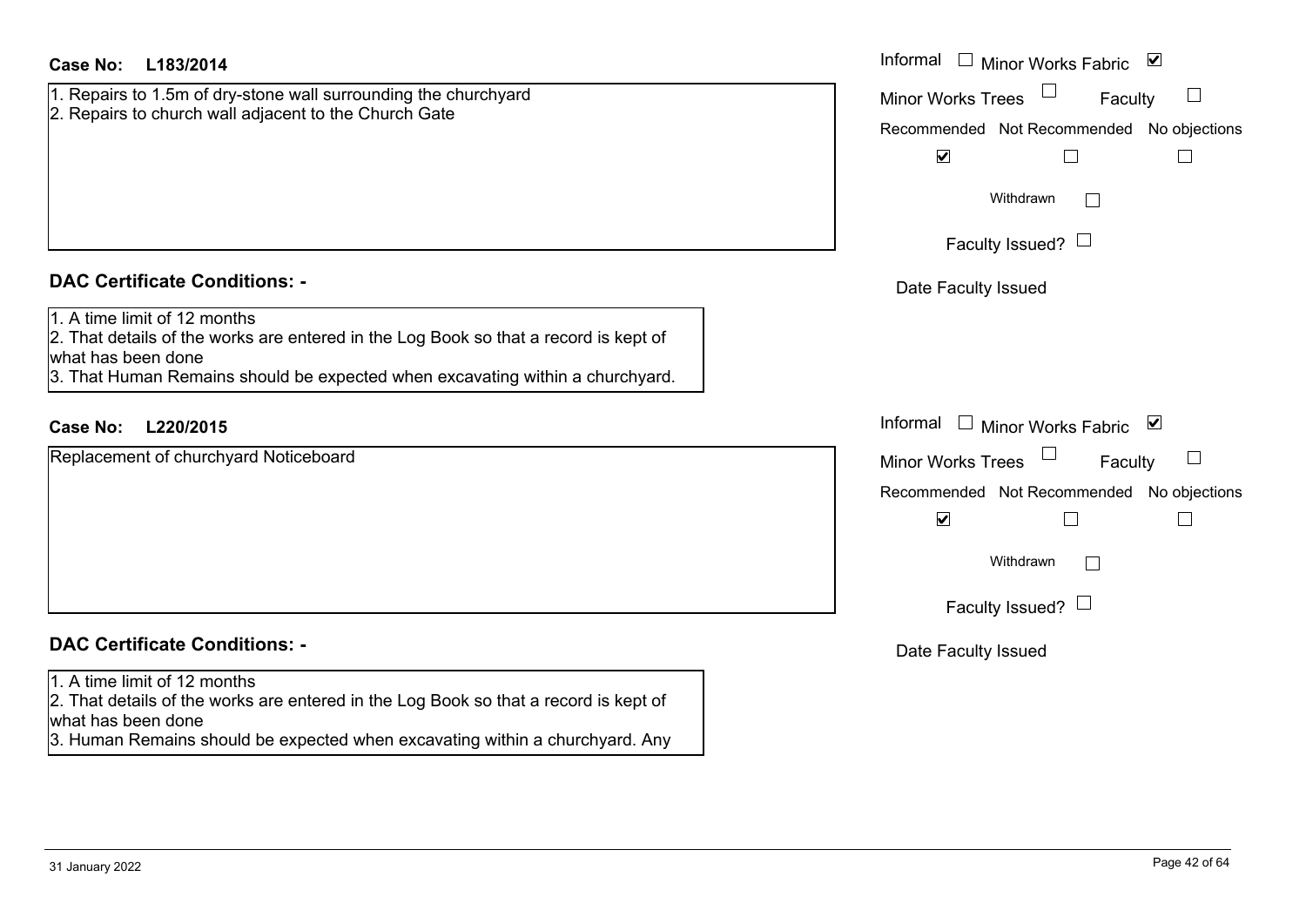**Case No: L183/2014**

1. Repairs to 1.5m of dry-stone wall surrounding the churchyard
2. Repairs to church wall adjacent to the Church Gate

Informal ☐ Minor Works Fabric ☑
Minor Works Trees ☐ Faculty ☐

| Recommended | Not Recommended | No objections |
| --- | --- | --- |
| ☑ | ☐ | ☐ |

Withdrawn ☐

Faculty Issued? ☐

Date Faculty Issued

## DAC Certificate Conditions: -

1. A time limit of 12 months
2. That details of the works are entered in the Log Book so that a record is kept of what has been done
3. That Human Remains should be expected when excavating within a churchyard.

**Case No: L220/2015**

Replacement of churchyard Noticeboard

Informal ☐ Minor Works Fabric ☑
Minor Works Trees ☐ Faculty ☐

| Recommended | Not Recommended | No objections |
| --- | --- | --- |
| ☑ | ☐ | ☐ |

Withdrawn ☐

Faculty Issued? ☐

Date Faculty Issued

## DAC Certificate Conditions: -

1. A time limit of 12 months
2. That details of the works are entered in the Log Book so that a record is kept of what has been done
3. Human Remains should be expected when excavating within a churchyard. Any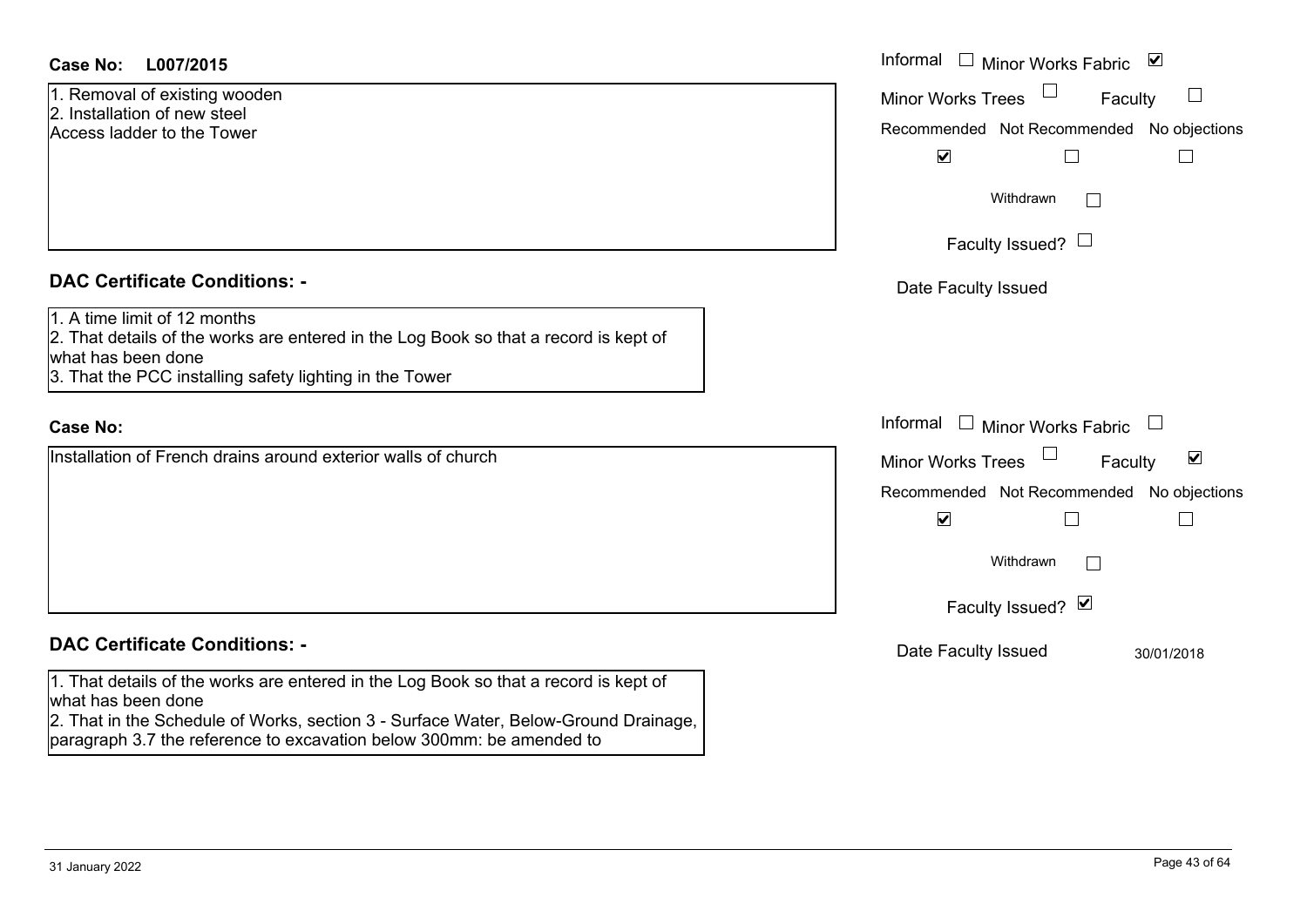**Case No:** L007/2015

1. Removal of existing wooden
2. Installation of new steel
Access ladder to the Tower

Informal ☐ Minor Works Fabric ☑
Minor Works Trees ☐ Faculty ☐
Recommended ☑ Not Recommended ☐ No objections ☐
Withdrawn ☐
Faculty Issued? ☐
Date Faculty Issued

## DAC Certificate Conditions: -

1. A time limit of 12 months
2. That details of the works are entered in the Log Book so that a record is kept of what has been done
3. That the PCC installing safety lighting in the Tower

**Case No:**

Installation of French drains around exterior walls of church

Informal ☐ Minor Works Fabric ☐
Minor Works Trees ☐ Faculty ☑
Recommended ☑ Not Recommended ☐ No objections ☐
Withdrawn ☐
Faculty Issued? ☑
Date Faculty Issued 30/01/2018

## DAC Certificate Conditions: -

1. That details of the works are entered in the Log Book so that a record is kept of what has been done
2. That in the Schedule of Works, section 3 - Surface Water, Below-Ground Drainage, paragraph 3.7 the reference to excavation below 300mm: be amended to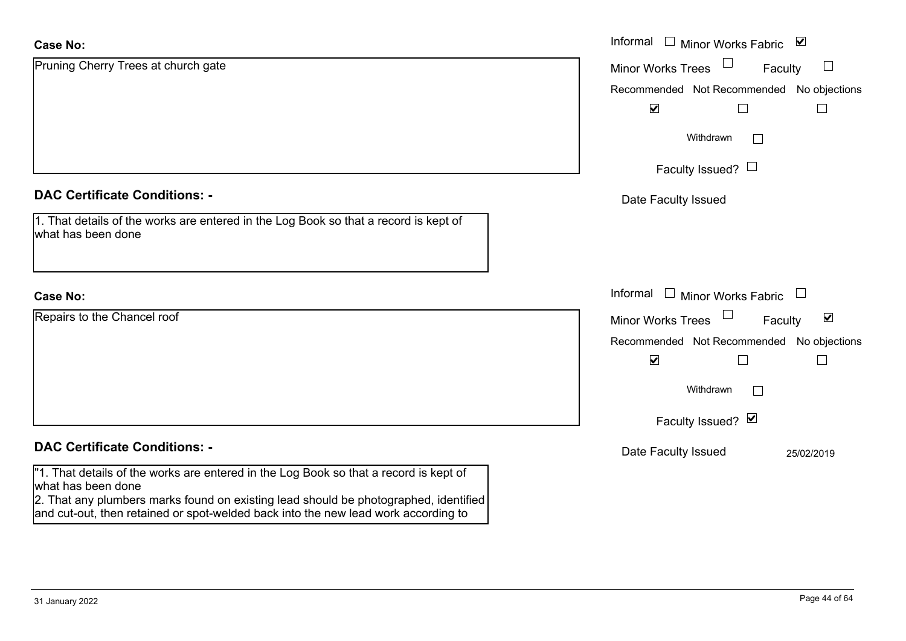**Case No:**

Pruning Cherry Trees at church gate

Informal ☐ Minor Works Fabric ☑

Minor Works Trees ☐ Faculty ☐

Recommended ☑ Not Recommended ☐ No objections ☐

Withdrawn ☐

Faculty Issued? ☐

Date Faculty Issued

**DAC Certificate Conditions: -**

1. That details of the works are entered in the Log Book so that a record is kept of what has been done

**Case No:**

Repairs to the Chancel roof

Informal ☐ Minor Works Fabric ☐

Minor Works Trees ☐ Faculty ☑

Recommended ☑ Not Recommended ☐ No objections ☐

Withdrawn ☐

Faculty Issued? ☑

Date Faculty Issued 25/02/2019

**DAC Certificate Conditions: -**

"1. That details of the works are entered in the Log Book so that a record is kept of what has been done
2. That any plumbers marks found on existing lead should be photographed, identified and cut-out, then retained or spot-welded back into the new lead work according to

31 January 2022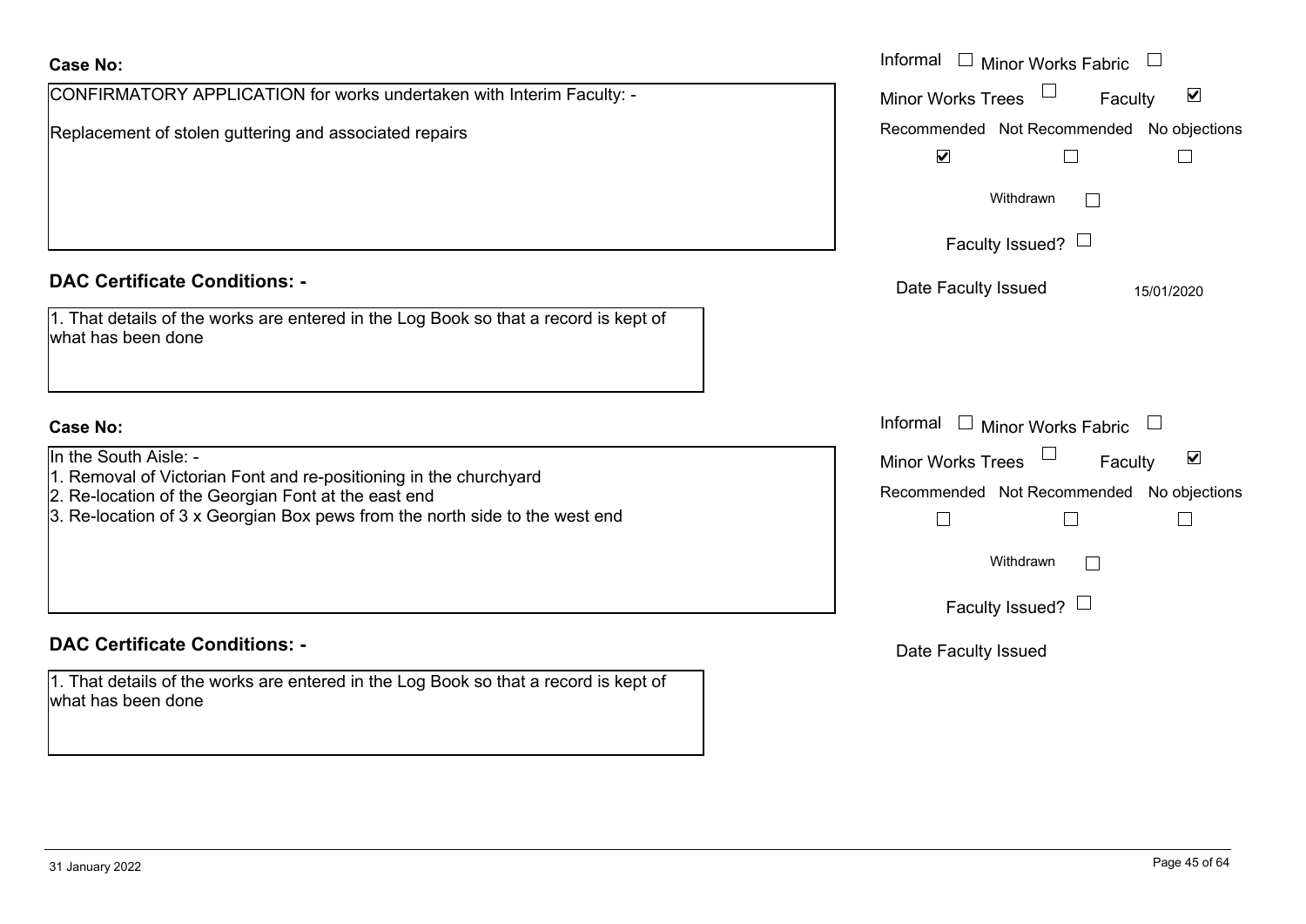**Case No:**

CONFIRMATORY APPLICATION for works undertaken with Interim Faculty: -

Replacement of stolen guttering and associated repairs

Informal ☐ Minor Works Fabric ☐
Minor Works Trees ☐ Faculty ☑

Recommended ☑ Not Recommended ☐ No objections ☐

Withdrawn ☐

Faculty Issued? ☐

Date Faculty Issued 15/01/2020

**DAC Certificate Conditions: -**

1. That details of the works are entered in the Log Book so that a record is kept of what has been done

**Case No:**

In the South Aisle: -
1. Removal of Victorian Font and re-positioning in the churchyard
2. Re-location of the Georgian Font at the east end
3. Re-location of 3 x Georgian Box pews from the north side to the west end

Informal ☐ Minor Works Fabric ☐
Minor Works Trees ☐ Faculty ☑

Recommended ☐ Not Recommended ☐ No objections ☐

Withdrawn ☐

Faculty Issued? ☐

Date Faculty Issued

**DAC Certificate Conditions: -**

1. That details of the works are entered in the Log Book so that a record is kept of what has been done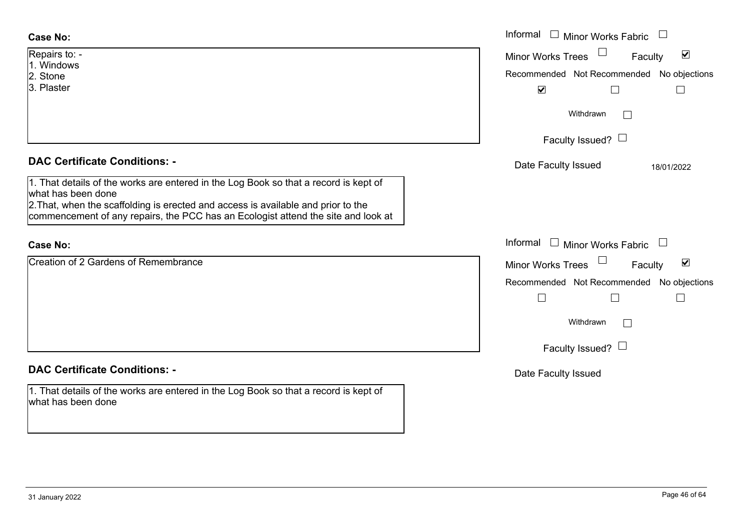**Case No:**

Repairs to: -
1. Windows
2. Stone
3. Plaster

Informal ☐ Minor Works Fabric ☐
Minor Works Trees ☐ Faculty ☑
Recommended ☑ Not Recommended ☐ No objections ☐
Withdrawn ☐
Faculty Issued? ☐
Date Faculty Issued 18/01/2022

**DAC Certificate Conditions: -**

1. That details of the works are entered in the Log Book so that a record is kept of what has been done
2. That, when the scaffolding is erected and access is available and prior to the commencement of any repairs, the PCC has an Ecologist attend the site and look at

**Case No:**

Creation of 2 Gardens of Remembrance

Informal ☐ Minor Works Fabric ☐
Minor Works Trees ☐ Faculty ☑
Recommended ☐ Not Recommended ☐ No objections ☐
Withdrawn ☐
Faculty Issued? ☐
Date Faculty Issued

**DAC Certificate Conditions: -**

1. That details of the works are entered in the Log Book so that a record is kept of what has been done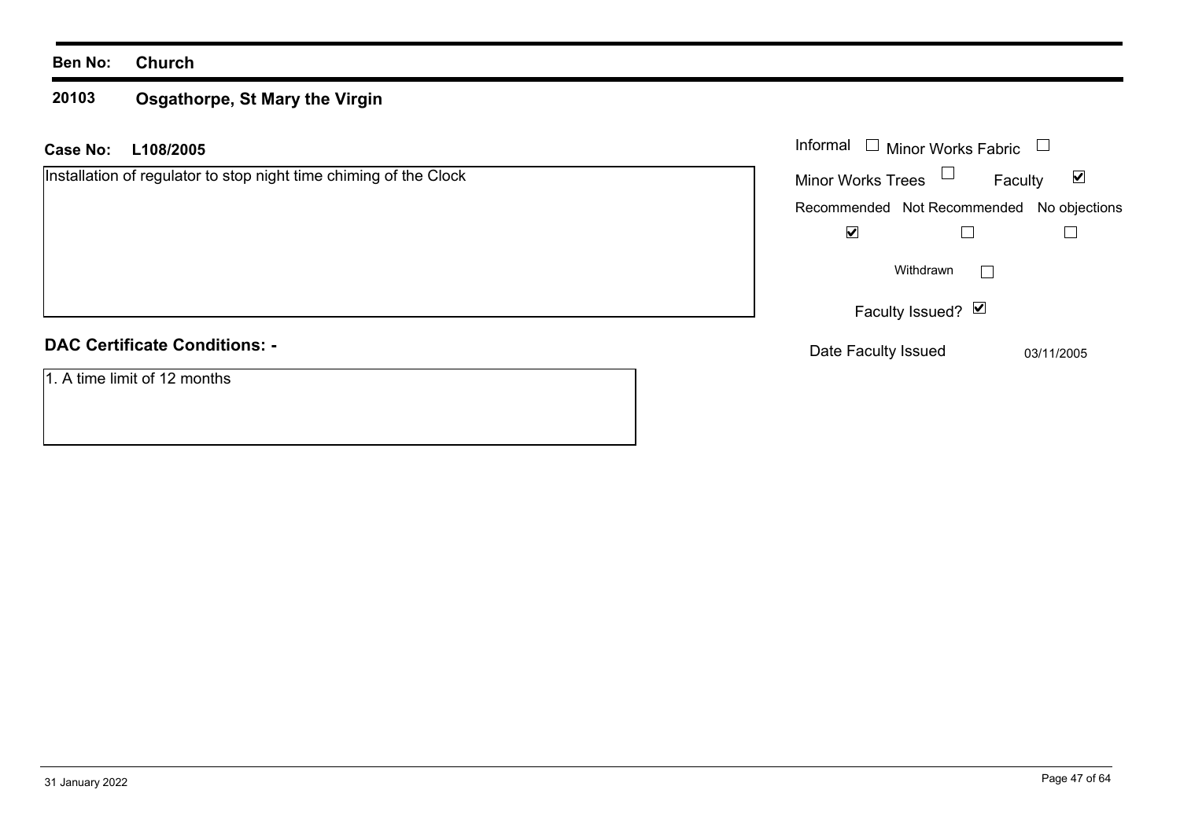**Ben No:** **Church**

## 20103 Osgathorpe, St Mary the Virgin

**Case No:** **L108/2005**

Installation of regulator to stop night time chiming of the Clock

| Informal | ☐ | Minor Works Fabric | ☐ |
|---|---|---|---|
| Minor Works Trees | ☐ | Faculty | ☑ |

| Recommended | Not Recommended | No objections |
|---|---|---|
| ☑ | ☐ | ☐ |

Withdrawn ☐

Faculty Issued? ☑

Date Faculty Issued 03/11/2005

### DAC Certificate Conditions: -

1. A time limit of 12 months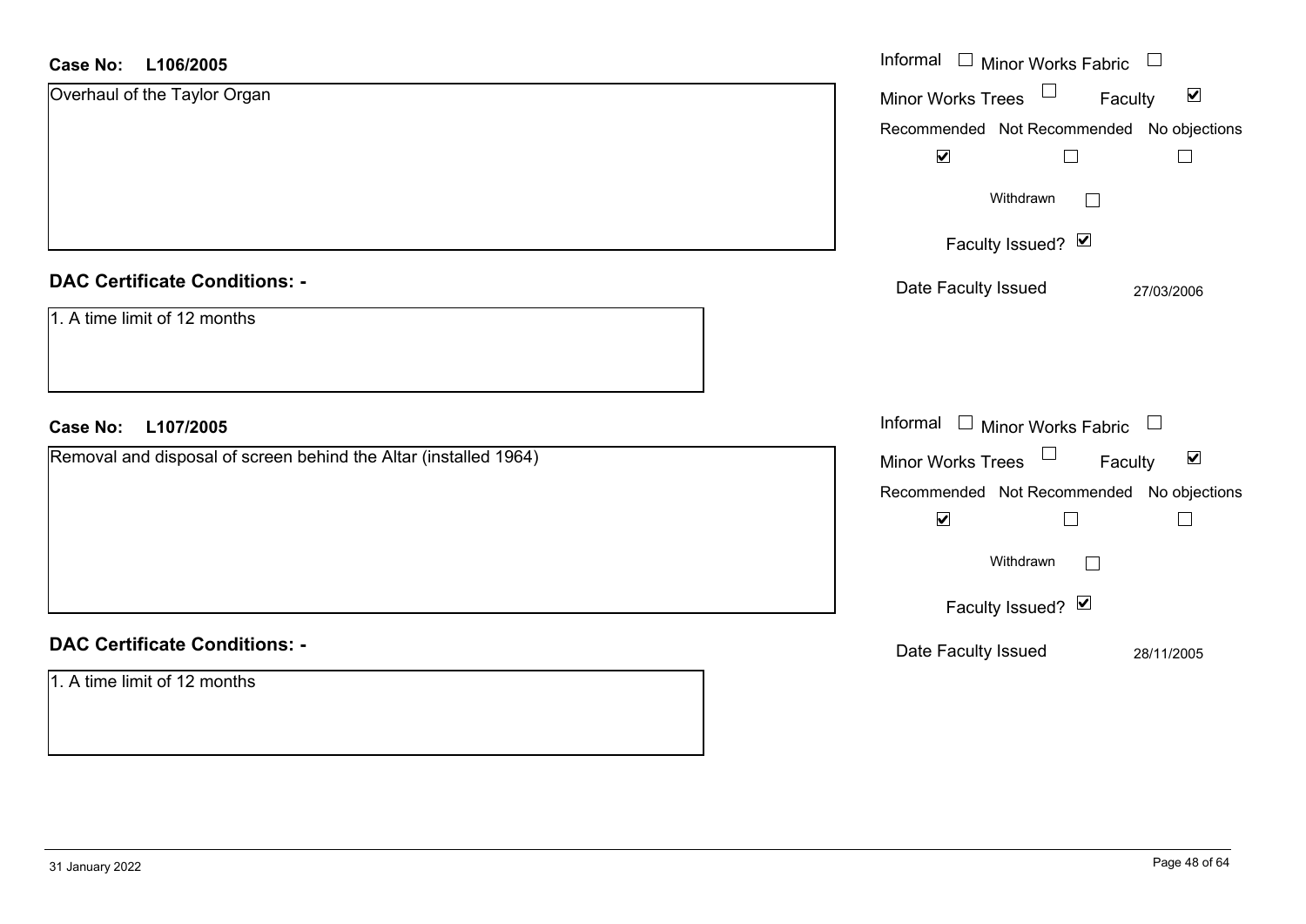**Case No: L106/2005**

Overhaul of the Taylor Organ

Informal ☐ Minor Works Fabric ☐

Minor Works Trees ☐ Faculty ☑

Recommended ☑ Not Recommended ☐ No objections ☐

Withdrawn ☐

Faculty Issued? ☑

Date Faculty Issued 27/03/2006

**DAC Certificate Conditions: -**

1. A time limit of 12 months

**Case No: L107/2005**

Removal and disposal of screen behind the Altar (installed 1964)

Informal ☐ Minor Works Fabric ☐

Minor Works Trees ☐ Faculty ☑

Recommended ☑ Not Recommended ☐ No objections ☐

Withdrawn ☐

Faculty Issued? ☑

Date Faculty Issued 28/11/2005

**DAC Certificate Conditions: -**

1. A time limit of 12 months

31 January 2022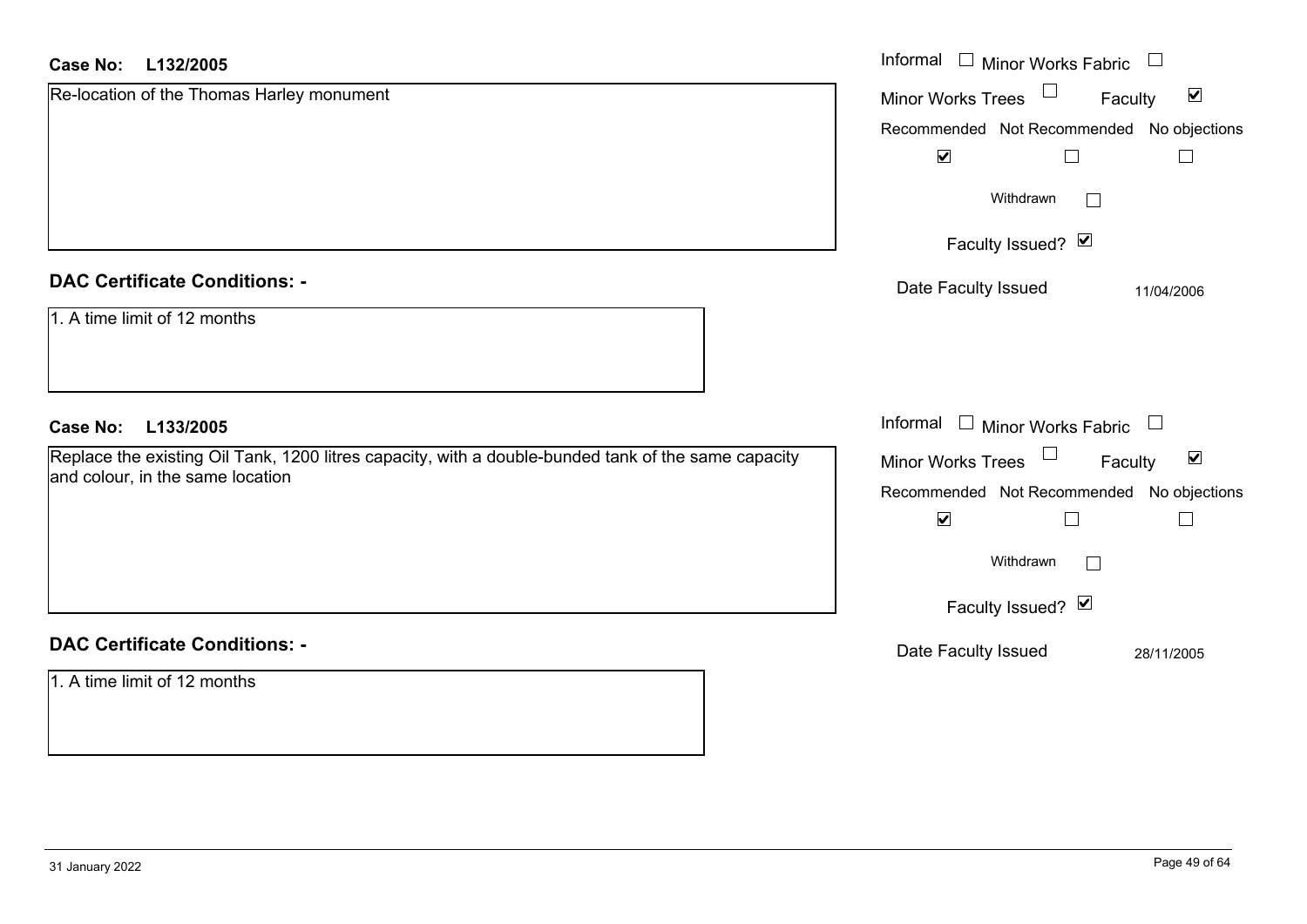**Case No: L132/2005**

Re-location of the Thomas Harley monument

Informal ☐ Minor Works Fabric ☐

Minor Works Trees ☐ Faculty ☑

| Recommended | Not Recommended | No objections |
|---|---|---|
| ☑ | ☐ | ☐ |

Withdrawn ☐

Faculty Issued? ☑

Date Faculty Issued 11/04/2006

**DAC Certificate Conditions: -**

1. A time limit of 12 months

**Case No: L133/2005**

Replace the existing Oil Tank, 1200 litres capacity, with a double-bunded tank of the same capacity and colour, in the same location

Informal ☐ Minor Works Fabric ☐

Minor Works Trees ☐ Faculty ☑

| Recommended | Not Recommended | No objections |
|---|---|---|
| ☑ | ☐ | ☐ |

Withdrawn ☐

Faculty Issued? ☑

Date Faculty Issued 28/11/2005

**DAC Certificate Conditions: -**

1. A time limit of 12 months

31 January 2022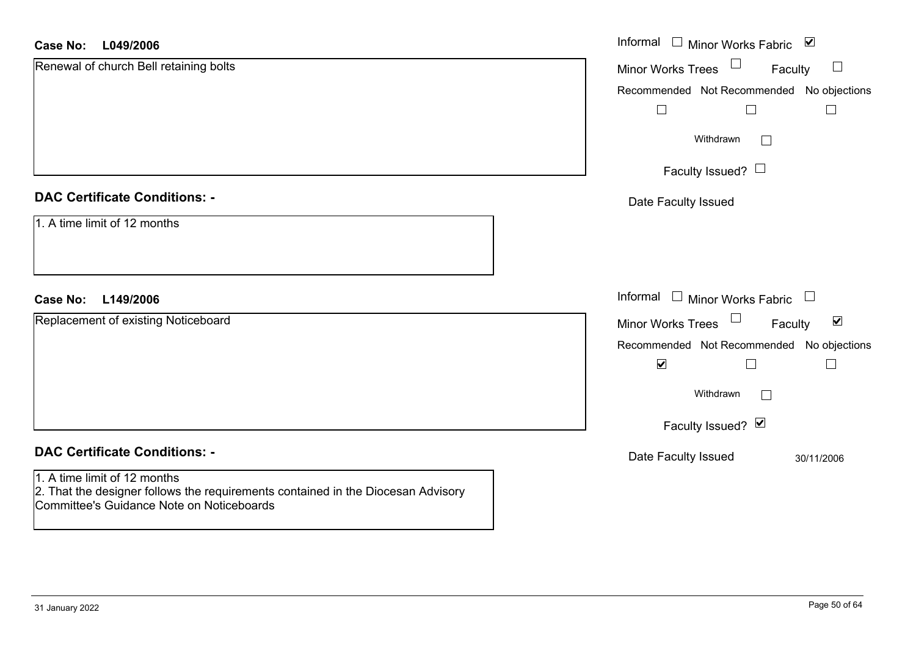**Case No:** **L049/2006**

Renewal of church Bell retaining bolts

Informal ☐ Minor Works Fabric ☑

Minor Works Trees ☐ Faculty ☐

Recommended ☐ Not Recommended ☐ No objections ☐

Withdrawn ☐

Faculty Issued? ☐

Date Faculty Issued

## DAC Certificate Conditions: -

1. A time limit of 12 months

**Case No:** **L149/2006**

Replacement of existing Noticeboard

Informal ☐ Minor Works Fabric ☐

Minor Works Trees ☐ Faculty ☑

Recommended ☑ Not Recommended ☐ No objections ☐

Withdrawn ☐

Faculty Issued? ☑

Date Faculty Issued 30/11/2006

## DAC Certificate Conditions: -

1. A time limit of 12 months
2. That the designer follows the requirements contained in the Diocesan Advisory Committee's Guidance Note on Noticeboards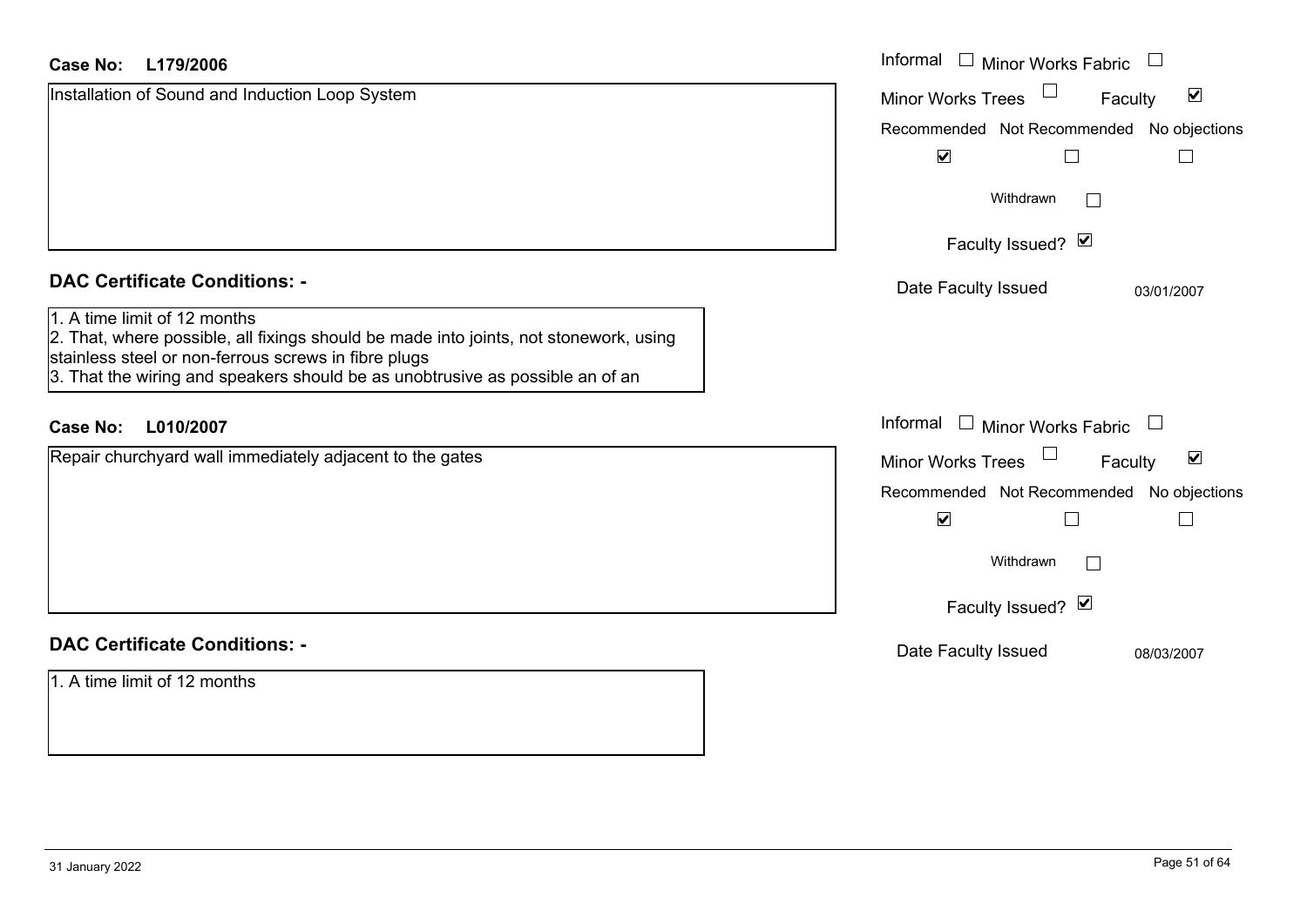**Case No: L179/2006**

Installation of Sound and Induction Loop System

Informal ☐ Minor Works Fabric ☐

Minor Works Trees ☐ Faculty ☑

Recommended ☑ Not Recommended ☐ No objections ☐

Withdrawn ☐

Faculty Issued? ☑

Date Faculty Issued 03/01/2007

**DAC Certificate Conditions: -**

1. A time limit of 12 months
2. That, where possible, all fixings should be made into joints, not stonework, using stainless steel or non-ferrous screws in fibre plugs
3. That the wiring and speakers should be as unobtrusive as possible an of an

**Case No: L010/2007**

Repair churchyard wall immediately adjacent to the gates

Informal ☐ Minor Works Fabric ☐

Minor Works Trees ☐ Faculty ☑

Recommended ☑ Not Recommended ☐ No objections ☐

Withdrawn ☐

Faculty Issued? ☑

Date Faculty Issued 08/03/2007

**DAC Certificate Conditions: -**

1. A time limit of 12 months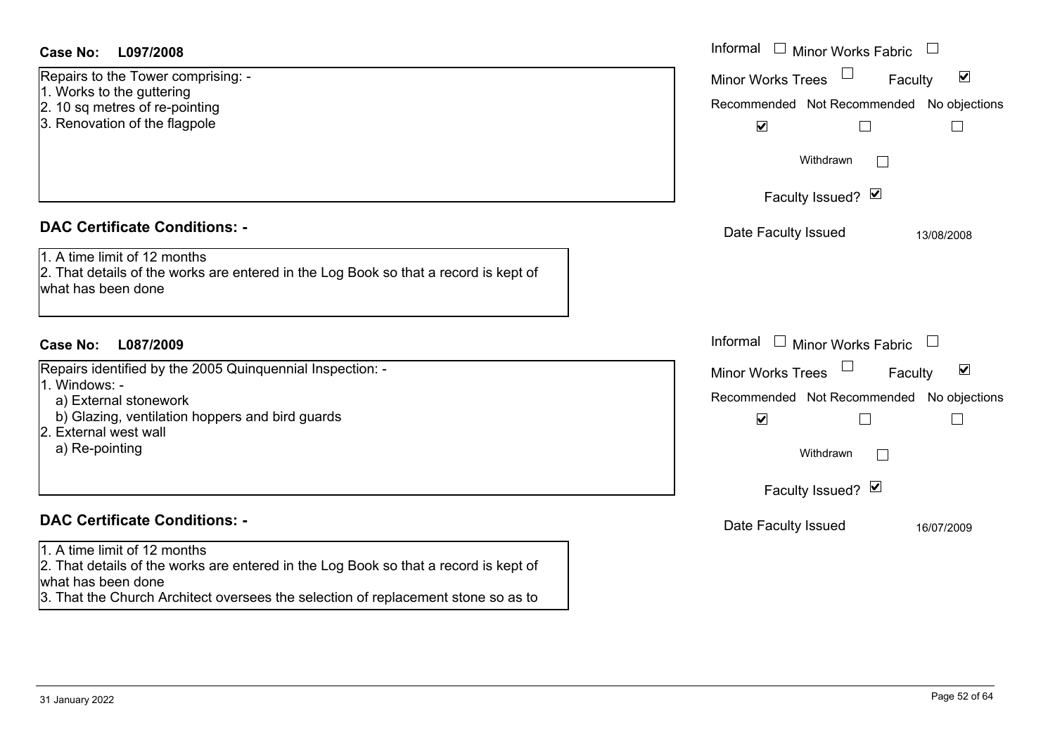**Case No: L097/2008**

Repairs to the Tower comprising: -
1. Works to the guttering
2. 10 sq metres of re-pointing
3. Renovation of the flagpole

Informal ☐ Minor Works Fabric ☐
Minor Works Trees ☐ Faculty ☑
Recommended ☑ Not Recommended ☐ No objections ☐
Withdrawn ☐
Faculty Issued? ☑
Date Faculty Issued 13/08/2008

### DAC Certificate Conditions: -

1. A time limit of 12 months
2. That details of the works are entered in the Log Book so that a record is kept of what has been done

**Case No: L087/2009**

Repairs identified by the 2005 Quinquennial Inspection: -
1. Windows: -
   a) External stonework
   b) Glazing, ventilation hoppers and bird guards
2. External west wall
   a) Re-pointing

Informal ☐ Minor Works Fabric ☐
Minor Works Trees ☐ Faculty ☑
Recommended ☑ Not Recommended ☐ No objections ☐
Withdrawn ☐
Faculty Issued? ☑
Date Faculty Issued 16/07/2009

### DAC Certificate Conditions: -

1. A time limit of 12 months
2. That details of the works are entered in the Log Book so that a record is kept of what has been done
3. That the Church Architect oversees the selection of replacement stone so as to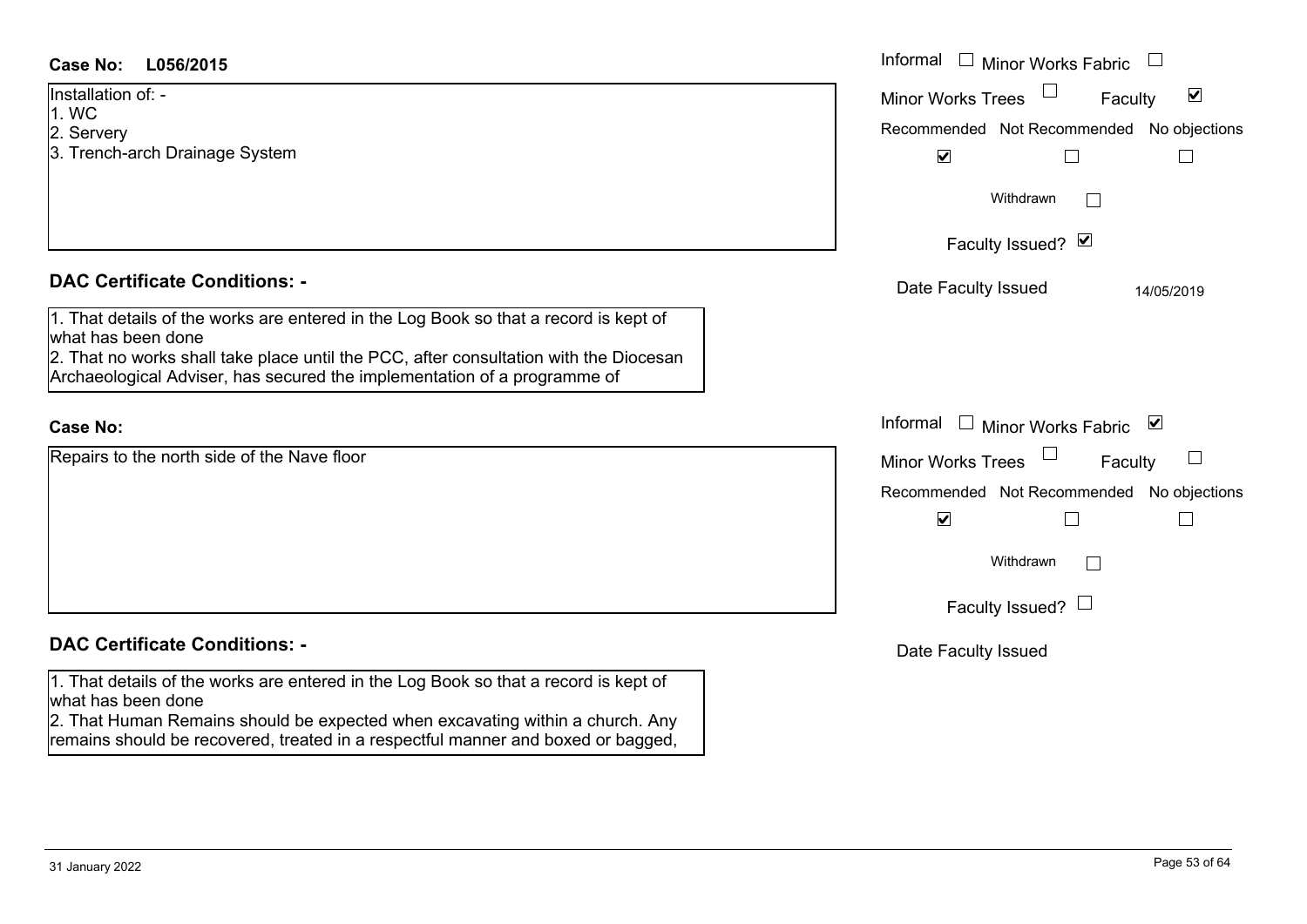**Case No:** **L056/2015**

Installation of: -
1. WC
2. Servery
3. Trench-arch Drainage System

Informal ☐ Minor Works Fabric ☐
Minor Works Trees ☐ Faculty ☑

| Recommended | Not Recommended | No objections |
|---|---|---|
| ☑ | ☐ | ☐ |

Withdrawn ☐

Faculty Issued? ☑

Date Faculty Issued 14/05/2019

## DAC Certificate Conditions: -

1. That details of the works are entered in the Log Book so that a record is kept of what has been done
2. That no works shall take place until the PCC, after consultation with the Diocesan Archaeological Adviser, has secured the implementation of a programme of

**Case No:**

Repairs to the north side of the Nave floor

Informal ☐ Minor Works Fabric ☑
Minor Works Trees ☐ Faculty ☐

| Recommended | Not Recommended | No objections |
|---|---|---|
| ☑ | ☐ | ☐ |

Withdrawn ☐

Faculty Issued? ☐

Date Faculty Issued

## DAC Certificate Conditions: -

1. That details of the works are entered in the Log Book so that a record is kept of what has been done
2. That Human Remains should be expected when excavating within a church. Any remains should be recovered, treated in a respectful manner and boxed or bagged,

31 January 2022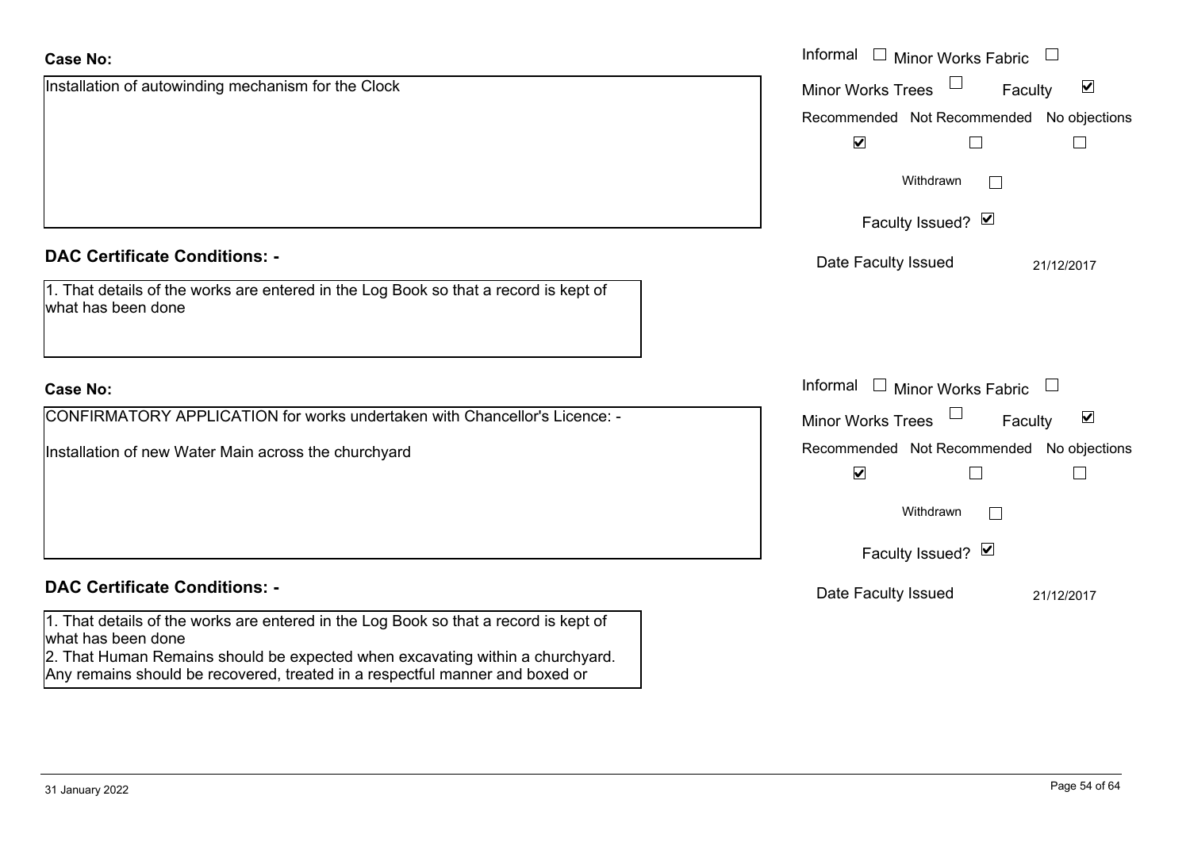**Case No:**

Installation of autowinding mechanism for the Clock

Informal ☐ Minor Works Fabric ☐

Minor Works Trees ☐ Faculty ☑

| Recommended | Not Recommended | No objections |
|---|---|---|
| ☑ | ☐ | ☐ |

Withdrawn ☐

Faculty Issued? ☑

Date Faculty Issued 21/12/2017

**DAC Certificate Conditions: -**

1. That details of the works are entered in the Log Book so that a record is kept of what has been done

**Case No:**

CONFIRMATORY APPLICATION for works undertaken with Chancellor's Licence: -

Installation of new Water Main across the churchyard

Informal ☐ Minor Works Fabric ☐

Minor Works Trees ☐ Faculty ☑

| Recommended | Not Recommended | No objections |
|---|---|---|
| ☑ | ☐ | ☐ |

Withdrawn ☐

Faculty Issued? ☑

Date Faculty Issued 21/12/2017

**DAC Certificate Conditions: -**

1. That details of the works are entered in the Log Book so that a record is kept of what has been done
2. That Human Remains should be expected when excavating within a churchyard. Any remains should be recovered, treated in a respectful manner and boxed or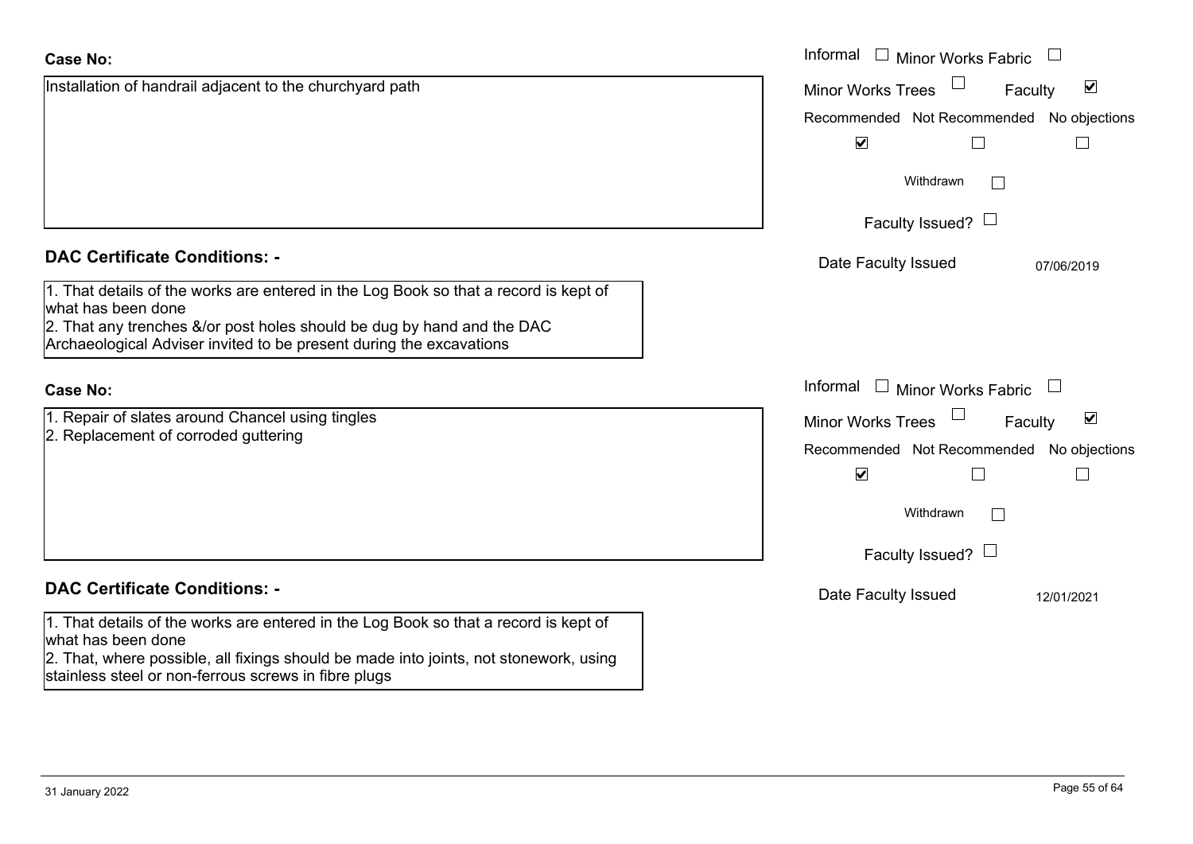**Case No:**

Installation of handrail adjacent to the churchyard path

Informal ☐ Minor Works Fabric ☐
Minor Works Trees ☐ Faculty ☑
Recommended ☑ Not Recommended ☐ No objections ☐
Withdrawn ☐
Faculty Issued? ☐
Date Faculty Issued 07/06/2019

**DAC Certificate Conditions: -**

1. That details of the works are entered in the Log Book so that a record is kept of what has been done
2. That any trenches &/or post holes should be dug by hand and the DAC Archaeological Adviser invited to be present during the excavations

**Case No:**

1. Repair of slates around Chancel using tingles
2. Replacement of corroded guttering

Informal ☐ Minor Works Fabric ☐
Minor Works Trees ☐ Faculty ☑
Recommended ☑ Not Recommended ☐ No objections ☐
Withdrawn ☐
Faculty Issued? ☐
Date Faculty Issued 12/01/2021

**DAC Certificate Conditions: -**

1. That details of the works are entered in the Log Book so that a record is kept of what has been done
2. That, where possible, all fixings should be made into joints, not stonework, using stainless steel or non-ferrous screws in fibre plugs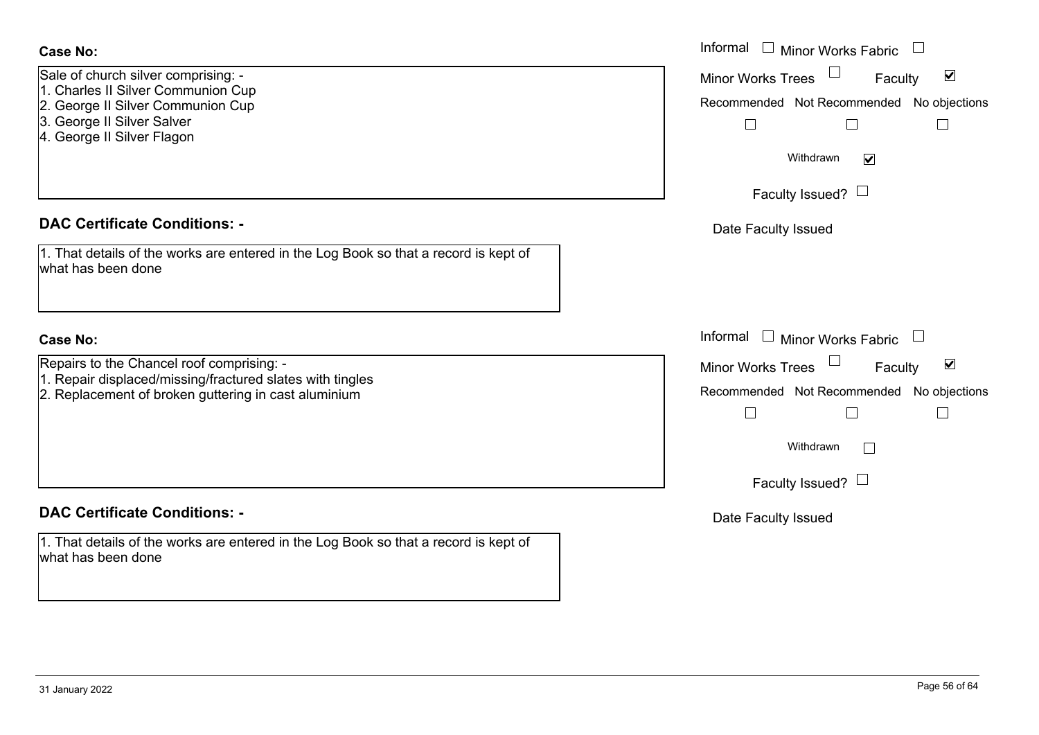**Case No:**

Sale of church silver comprising: -
1. Charles II Silver Communion Cup
2. George II Silver Communion Cup
3. George II Silver Salver
4. George II Silver Flagon

Informal ☐ Minor Works Fabric ☐
Minor Works Trees ☐ Faculty ☑
Recommended ☐ Not Recommended ☐ No objections ☐
Withdrawn ☑
Faculty Issued? ☐
Date Faculty Issued

**DAC Certificate Conditions: -**

1. That details of the works are entered in the Log Book so that a record is kept of what has been done

**Case No:**

Repairs to the Chancel roof comprising: -
1. Repair displaced/missing/fractured slates with tingles
2. Replacement of broken guttering in cast aluminium

Informal ☐ Minor Works Fabric ☐
Minor Works Trees ☐ Faculty ☑
Recommended ☐ Not Recommended ☐ No objections ☐
Withdrawn ☐
Faculty Issued? ☐
Date Faculty Issued

**DAC Certificate Conditions: -**

1. That details of the works are entered in the Log Book so that a record is kept of what has been done

31 January 2022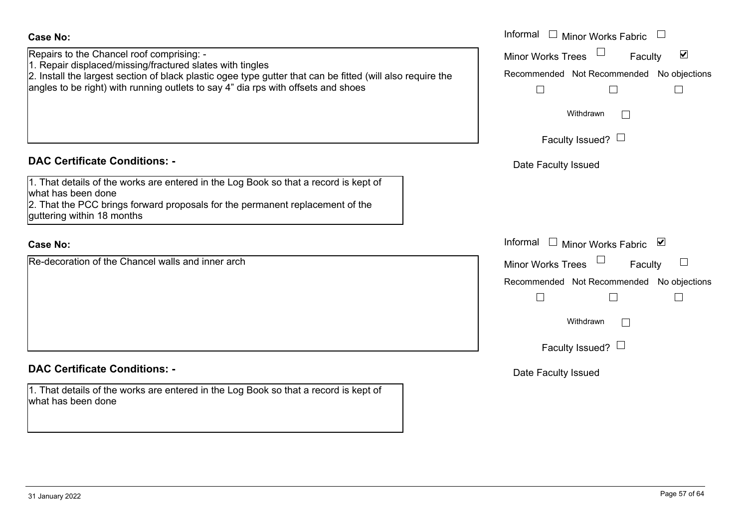**Case No:**

Repairs to the Chancel roof comprising: -
1. Repair displaced/missing/fractured slates with tingles
2. Install the largest section of black plastic ogee type gutter that can be fitted (will also require the angles to be right) with running outlets to say 4" dia rps with offsets and shoes

Informal ☐ Minor Works Fabric ☐
Minor Works Trees ☐ Faculty ☑
Recommended ☐ Not Recommended ☐ No objections ☐
Withdrawn ☐
Faculty Issued? ☐
Date Faculty Issued

**DAC Certificate Conditions: -**

1. That details of the works are entered in the Log Book so that a record is kept of what has been done
2. That the PCC brings forward proposals for the permanent replacement of the guttering within 18 months

**Case No:**

Re-decoration of the Chancel walls and inner arch

Informal ☐ Minor Works Fabric ☑
Minor Works Trees ☐ Faculty ☐
Recommended ☐ Not Recommended ☐ No objections ☐
Withdrawn ☐
Faculty Issued? ☐
Date Faculty Issued

**DAC Certificate Conditions: -**

1. That details of the works are entered in the Log Book so that a record is kept of what has been done

31 January 2022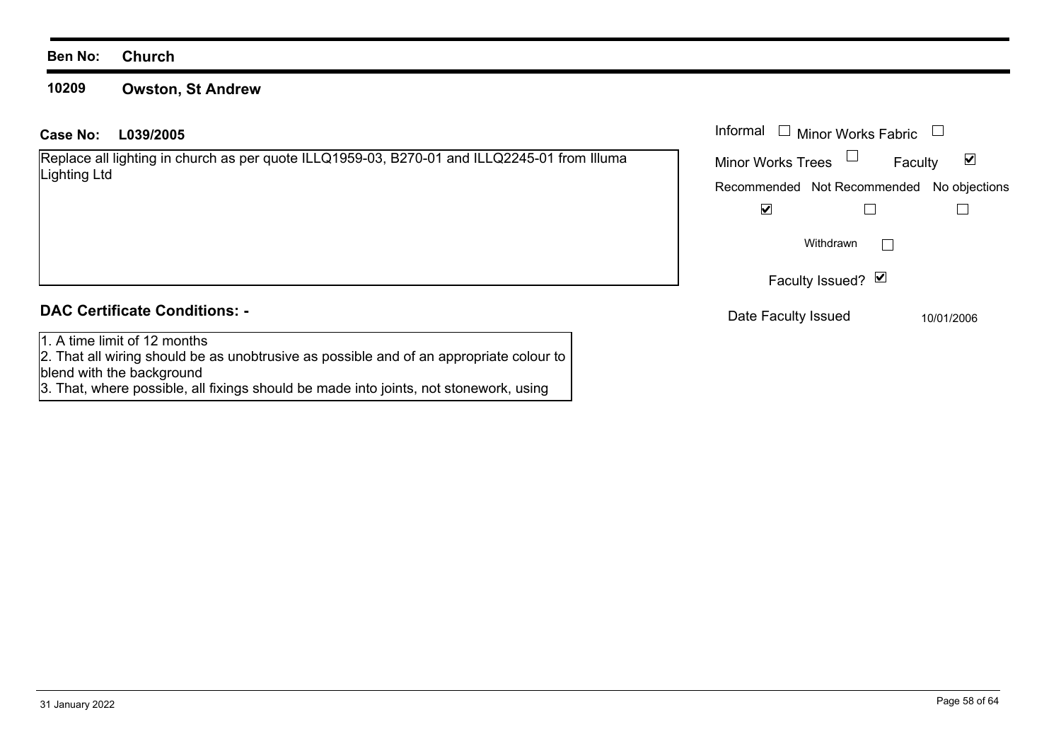**Ben No:** **Church**

**10209** **Owston, St Andrew**

**Case No:** **L039/2005**

Replace all lighting in church as per quote ILLQ1959-03, B270-01 and ILLQ2245-01 from Illuma Lighting Ltd

Informal ☐ Minor Works Fabric ☐

Minor Works Trees ☐ Faculty ☑

Recommended ☑ Not Recommended ☐ No objections ☐

Withdrawn ☐

Faculty Issued? ☑

Date Faculty Issued 10/01/2006

## DAC Certificate Conditions: -

1. A time limit of 12 months
2. That all wiring should be as unobtrusive as possible and of an appropriate colour to blend with the background
3. That, where possible, all fixings should be made into joints, not stonework, using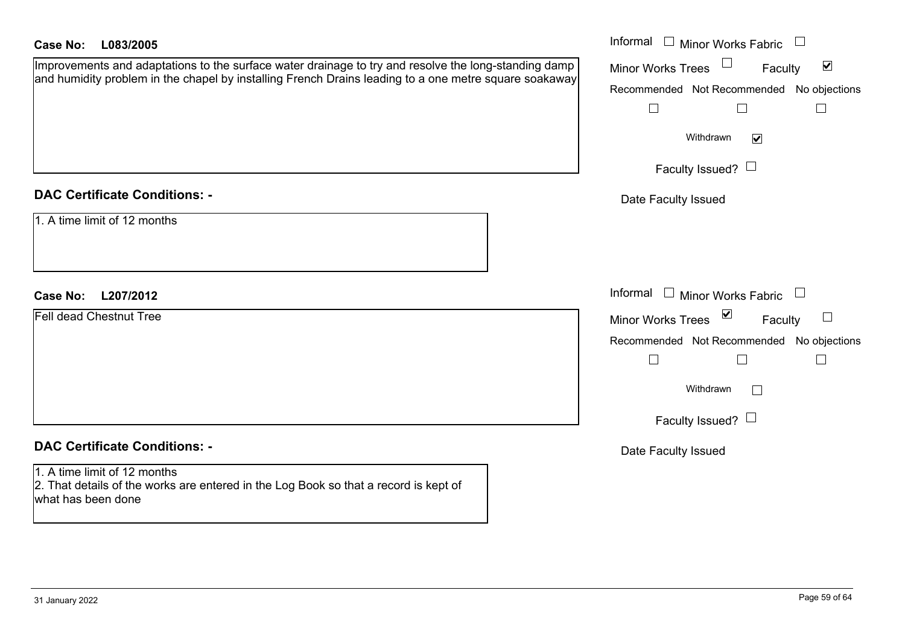**Case No: L083/2005**

Improvements and adaptations to the surface water drainage to try and resolve the long-standing damp and humidity problem in the chapel by installing French Drains leading to a one metre square soakaway

Informal ☐ Minor Works Fabric ☐
Minor Works Trees ☐ Faculty ☑
Recommended ☐ Not Recommended ☐ No objections ☐
Withdrawn ☑
Faculty Issued? ☐
Date Faculty Issued

## DAC Certificate Conditions: -

1. A time limit of 12 months

**Case No: L207/2012**

Fell dead Chestnut Tree

Informal ☐ Minor Works Fabric ☐
Minor Works Trees ☑ Faculty ☐
Recommended ☐ Not Recommended ☐ No objections ☐
Withdrawn ☐
Faculty Issued? ☐
Date Faculty Issued

## DAC Certificate Conditions: -

1. A time limit of 12 months
2. That details of the works are entered in the Log Book so that a record is kept of what has been done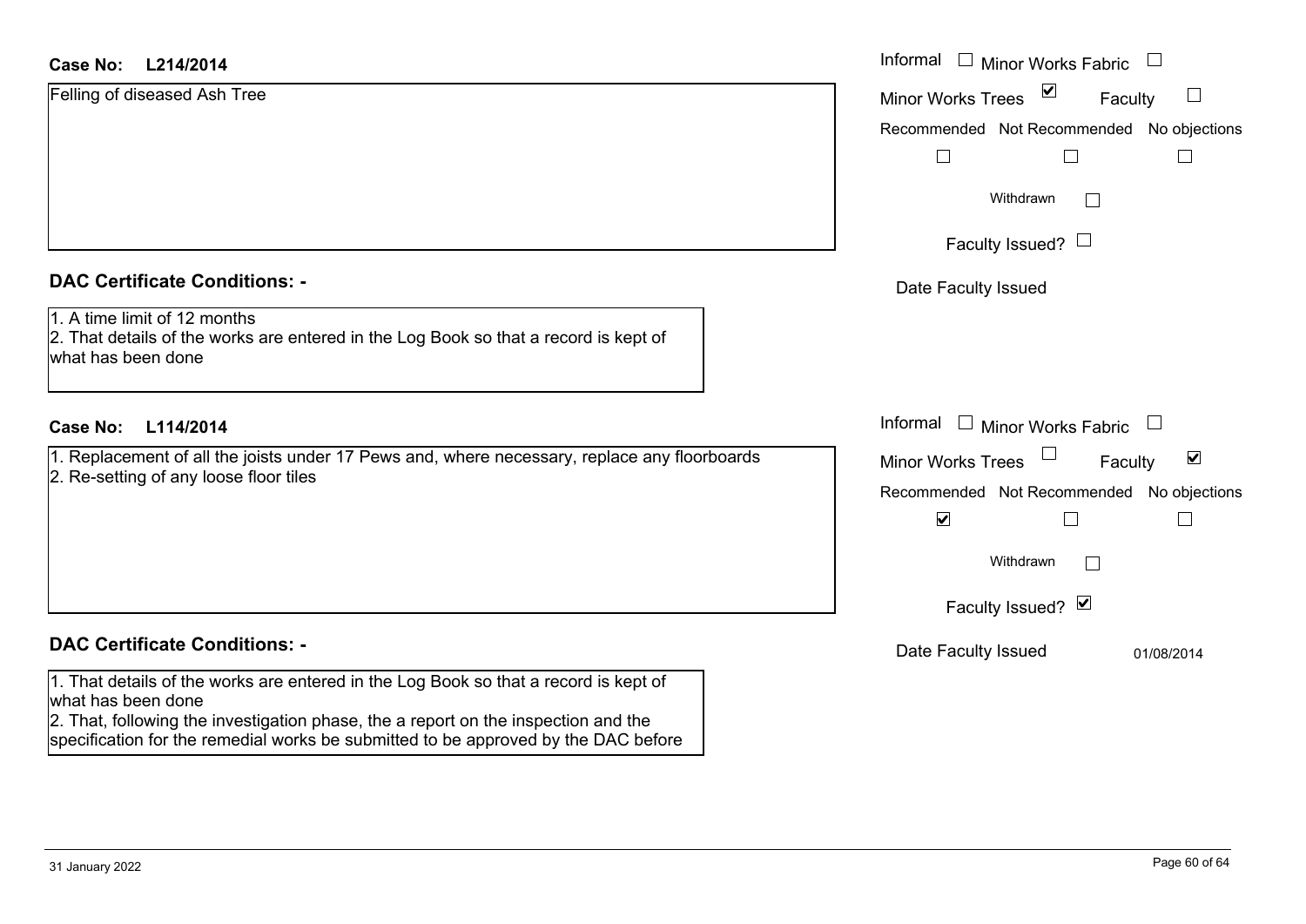**Case No: L214/2014**

Felling of diseased Ash Tree

- Informal ☐
- Minor Works Fabric ☐
- Minor Works Trees ☑
- Faculty ☐
- Recommended ☐
- Not Recommended ☐
- No objections ☐
- Withdrawn ☐
- Faculty Issued? ☐
- Date Faculty Issued:

## DAC Certificate Conditions: -

1. A time limit of 12 months
2. That details of the works are entered in the Log Book so that a record is kept of what has been done

**Case No: L114/2014**

1. Replacement of all the joists under 17 Pews and, where necessary, replace any floorboards
2. Re-setting of any loose floor tiles

- Informal ☐
- Minor Works Fabric ☐
- Minor Works Trees ☐
- Faculty ☑
- Recommended ☑
- Not Recommended ☐
- No objections ☐
- Withdrawn ☐
- Faculty Issued? ☑
- Date Faculty Issued: 01/08/2014

## DAC Certificate Conditions: -

1. That details of the works are entered in the Log Book so that a record is kept of what has been done
2. That, following the investigation phase, the a report on the inspection and the specification for the remedial works be submitted to be approved by the DAC before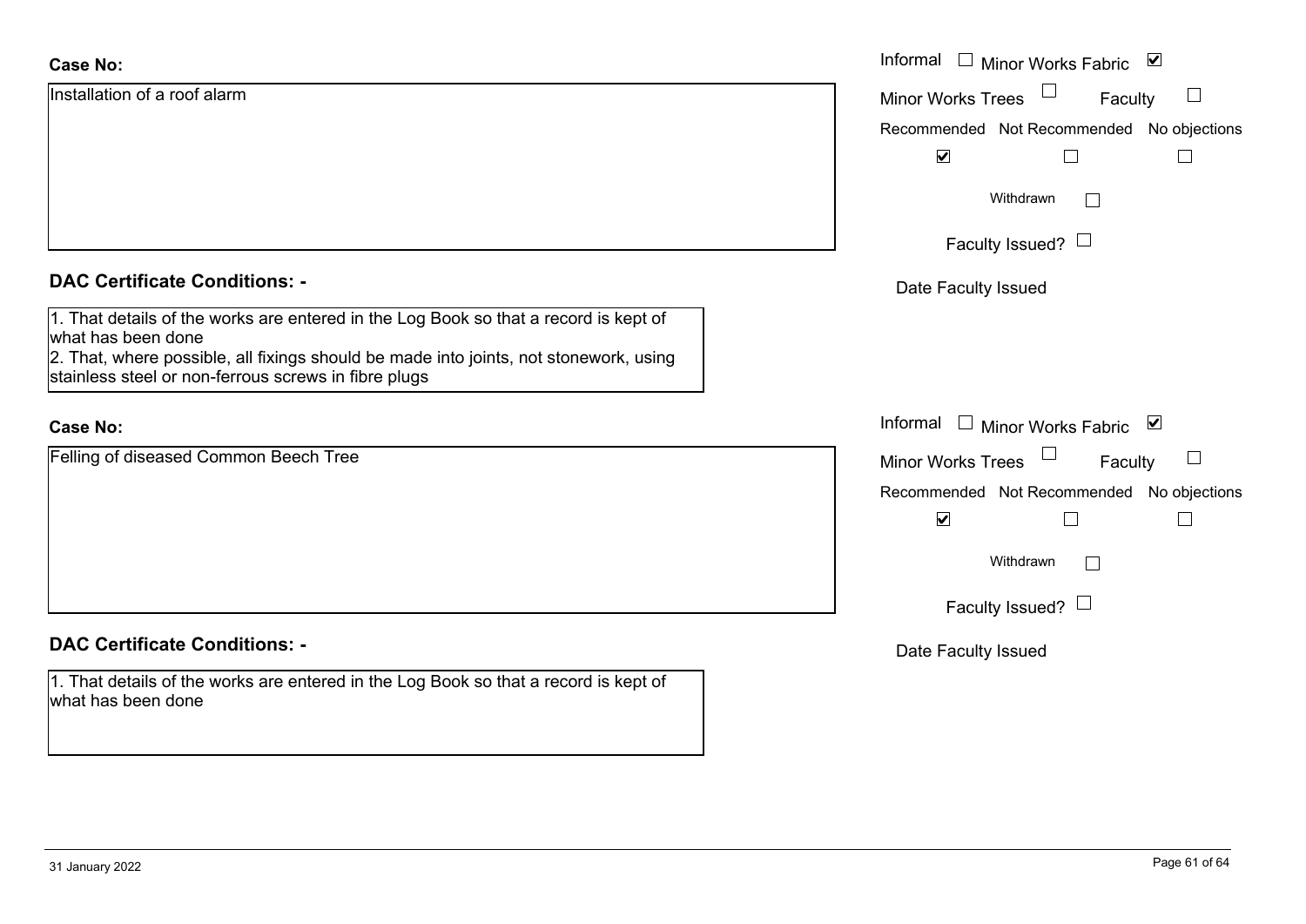**Case No:**

Installation of a roof alarm

Informal ☐ Minor Works Fabric ☑

Minor Works Trees ☐ Faculty ☐

| Recommended | Not Recommended | No objections |
| --- | --- | --- |
| ☑ | ☐ | ☐ |

Withdrawn ☐

Faculty Issued? ☐

Date Faculty Issued

**DAC Certificate Conditions: -**

1. That details of the works are entered in the Log Book so that a record is kept of what has been done
2. That, where possible, all fixings should be made into joints, not stonework, using stainless steel or non-ferrous screws in fibre plugs

**Case No:**

Felling of diseased Common Beech Tree

Informal ☐ Minor Works Fabric ☑

Minor Works Trees ☐ Faculty ☐

| Recommended | Not Recommended | No objections |
| --- | --- | --- |
| ☑ | ☐ | ☐ |

Withdrawn ☐

Faculty Issued? ☐

Date Faculty Issued

**DAC Certificate Conditions: -**

1. That details of the works are entered in the Log Book so that a record is kept of what has been done

31 January 2022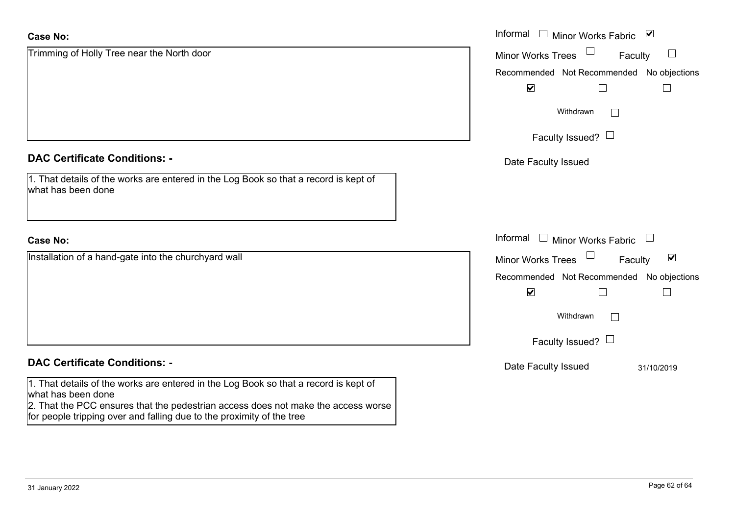**Case No:**

Trimming of Holly Tree near the North door

Informal ☐ Minor Works Fabric ☑

Minor Works Trees ☐ Faculty ☐

| Recommended | Not Recommended | No objections |
| --- | --- | --- |
| ☑ | ☐ | ☐ |

Withdrawn ☐

Faculty Issued? ☐

Date Faculty Issued

**DAC Certificate Conditions: -**

1. That details of the works are entered in the Log Book so that a record is kept of what has been done

**Case No:**

Installation of a hand-gate into the churchyard wall

Informal ☐ Minor Works Fabric ☐

Minor Works Trees ☐ Faculty ☑

| Recommended | Not Recommended | No objections |
| --- | --- | --- |
| ☑ | ☐ | ☐ |

Withdrawn ☐

Faculty Issued? ☐

Date Faculty Issued 31/10/2019

**DAC Certificate Conditions: -**

1. That details of the works are entered in the Log Book so that a record is kept of what has been done
2. That the PCC ensures that the pedestrian access does not make the access worse for people tripping over and falling due to the proximity of the tree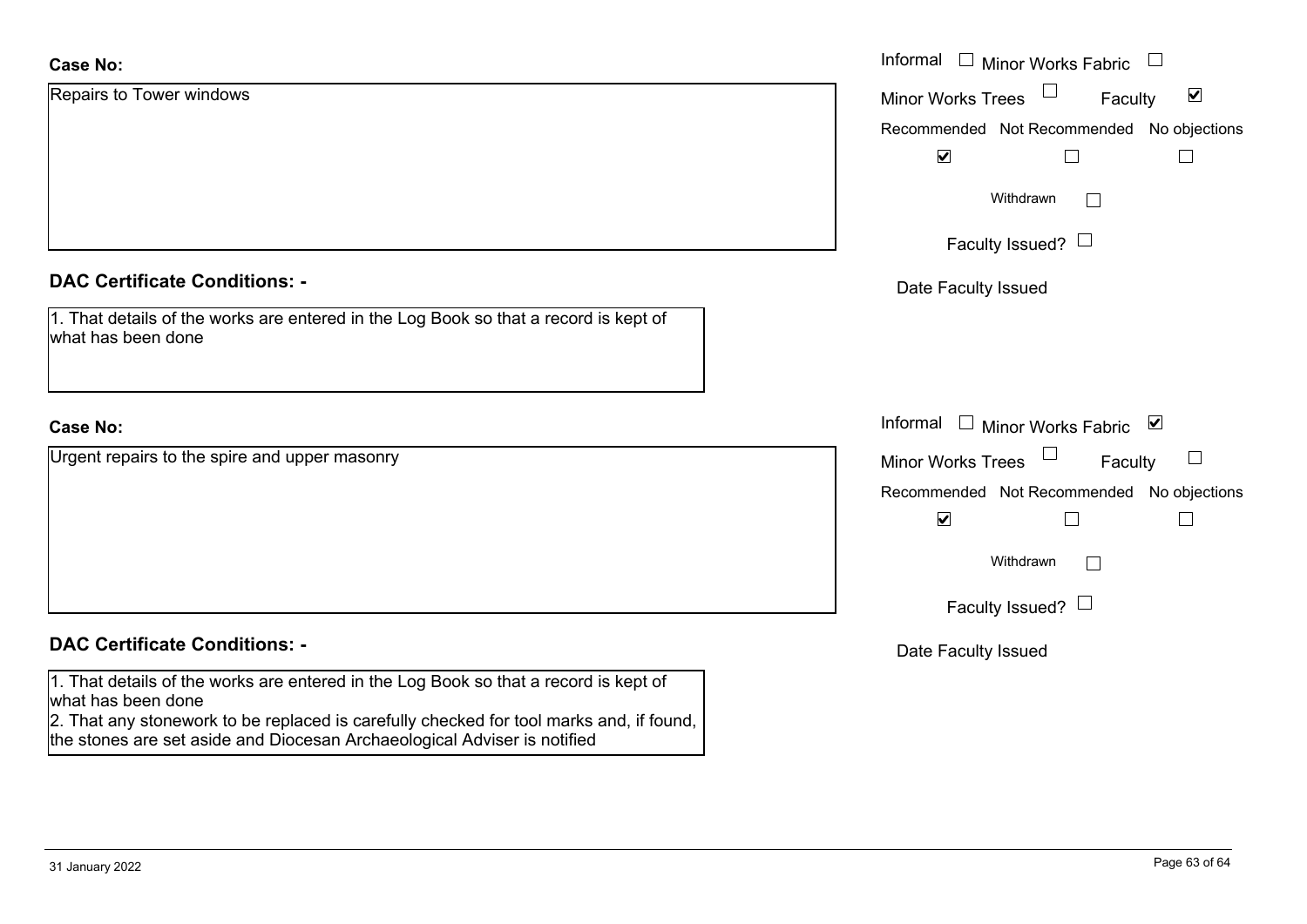**Case No:**

Repairs to Tower windows

Informal ☐ Minor Works Fabric ☐

Minor Works Trees ☐ Faculty ☑

| Recommended | Not Recommended | No objections |
|---|---|---|
| ☑ | ☐ | ☐ |

Withdrawn ☐

Faculty Issued? ☐

Date Faculty Issued

**DAC Certificate Conditions: -**

1. That details of the works are entered in the Log Book so that a record is kept of what has been done

**Case No:**

Urgent repairs to the spire and upper masonry

Informal ☐ Minor Works Fabric ☑

Minor Works Trees ☐ Faculty ☐

| Recommended | Not Recommended | No objections |
|---|---|---|
| ☑ | ☐ | ☐ |

Withdrawn ☐

Faculty Issued? ☐

Date Faculty Issued

**DAC Certificate Conditions: -**

1. That details of the works are entered in the Log Book so that a record is kept of what has been done
2. That any stonework to be replaced is carefully checked for tool marks and, if found, the stones are set aside and Diocesan Archaeological Adviser is notified

31 January 2022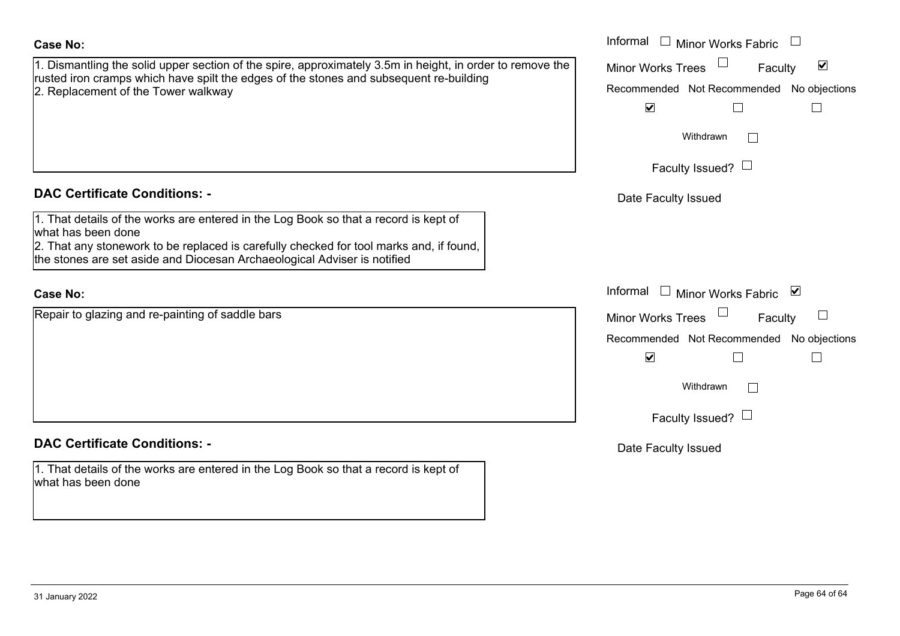**Case No:**

1. Dismantling the solid upper section of the spire, approximately 3.5m in height, in order to remove the rusted iron cramps which have spilt the edges of the stones and subsequent re-building
2. Replacement of the Tower walkway

Informal ☐ Minor Works Fabric ☐
Minor Works Trees ☐ Faculty ☑
Recommended ☑ Not Recommended ☐ No objections ☐
Withdrawn ☐
Faculty Issued? ☐
Date Faculty Issued

## DAC Certificate Conditions: -

1. That details of the works are entered in the Log Book so that a record is kept of what has been done
2. That any stonework to be replaced is carefully checked for tool marks and, if found, the stones are set aside and Diocesan Archaeological Adviser is notified

**Case No:**

Repair to glazing and re-painting of saddle bars

Informal ☐ Minor Works Fabric ☑
Minor Works Trees ☐ Faculty ☐
Recommended ☑ Not Recommended ☐ No objections ☐
Withdrawn ☐
Faculty Issued? ☐
Date Faculty Issued

## DAC Certificate Conditions: -

1. That details of the works are entered in the Log Book so that a record is kept of what has been done

31 January 2022